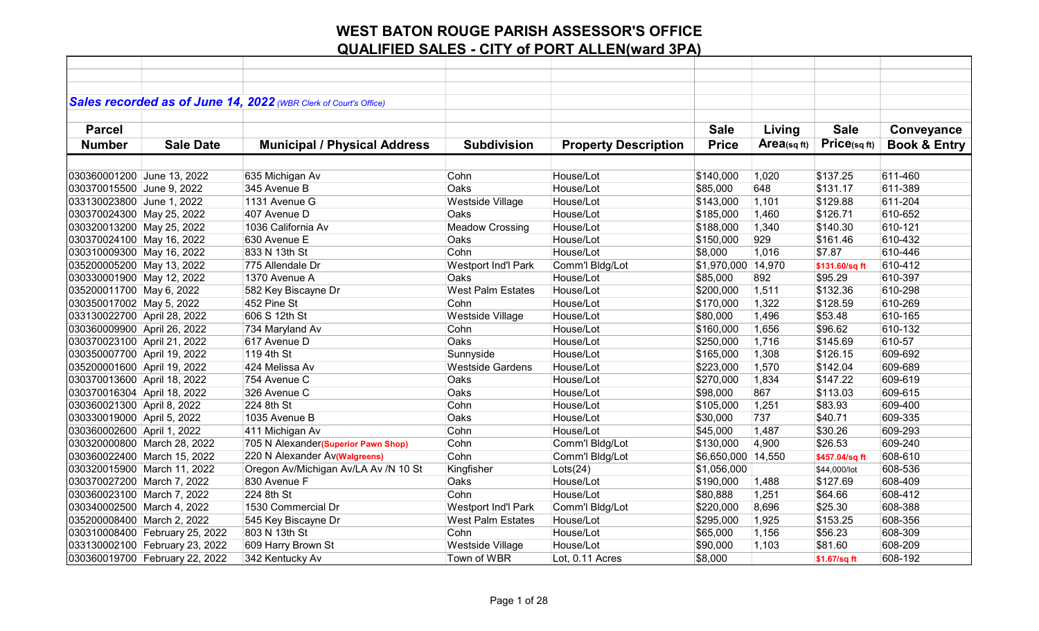# WEST BATON ROUGE PARISH ASSESSOR'S OFFICE

## QUALIFIED SALES - CITY of PORT ALLEN(ward 3PA)

***Sales recorded as of June 14, 2022** (WBR Clerk of Court's Office)*

| Parcel Number | Sale Date | Municipal / Physical Address | Subdivision | Property Description | Sale Price | Living Area(sq ft) | Sale Price(sq ft) | Conveyance Book & Entry |
|---|---|---|---|---|---|---|---|---|
| 030360001200 | June 13, 2022 | 635 Michigan Av | Cohn | House/Lot | $140,000 | 1,020 | $137.25 | 611-460 |
| 030370015500 | June 9, 2022 | 345 Avenue B | Oaks | House/Lot | $85,000 | 648 | $131.17 | 611-389 |
| 033130023800 | June 1, 2022 | 1131 Avenue G | Westside Village | House/Lot | $143,000 | 1,101 | $129.88 | 611-204 |
| 030370024300 | May 25, 2022 | 407 Avenue D | Oaks | House/Lot | $185,000 | 1,460 | $126.71 | 610-652 |
| 030320013200 | May 25, 2022 | 1036 California Av | Meadow Crossing | House/Lot | $188,000 | 1,340 | $140.30 | 610-121 |
| 030370024100 | May 16, 2022 | 630 Avenue E | Oaks | House/Lot | $150,000 | 929 | $161.46 | 610-432 |
| 030310009300 | May 16, 2022 | 833 N 13th St | Cohn | House/Lot | $8,000 | 1,016 | $7.87 | 610-446 |
| 035200005200 | May 13, 2022 | 775 Allendale Dr | Westport Ind'l Park | Comm'l Bldg/Lot | $1,970,000 | 14,970 | $131.60/sq ft | 610-412 |
| 030330001900 | May 12, 2022 | 1370 Avenue A | Oaks | House/Lot | $85,000 | 892 | $95.29 | 610-397 |
| 035200011700 | May 6, 2022 | 582 Key Biscayne Dr | West Palm Estates | House/Lot | $200,000 | 1,511 | $132.36 | 610-298 |
| 030350017002 | May 5, 2022 | 452 Pine St | Cohn | House/Lot | $170,000 | 1,322 | $128.59 | 610-269 |
| 033130022700 | April 28, 2022 | 606 S 12th St | Westside Village | House/Lot | $80,000 | 1,496 | $53.48 | 610-165 |
| 030360009900 | April 26, 2022 | 734 Maryland Av | Cohn | House/Lot | $160,000 | 1,656 | $96.62 | 610-132 |
| 030370023100 | April 21, 2022 | 617 Avenue D | Oaks | House/Lot | $250,000 | 1,716 | $145.69 | 610-57 |
| 030350007700 | April 19, 2022 | 119 4th St | Sunnyside | House/Lot | $165,000 | 1,308 | $126.15 | 609-692 |
| 035200001600 | April 19, 2022 | 424 Melissa Av | Westside Gardens | House/Lot | $223,000 | 1,570 | $142.04 | 609-689 |
| 030370013600 | April 18, 2022 | 754 Avenue C | Oaks | House/Lot | $270,000 | 1,834 | $147.22 | 609-619 |
| 030370016304 | April 18, 2022 | 326 Avenue C | Oaks | House/Lot | $98,000 | 867 | $113.03 | 609-615 |
| 030360021300 | April 8, 2022 | 224 8th St | Cohn | House/Lot | $105,000 | 1,251 | $83.93 | 609-400 |
| 030330019000 | April 5, 2022 | 1035 Avenue B | Oaks | House/Lot | $30,000 | 737 | $40.71 | 609-335 |
| 030360002600 | April 1, 2022 | 411 Michigan Av | Cohn | House/Lot | $45,000 | 1,487 | $30.26 | 609-293 |
| 030320000800 | March 28, 2022 | 705 N Alexander**(Superior Pawn Shop)** | Cohn | Comm'l Bldg/Lot | $130,000 | 4,900 | $26.53 | 609-240 |
| 030360022400 | March 15, 2022 | 220 N Alexander Av**(Walgreens)** | Cohn | Comm'l Bldg/Lot | $6,650,000 | 14,550 | $457.04/sq ft | 608-610 |
| 030320015900 | March 11, 2022 | Oregon Av/Michigan Av/LA Av /N 10 St | Kingfisher | Lots(24) | $1,056,000 | | $44,000/lot | 608-536 |
| 030370027200 | March 7, 2022 | 830 Avenue F | Oaks | House/Lot | $190,000 | 1,488 | $127.69 | 608-409 |
| 030360023100 | March 7, 2022 | 224 8th St | Cohn | House/Lot | $80,888 | 1,251 | $64.66 | 608-412 |
| 030340002500 | March 4, 2022 | 1530 Commercial Dr | Westport Ind'l Park | Comm'l Bldg/Lot | $220,000 | 8,696 | $25.30 | 608-388 |
| 035200008400 | March 2, 2022 | 545 Key Biscayne Dr | West Palm Estates | House/Lot | $295,000 | 1,925 | $153.25 | 608-356 |
| 030310008400 | February 25, 2022 | 803 N 13th St | Cohn | House/Lot | $65,000 | 1,156 | $56.23 | 608-309 |
| 033130002100 | February 23, 2022 | 609 Harry Brown St | Westside Village | House/Lot | $90,000 | 1,103 | $81.60 | 608-209 |
| 030360019700 | February 22, 2022 | 342 Kentucky Av | Town of WBR | Lot, 0.11 Acres | $8,000 | | $1.67/sq ft | 608-192 |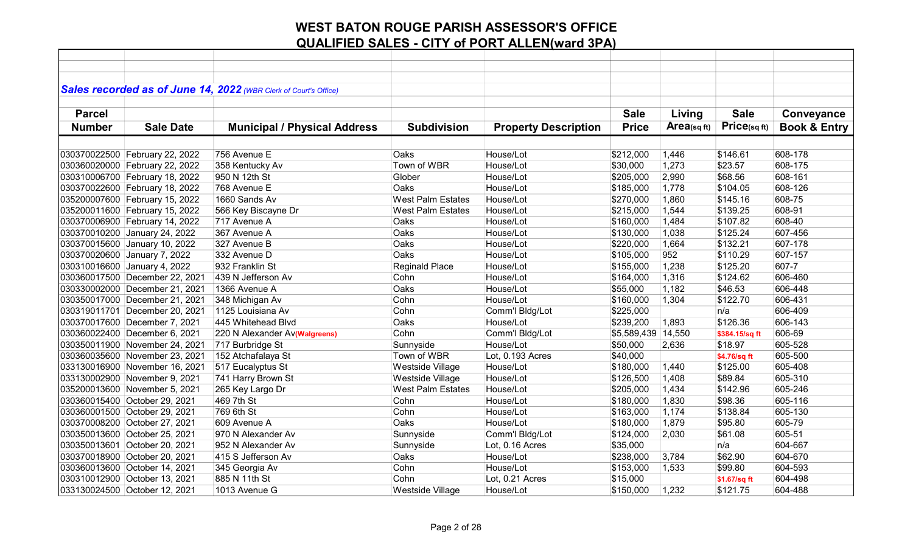# WEST BATON ROUGE PARISH ASSESSOR'S OFFICE

## QUALIFIED SALES - CITY of PORT ALLEN(ward 3PA)

***Sales recorded as of June 14, 2022*** *(WBR Clerk of Court's Office)*

| Parcel Number | Sale Date | Municipal / Physical Address | Subdivision | Property Description | Sale Price | Living Area(sq ft) | Sale Price(sq ft) | Conveyance Book & Entry |
|---|---|---|---|---|---|---|---|---|
| 030370022500 | February 22, 2022 | 756 Avenue E | Oaks | House/Lot | $212,000 | 1,446 | $146.61 | 608-178 |
| 030360020000 | February 22, 2022 | 358 Kentucky Av | Town of WBR | House/Lot | $30,000 | 1,273 | $23.57 | 608-175 |
| 030310006700 | February 18, 2022 | 950 N 12th St | Glober | House/Lot | $205,000 | 2,990 | $68.56 | 608-161 |
| 030370022600 | February 18, 2022 | 768 Avenue E | Oaks | House/Lot | $185,000 | 1,778 | $104.05 | 608-126 |
| 035200007600 | February 15, 2022 | 1660 Sands Av | West Palm Estates | House/Lot | $270,000 | 1,860 | $145.16 | 608-75 |
| 035200011600 | February 15, 2022 | 566 Key Biscayne Dr | West Palm Estates | House/Lot | $215,000 | 1,544 | $139.25 | 608-91 |
| 030370006900 | February 14, 2022 | 717 Avenue A | Oaks | House/Lot | $160,000 | 1,484 | $107.82 | 608-40 |
| 030370010200 | January 24, 2022 | 367 Avenue A | Oaks | House/Lot | $130,000 | 1,038 | $125.24 | 607-456 |
| 030370015600 | January 10, 2022 | 327 Avenue B | Oaks | House/Lot | $220,000 | 1,664 | $132.21 | 607-178 |
| 030370020600 | January 7, 2022 | 332 Avenue D | Oaks | House/Lot | $105,000 | 952 | $110.29 | 607-157 |
| 030310016600 | January 4, 2022 | 932 Franklin St | Reginald Place | House/Lot | $155,000 | 1,238 | $125.20 | 607-7 |
| 030360017500 | December 22, 2021 | 439 N Jefferson Av | Cohn | House/Lot | $164,000 | 1,316 | $124.62 | 606-460 |
| 030330002000 | December 21, 2021 | 1366 Avenue A | Oaks | House/Lot | $55,000 | 1,182 | $46.53 | 606-448 |
| 030350017000 | December 21, 2021 | 348 Michigan Av | Cohn | House/Lot | $160,000 | 1,304 | $122.70 | 606-431 |
| 030319011701 | December 20, 2021 | 1125 Louisiana Av | Cohn | Comm'l Bldg/Lot | $225,000 | | n/a | 606-409 |
| 030370017600 | December 7, 2021 | 445 Whitehead Blvd | Oaks | House/Lot | $239,200 | 1,893 | $126.36 | 606-143 |
| 030360022400 | December 6, 2021 | 220 N Alexander Av**(Walgreens)** | Cohn | Comm'l Bldg/Lot | $5,589,439 | 14,550 | **$384.15/sq ft** | 606-69 |
| 030350011900 | November 24, 2021 | 717 Burbridge St | Sunnyside | House/Lot | $50,000 | 2,636 | $18.97 | 605-528 |
| 030360035600 | November 23, 2021 | 152 Atchafalaya St | Town of WBR | Lot, 0.193 Acres | $40,000 | | **$4.76/sq ft** | 605-500 |
| 033130016900 | November 16, 2021 | 517 Eucalyptus St | Westside Village | House/Lot | $180,000 | 1,440 | $125.00 | 605-408 |
| 033130002900 | November 9, 2021 | 741 Harry Brown St | Westside Village | House/Lot | $126,500 | 1,408 | $89.84 | 605-310 |
| 035200013600 | November 5, 2021 | 265 Key Largo Dr | West Palm Estates | House/Lot | $205,000 | 1,434 | $142.96 | 605-246 |
| 030360015400 | October 29, 2021 | 469 7th St | Cohn | House/Lot | $180,000 | 1,830 | $98.36 | 605-116 |
| 030360001500 | October 29, 2021 | 769 6th St | Cohn | House/Lot | $163,000 | 1,174 | $138.84 | 605-130 |
| 030370008200 | October 27, 2021 | 609 Avenue A | Oaks | House/Lot | $180,000 | 1,879 | $95.80 | 605-79 |
| 030350013600 | October 25, 2021 | 970 N Alexander Av | Sunnyside | Comm'l Bldg/Lot | $124,000 | 2,030 | $61.08 | 605-51 |
| 030350013601 | October 20, 2021 | 952 N Alexander Av | Sunnyside | Lot, 0.16 Acres | $35,000 | | n/a | 604-667 |
| 030370018900 | October 20, 2021 | 415 S Jefferson Av | Oaks | House/Lot | $238,000 | 3,784 | $62.90 | 604-670 |
| 030360013600 | October 14, 2021 | 345 Georgia Av | Cohn | House/Lot | $153,000 | 1,533 | $99.80 | 604-593 |
| 030310012900 | October 13, 2021 | 885 N 11th St | Cohn | Lot, 0.21 Acres | $15,000 | | **$1.67/sq ft** | 604-498 |
| 033130024500 | October 12, 2021 | 1013 Avenue G | Westside Village | House/Lot | $150,000 | 1,232 | $121.75 | 604-488 |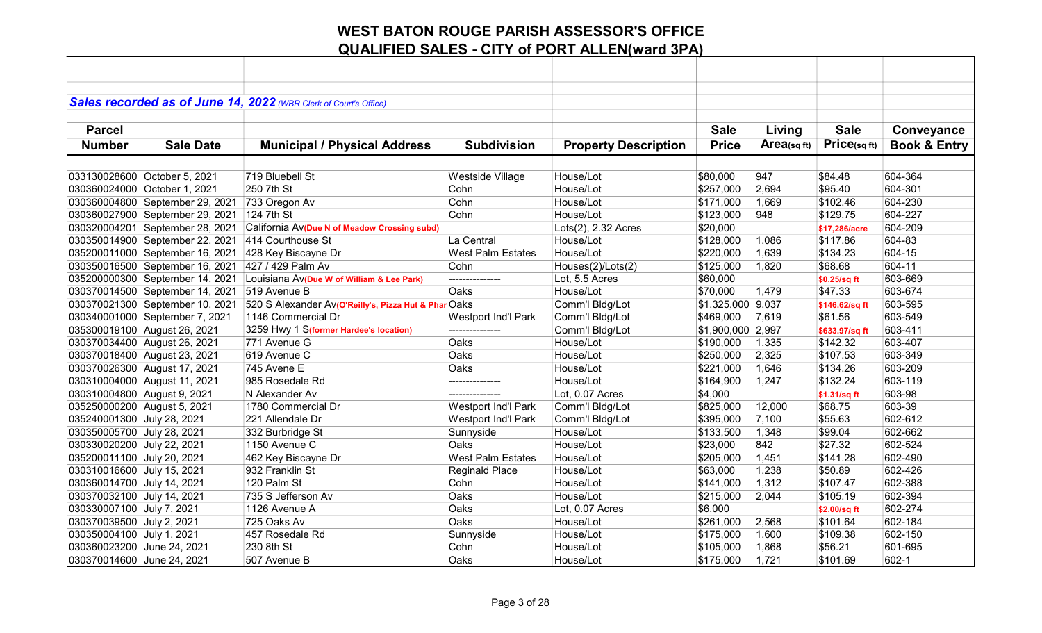# WEST BATON ROUGE PARISH ASSESSOR'S OFFICE

## QUALIFIED SALES - CITY of PORT ALLEN(ward 3PA)

***Sales recorded as of June 14, 2022*** *(WBR Clerk of Court's Office)*

| Parcel Number | Sale Date | Municipal / Physical Address | Subdivision | Property Description | Sale Price | Living Area(sq ft) | Sale Price(sq ft) | Conveyance Book & Entry |
|---|---|---|---|---|---|---|---|---|
| 033130028600 | October 5, 2021 | 719 Bluebell St | Westside Village | House/Lot | $80,000 | 947 | $84.48 | 604-364 |
| 030360024000 | October 1, 2021 | 250 7th St | Cohn | House/Lot | $257,000 | 2,694 | $95.40 | 604-301 |
| 030360004800 | September 29, 2021 | 733 Oregon Av | Cohn | House/Lot | $171,000 | 1,669 | $102.46 | 604-230 |
| 030360027900 | September 29, 2021 | 124 7th St | Cohn | House/Lot | $123,000 | 948 | $129.75 | 604-227 |
| 030320004201 | September 28, 2021 | California Av**(Due N of Meadow Crossing subd)** | | Lots(2), 2.32 Acres | $20,000 | | **$17,286/acre** | 604-209 |
| 030350014900 | September 22, 2021 | 414 Courthouse St | La Central | House/Lot | $128,000 | 1,086 | $117.86 | 604-83 |
| 035200011000 | September 16, 2021 | 428 Key Biscayne Dr | West Palm Estates | House/Lot | $220,000 | 1,639 | $134.23 | 604-15 |
| 030350016500 | September 16, 2021 | 427 / 429 Palm Av | Cohn | Houses(2)/Lots(2) | $125,000 | 1,820 | $68.68 | 604-11 |
| 035200000300 | September 14, 2021 | Louisiana Av**(Due W of William & Lee Park)** | --------------- | Lot, 5.5 Acres | $60,000 | | **$0.25/sq ft** | 603-669 |
| 030370014500 | September 14, 2021 | 519 Avenue B | Oaks | House/Lot | $70,000 | 1,479 | $47.33 | 603-674 |
| 030370021300 | September 10, 2021 | 520 S Alexander Av**(O'Reilly's, Pizza Hut & Phar** | Oaks | Comm'l Bldg/Lot | $1,325,000 | 9,037 | **$146.62/sq ft** | 603-595 |
| 030340001000 | September 7, 2021 | 1146 Commercial Dr | Westport Ind'l Park | Comm'l Bldg/Lot | $469,000 | 7,619 | $61.56 | 603-549 |
| 035300019100 | August 26, 2021 | 3259 Hwy 1 S**(former Hardee's location)** | --------------- | Comm'l Bldg/Lot | $1,900,000 | 2,997 | **$633.97/sq ft** | 603-411 |
| 030370034400 | August 26, 2021 | 771 Avenue G | Oaks | House/Lot | $190,000 | 1,335 | $142.32 | 603-407 |
| 030370018400 | August 23, 2021 | 619 Avenue C | Oaks | House/Lot | $250,000 | 2,325 | $107.53 | 603-349 |
| 030370026300 | August 17, 2021 | 745 Avene E | Oaks | House/Lot | $221,000 | 1,646 | $134.26 | 603-209 |
| 030310004000 | August 11, 2021 | 985 Rosedale Rd | --------------- | House/Lot | $164,900 | 1,247 | $132.24 | 603-119 |
| 030310004800 | August 9, 2021 | N Alexander Av | --------------- | Lot, 0.07 Acres | $4,000 | | **$1.31/sq ft** | 603-98 |
| 035250000200 | August 5, 2021 | 1780 Commercial Dr | Westport Ind'l Park | Comm'l Bldg/Lot | $825,000 | 12,000 | $68.75 | 603-39 |
| 035240001300 | July 28, 2021 | 221 Allendale Dr | Westport Ind'l Park | Comm'l Bldg/Lot | $395,000 | 7,100 | $55.63 | 602-612 |
| 030350005700 | July 28, 2021 | 332 Burbridge St | Sunnyside | House/Lot | $133,500 | 1,348 | $99.04 | 602-662 |
| 030330020200 | July 22, 2021 | 1150 Avenue C | Oaks | House/Lot | $23,000 | 842 | $27.32 | 602-524 |
| 035200011100 | July 20, 2021 | 462 Key Biscayne Dr | West Palm Estates | House/Lot | $205,000 | 1,451 | $141.28 | 602-490 |
| 030310016600 | July 15, 2021 | 932 Franklin St | Reginald Place | House/Lot | $63,000 | 1,238 | $50.89 | 602-426 |
| 030360014700 | July 14, 2021 | 120 Palm St | Cohn | House/Lot | $141,000 | 1,312 | $107.47 | 602-388 |
| 030370032100 | July 14, 2021 | 735 S Jefferson Av | Oaks | House/Lot | $215,000 | 2,044 | $105.19 | 602-394 |
| 030330007100 | July 7, 2021 | 1126 Avenue A | Oaks | Lot, 0.07 Acres | $6,000 | | **$2.00/sq ft** | 602-274 |
| 030370039500 | July 2, 2021 | 725 Oaks Av | Oaks | House/Lot | $261,000 | 2,568 | $101.64 | 602-184 |
| 030350004100 | July 1, 2021 | 457 Rosedale Rd | Sunnyside | House/Lot | $175,000 | 1,600 | $109.38 | 602-150 |
| 030360023200 | June 24, 2021 | 230 8th St | Cohn | House/Lot | $105,000 | 1,868 | $56.21 | 601-695 |
| 030370014600 | June 24, 2021 | 507 Avenue B | Oaks | House/Lot | $175,000 | 1,721 | $101.69 | 602-1 |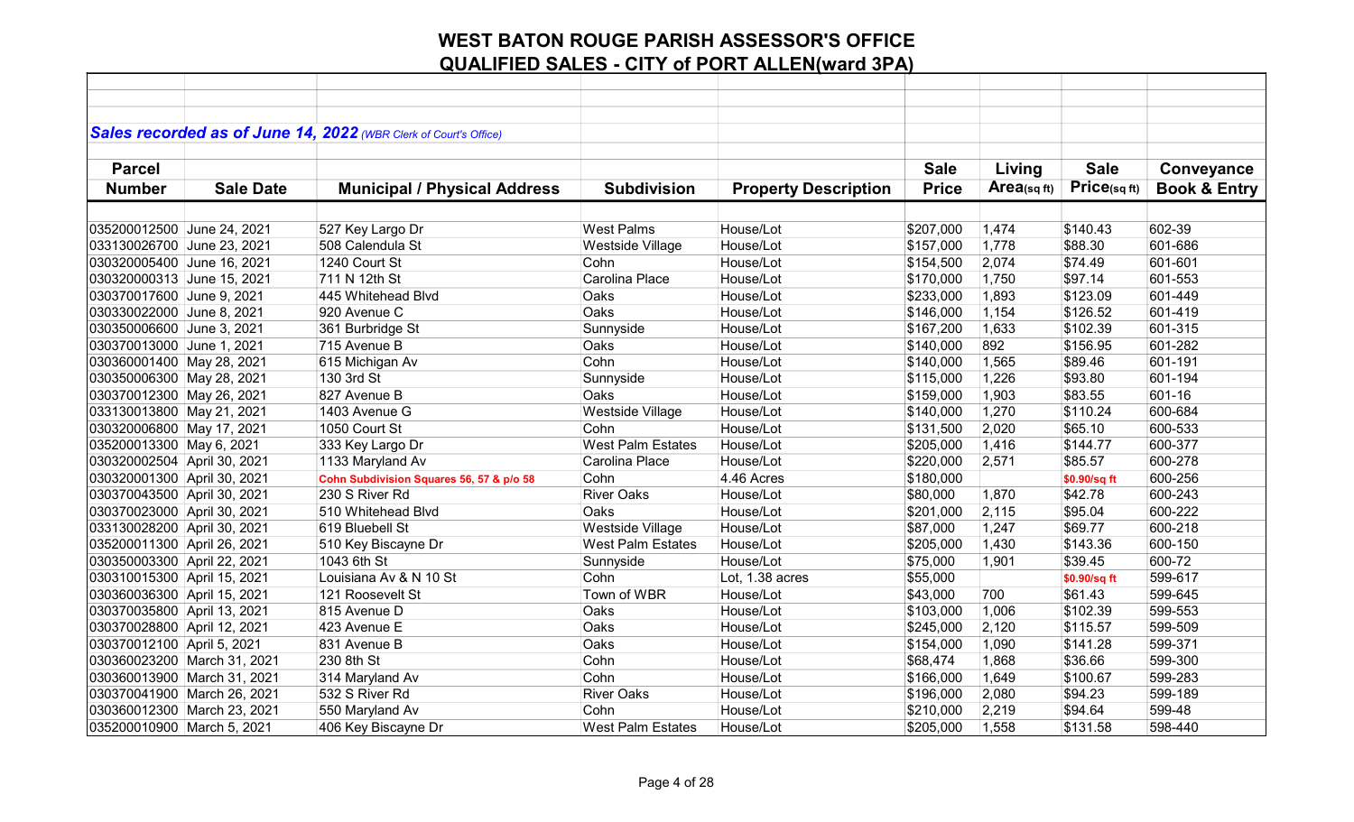# WEST BATON ROUGE PARISH ASSESSOR'S OFFICE
## QUALIFIED SALES - CITY of PORT ALLEN(ward 3PA)

***Sales recorded as of June 14, 2022** (WBR Clerk of Court's Office)*

| Parcel Number | Sale Date | Municipal / Physical Address | Subdivision | Property Description | Sale Price | Living Area(sq ft) | Sale Price(sq ft) | Conveyance Book & Entry |
|---|---|---|---|---|---|---|---|---|
| 035200012500 | June 24, 2021 | 527 Key Largo Dr | West Palms | House/Lot | $207,000 | 1,474 | $140.43 | 602-39 |
| 033130026700 | June 23, 2021 | 508 Calendula St | Westside Village | House/Lot | $157,000 | 1,778 | $88.30 | 601-686 |
| 030320005400 | June 16, 2021 | 1240 Court St | Cohn | House/Lot | $154,500 | 2,074 | $74.49 | 601-601 |
| 030320000313 | June 15, 2021 | 711 N 12th St | Carolina Place | House/Lot | $170,000 | 1,750 | $97.14 | 601-553 |
| 030370017600 | June 9, 2021 | 445 Whitehead Blvd | Oaks | House/Lot | $233,000 | 1,893 | $123.09 | 601-449 |
| 030330022000 | June 8, 2021 | 920 Avenue C | Oaks | House/Lot | $146,000 | 1,154 | $126.52 | 601-419 |
| 030350006600 | June 3, 2021 | 361 Burbridge St | Sunnyside | House/Lot | $167,200 | 1,633 | $102.39 | 601-315 |
| 030370013000 | June 1, 2021 | 715 Avenue B | Oaks | House/Lot | $140,000 | 892 | $156.95 | 601-282 |
| 030360001400 | May 28, 2021 | 615 Michigan Av | Cohn | House/Lot | $140,000 | 1,565 | $89.46 | 601-191 |
| 030350006300 | May 28, 2021 | 130 3rd St | Sunnyside | House/Lot | $115,000 | 1,226 | $93.80 | 601-194 |
| 030370012300 | May 26, 2021 | 827 Avenue B | Oaks | House/Lot | $159,000 | 1,903 | $83.55 | 601-16 |
| 033130013800 | May 21, 2021 | 1403 Avenue G | Westside Village | House/Lot | $140,000 | 1,270 | $110.24 | 600-684 |
| 030320006800 | May 17, 2021 | 1050 Court St | Cohn | House/Lot | $131,500 | 2,020 | $65.10 | 600-533 |
| 035200013300 | May 6, 2021 | 333 Key Largo Dr | West Palm Estates | House/Lot | $205,000 | 1,416 | $144.77 | 600-377 |
| 030320002504 | April 30, 2021 | 1133 Maryland Av | Carolina Place | House/Lot | $220,000 | 2,571 | $85.57 | 600-278 |
| 030320001300 | April 30, 2021 | Cohn Subdivision Squares 56, 57 & p/o 58 | Cohn | 4.46 Acres | $180,000 | | $0.90/sq ft | 600-256 |
| 030370043500 | April 30, 2021 | 230 S River Rd | River Oaks | House/Lot | $80,000 | 1,870 | $42.78 | 600-243 |
| 030370023000 | April 30, 2021 | 510 Whitehead Blvd | Oaks | House/Lot | $201,000 | 2,115 | $95.04 | 600-222 |
| 033130028200 | April 30, 2021 | 619 Bluebell St | Westside Village | House/Lot | $87,000 | 1,247 | $69.77 | 600-218 |
| 035200011300 | April 26, 2021 | 510 Key Biscayne Dr | West Palm Estates | House/Lot | $205,000 | 1,430 | $143.36 | 600-150 |
| 030350003300 | April 22, 2021 | 1043 6th St | Sunnyside | House/Lot | $75,000 | 1,901 | $39.45 | 600-72 |
| 030310015300 | April 15, 2021 | Louisiana Av & N 10 St | Cohn | Lot, 1.38 acres | $55,000 | | $0.90/sq ft | 599-617 |
| 030360036300 | April 15, 2021 | 121 Roosevelt St | Town of WBR | House/Lot | $43,000 | 700 | $61.43 | 599-645 |
| 030370035800 | April 13, 2021 | 815 Avenue D | Oaks | House/Lot | $103,000 | 1,006 | $102.39 | 599-553 |
| 030370028800 | April 12, 2021 | 423 Avenue E | Oaks | House/Lot | $245,000 | 2,120 | $115.57 | 599-509 |
| 030370012100 | April 5, 2021 | 831 Avenue B | Oaks | House/Lot | $154,000 | 1,090 | $141.28 | 599-371 |
| 030360023200 | March 31, 2021 | 230 8th St | Cohn | House/Lot | $68,474 | 1,868 | $36.66 | 599-300 |
| 030360013900 | March 31, 2021 | 314 Maryland Av | Cohn | House/Lot | $166,000 | 1,649 | $100.67 | 599-283 |
| 030370041900 | March 26, 2021 | 532 S River Rd | River Oaks | House/Lot | $196,000 | 2,080 | $94.23 | 599-189 |
| 030360012300 | March 23, 2021 | 550 Maryland Av | Cohn | House/Lot | $210,000 | 2,219 | $94.64 | 599-48 |
| 035200010900 | March 5, 2021 | 406 Key Biscayne Dr | West Palm Estates | House/Lot | $205,000 | 1,558 | $131.58 | 598-440 |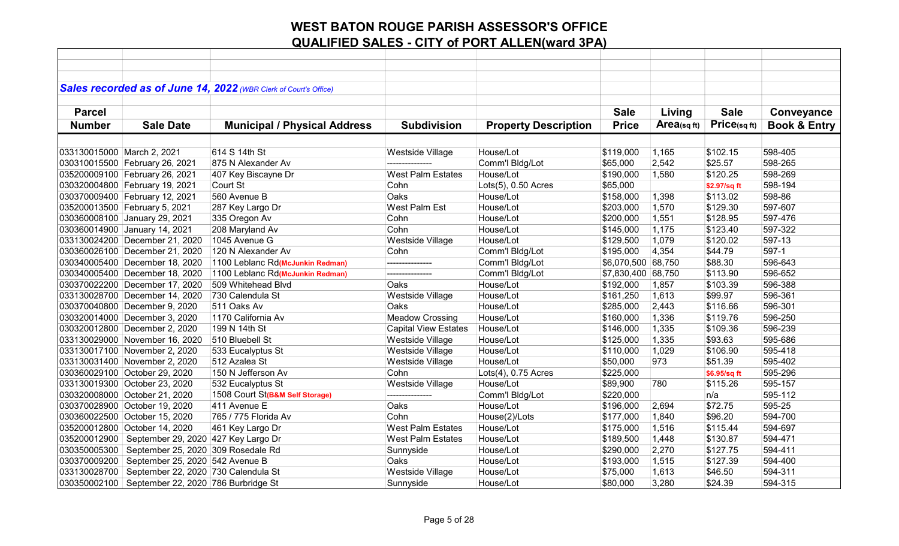# WEST BATON ROUGE PARISH ASSESSOR'S OFFICE

## QUALIFIED SALES - CITY of PORT ALLEN(ward 3PA)

***Sales recorded as of June 14, 2022*** *(WBR Clerk of Court's Office)*

| Parcel Number | Sale Date | Municipal / Physical Address | Subdivision | Property Description | Sale Price | Living Area(sq ft) | Sale Price(sq ft) | Conveyance Book & Entry |
|---|---|---|---|---|---|---|---|---|
| 033130015000 | March 2, 2021 | 614 S 14th St | Westside Village | House/Lot | $119,000 | 1,165 | $102.15 | 598-405 |
| 030310015500 | February 26, 2021 | 875 N Alexander Av | --------------- | Comm'l Bldg/Lot | $65,000 | 2,542 | $25.57 | 598-265 |
| 035200009100 | February 26, 2021 | 407 Key Biscayne Dr | West Palm Estates | House/Lot | $190,000 | 1,580 | $120.25 | 598-269 |
| 030320004800 | February 19, 2021 | Court St | Cohn | Lots(5), 0.50 Acres | $65,000 | | $2.97/sq ft | 598-194 |
| 030370009400 | February 12, 2021 | 560 Avenue B | Oaks | House/Lot | $158,000 | 1,398 | $113.02 | 598-86 |
| 035200013500 | February 5, 2021 | 287 Key Largo Dr | West Palm Est | House/Lot | $203,000 | 1,570 | $129.30 | 597-607 |
| 030360008100 | January 29, 2021 | 335 Oregon Av | Cohn | House/Lot | $200,000 | 1,551 | $128.95 | 597-476 |
| 030360014900 | January 14, 2021 | 208 Maryland Av | Cohn | House/Lot | $145,000 | 1,175 | $123.40 | 597-322 |
| 033130024200 | December 21, 2020 | 1045 Avenue G | Westside Village | House/Lot | $129,500 | 1,079 | $120.02 | 597-13 |
| 030360026100 | December 21, 2020 | 120 N Alexander Av | Cohn | Comm'l Bldg/Lot | $195,000 | 4,354 | $44.79 | 597-1 |
| 030340005400 | December 18, 2020 | 1100 Leblanc Rd(McJunkin Redman) | --------------- | Comm'l Bldg/Lot | $6,070,500 | 68,750 | $88.30 | 596-643 |
| 030340005400 | December 18, 2020 | 1100 Leblanc Rd(McJunkin Redman) | --------------- | Comm'l Bldg/Lot | $7,830,400 | 68,750 | $113.90 | 596-652 |
| 030370022200 | December 17, 2020 | 509 Whitehead Blvd | Oaks | House/Lot | $192,000 | 1,857 | $103.39 | 596-388 |
| 033130028700 | December 14, 2020 | 730 Calendula St | Westside Village | House/Lot | $161,250 | 1,613 | $99.97 | 596-361 |
| 030370040800 | December 9, 2020 | 511 Oaks Av | Oaks | House/Lot | $285,000 | 2,443 | $116.66 | 596-301 |
| 030320014000 | December 3, 2020 | 1170 California Av | Meadow Crossing | House/Lot | $160,000 | 1,336 | $119.76 | 596-250 |
| 030320012800 | December 2, 2020 | 199 N 14th St | Capital View Estates | House/Lot | $146,000 | 1,335 | $109.36 | 596-239 |
| 033130029000 | November 16, 2020 | 510 Bluebell St | Westside Village | House/Lot | $125,000 | 1,335 | $93.63 | 595-686 |
| 033130017100 | November 2, 2020 | 533 Eucalyptus St | Westside Village | House/Lot | $110,000 | 1,029 | $106.90 | 595-418 |
| 033130031400 | November 2, 2020 | 512 Azalea St | Westside Village | House/Lot | $50,000 | 973 | $51.39 | 595-402 |
| 030360029100 | October 29, 2020 | 150 N Jefferson Av | Cohn | Lots(4), 0.75 Acres | $225,000 | | $6.95/sq ft | 595-296 |
| 033130019300 | October 23, 2020 | 532 Eucalyptus St | Westside Village | House/Lot | $89,900 | 780 | $115.26 | 595-157 |
| 030320008000 | October 21, 2020 | 1508 Court St(B&M Self Storage) | --------------- | Comm'l Bldg/Lot | $220,000 | | n/a | 595-112 |
| 030370028900 | October 19, 2020 | 411 Avenue E | Oaks | House/Lot | $196,000 | 2,694 | $72.75 | 595-25 |
| 030360022500 | October 15, 2020 | 765 / 775 Florida Av | Cohn | House(2)/Lots | $177,000 | 1,840 | $96.20 | 594-700 |
| 035200012800 | October 14, 2020 | 461 Key Largo Dr | West Palm Estates | House/Lot | $175,000 | 1,516 | $115.44 | 594-697 |
| 035200012900 | September 29, 2020 | 427 Key Largo Dr | West Palm Estates | House/Lot | $189,500 | 1,448 | $130.87 | 594-471 |
| 030350005300 | September 25, 2020 | 309 Rosedale Rd | Sunnyside | House/Lot | $290,000 | 2,270 | $127.75 | 594-411 |
| 030370009200 | September 25, 2020 | 542 Avenue B | Oaks | House/Lot | $193,000 | 1,515 | $127.39 | 594-400 |
| 033130028700 | September 22, 2020 | 730 Calendula St | Westside Village | House/Lot | $75,000 | 1,613 | $46.50 | 594-311 |
| 030350002100 | September 22, 2020 | 786 Burbridge St | Sunnyside | House/Lot | $80,000 | 3,280 | $24.39 | 594-315 |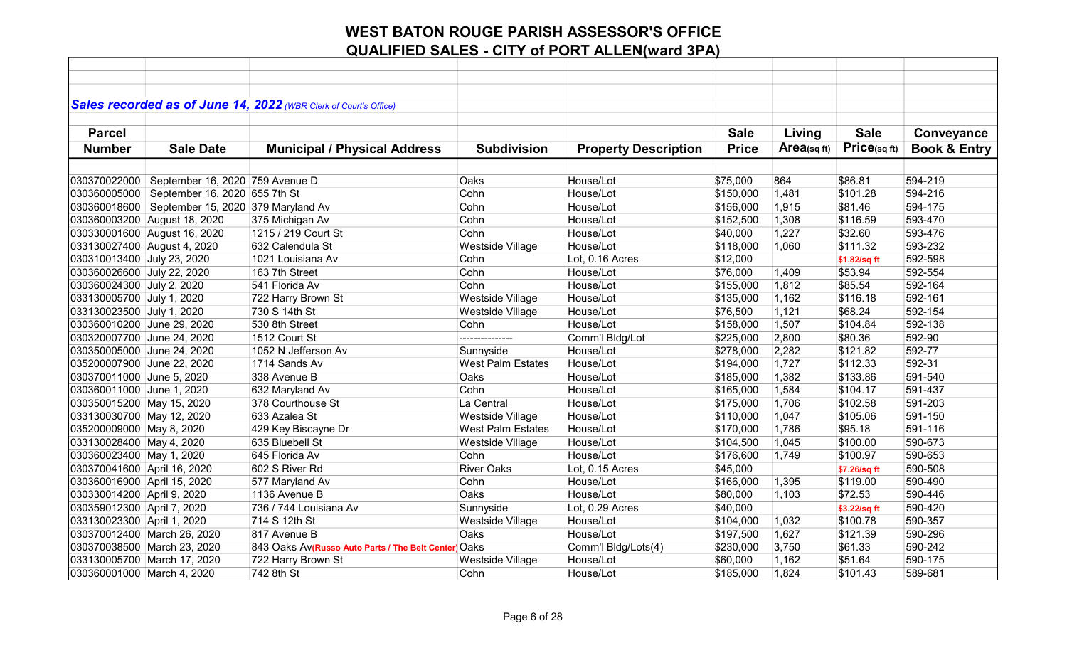# WEST BATON ROUGE PARISH ASSESSOR'S OFFICE

## QUALIFIED SALES - CITY of PORT ALLEN(ward 3PA)

***Sales recorded as of June 14, 2022** (WBR Clerk of Court's Office)*

| Parcel Number | Sale Date | Municipal / Physical Address | Subdivision | Property Description | Sale Price | Living Area(sq ft) | Sale Price(sq ft) | Conveyance Book & Entry |
|---|---|---|---|---|---|---|---|---|
| 030370022000 | September 16, 2020 | 759 Avenue D | Oaks | House/Lot | $75,000 | 864 | $86.81 | 594-219 |
| 030360005000 | September 16, 2020 | 655 7th St | Cohn | House/Lot | $150,000 | 1,481 | $101.28 | 594-216 |
| 030360018600 | September 15, 2020 | 379 Maryland Av | Cohn | House/Lot | $156,000 | 1,915 | $81.46 | 594-175 |
| 030360003200 | August 18, 2020 | 375 Michigan Av | Cohn | House/Lot | $152,500 | 1,308 | $116.59 | 593-470 |
| 030330001600 | August 16, 2020 | 1215 / 219 Court St | Cohn | House/Lot | $40,000 | 1,227 | $32.60 | 593-476 |
| 033130027400 | August 4, 2020 | 632 Calendula St | Westside Village | House/Lot | $118,000 | 1,060 | $111.32 | 593-232 |
| 030310013400 | July 23, 2020 | 1021 Louisiana Av | Cohn | Lot, 0.16 Acres | $12,000 | | $1.82/sq ft | 592-598 |
| 030360026600 | July 22, 2020 | 163 7th Street | Cohn | House/Lot | $76,000 | 1,409 | $53.94 | 592-554 |
| 030360024300 | July 2, 2020 | 541 Florida Av | Cohn | House/Lot | $155,000 | 1,812 | $85.54 | 592-164 |
| 033130005700 | July 1, 2020 | 722 Harry Brown St | Westside Village | House/Lot | $135,000 | 1,162 | $116.18 | 592-161 |
| 033130023500 | July 1, 2020 | 730 S 14th St | Westside Village | House/Lot | $76,500 | 1,121 | $68.24 | 592-154 |
| 030360010200 | June 29, 2020 | 530 8th Street | Cohn | House/Lot | $158,000 | 1,507 | $104.84 | 592-138 |
| 030320007700 | June 24, 2020 | 1512 Court St | --------------- | Comm'l Bldg/Lot | $225,000 | 2,800 | $80.36 | 592-90 |
| 030350005000 | June 24, 2020 | 1052 N Jefferson Av | Sunnyside | House/Lot | $278,000 | 2,282 | $121.82 | 592-77 |
| 035200007900 | June 22, 2020 | 1714 Sands Av | West Palm Estates | House/Lot | $194,000 | 1,727 | $112.33 | 592-31 |
| 030370011000 | June 5, 2020 | 338 Avenue B | Oaks | House/Lot | $185,000 | 1,382 | $133.86 | 591-540 |
| 030360011000 | June 1, 2020 | 632 Maryland Av | Cohn | House/Lot | $165,000 | 1,584 | $104.17 | 591-437 |
| 030350015200 | May 15, 2020 | 378 Courthouse St | La Central | House/Lot | $175,000 | 1,706 | $102.58 | 591-203 |
| 033130030700 | May 12, 2020 | 633 Azalea St | Westside Village | House/Lot | $110,000 | 1,047 | $105.06 | 591-150 |
| 035200009000 | May 8, 2020 | 429 Key Biscayne Dr | West Palm Estates | House/Lot | $170,000 | 1,786 | $95.18 | 591-116 |
| 033130028400 | May 4, 2020 | 635 Bluebell St | Westside Village | House/Lot | $104,500 | 1,045 | $100.00 | 590-673 |
| 030360023400 | May 1, 2020 | 645 Florida Av | Cohn | House/Lot | $176,600 | 1,749 | $100.97 | 590-653 |
| 030370041600 | April 16, 2020 | 602 S River Rd | River Oaks | Lot, 0.15 Acres | $45,000 | | $7.26/sq ft | 590-508 |
| 030360016900 | April 15, 2020 | 577 Maryland Av | Cohn | House/Lot | $166,000 | 1,395 | $119.00 | 590-490 |
| 030330014200 | April 9, 2020 | 1136 Avenue B | Oaks | House/Lot | $80,000 | 1,103 | $72.53 | 590-446 |
| 030359012300 | April 7, 2020 | 736 / 744 Louisiana Av | Sunnyside | Lot, 0.29 Acres | $40,000 | | $3.22/sq ft | 590-420 |
| 033130023300 | April 1, 2020 | 714 S 12th St | Westside Village | House/Lot | $104,000 | 1,032 | $100.78 | 590-357 |
| 030370012400 | March 26, 2020 | 817 Avenue B | Oaks | House/Lot | $197,500 | 1,627 | $121.39 | 590-296 |
| 030370038500 | March 23, 2020 | 843 Oaks Av(Russo Auto Parts / The Belt Center) | Oaks | Comm'l Bldg/Lots(4) | $230,000 | 3,750 | $61.33 | 590-242 |
| 033130005700 | March 17, 2020 | 722 Harry Brown St | Westside Village | House/Lot | $60,000 | 1,162 | $51.64 | 590-175 |
| 030360001000 | March 4, 2020 | 742 8th St | Cohn | House/Lot | $185,000 | 1,824 | $101.43 | 589-681 |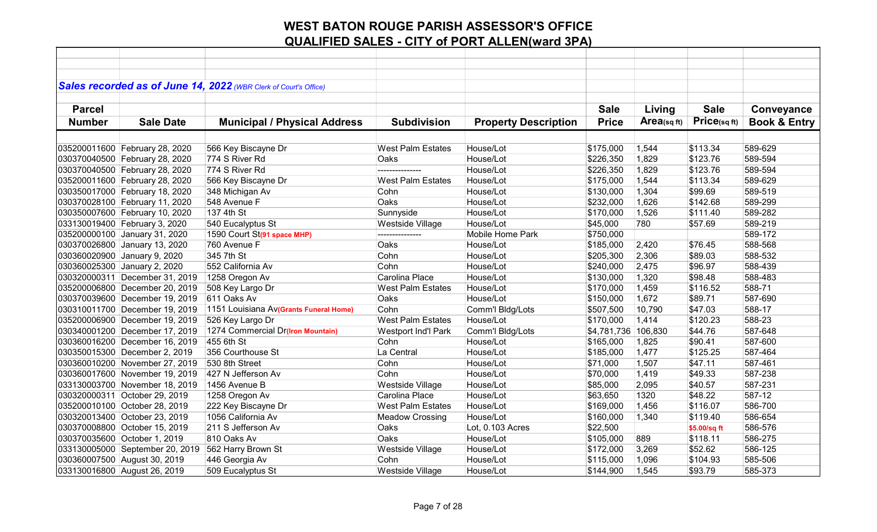# WEST BATON ROUGE PARISH ASSESSOR'S OFFICE

## QUALIFIED SALES - CITY of PORT ALLEN(ward 3PA)

***Sales recorded as of June 14, 2022** (WBR Clerk of Court's Office)*

| Parcel Number | Sale Date | Municipal / Physical Address | Subdivision | Property Description | Sale Price | Living Area(sq ft) | Sale Price(sq ft) | Conveyance Book & Entry |
|---|---|---|---|---|---|---|---|---|
| 035200011600 | February 28, 2020 | 566 Key Biscayne Dr | West Palm Estates | House/Lot | $175,000 | 1,544 | $113.34 | 589-629 |
| 030370040500 | February 28, 2020 | 774 S River Rd | Oaks | House/Lot | $226,350 | 1,829 | $123.76 | 589-594 |
| 030370040500 | February 28, 2020 | 774 S River Rd | --------------- | House/Lot | $226,350 | 1,829 | $123.76 | 589-594 |
| 035200011600 | February 28, 2020 | 566 Key Biscayne Dr | West Palm Estates | House/Lot | $175,000 | 1,544 | $113.34 | 589-629 |
| 030350017000 | February 18, 2020 | 348 Michigan Av | Cohn | House/Lot | $130,000 | 1,304 | $99.69 | 589-519 |
| 030370028100 | February 11, 2020 | 548 Avenue F | Oaks | House/Lot | $232,000 | 1,626 | $142.68 | 589-299 |
| 030350007600 | February 10, 2020 | 137 4th St | Sunnyside | House/Lot | $170,000 | 1,526 | $111.40 | 589-282 |
| 033130019400 | February 3, 2020 | 540 Eucalyptus St | Westside Village | House/Lot | $45,000 | 780 | $57.69 | 589-219 |
| 035200000100 | January 31, 2020 | 1590 Court St**(91 space MHP)** | --------------- | Mobile Home Park | $750,000 | | | 589-172 |
| 030370026800 | January 13, 2020 | 760 Avenue F | Oaks | House/Lot | $185,000 | 2,420 | $76.45 | 588-568 |
| 030360020900 | January 9, 2020 | 345 7th St | Cohn | House/Lot | $205,300 | 2,306 | $89.03 | 588-532 |
| 030360025300 | January 2, 2020 | 552 California Av | Cohn | House/Lot | $240,000 | 2,475 | $96.97 | 588-439 |
| 030320000311 | December 31, 2019 | 1258 Oregon Av | Carolina Place | House/Lot | $130,000 | 1,320 | $98.48 | 588-483 |
| 035200006800 | December 20, 2019 | 508 Key Largo Dr | West Palm Estates | House/Lot | $170,000 | 1,459 | $116.52 | 588-71 |
| 030370039600 | December 19, 2019 | 611 Oaks Av | Oaks | House/Lot | $150,000 | 1,672 | $89.71 | 587-690 |
| 030310011700 | December 19, 2019 | 1151 Louisiana Av**(Grants Funeral Home)** | Cohn | Comm'l Bldg/Lots | $507,500 | 10,790 | $47.03 | 588-17 |
| 035200006900 | December 19, 2019 | 526 Key Largo Dr | West Palm Estates | House/Lot | $170,000 | 1,414 | $120.23 | 588-23 |
| 030340001200 | December 17, 2019 | 1274 Commercial Dr**(Iron Mountain)** | Westport Ind'l Park | Comm'l Bldg/Lots | $4,781,736 | 106,830 | $44.76 | 587-648 |
| 030360016200 | December 16, 2019 | 455 6th St | Cohn | House/Lot | $165,000 | 1,825 | $90.41 | 587-600 |
| 030350015300 | December 2, 2019 | 356 Courthouse St | La Central | House/Lot | $185,000 | 1,477 | $125.25 | 587-464 |
| 030360010200 | November 27, 2019 | 530 8th Street | Cohn | House/Lot | $71,000 | 1,507 | $47.11 | 587-461 |
| 030360017600 | November 19, 2019 | 427 N Jefferson Av | Cohn | House/Lot | $70,000 | 1,419 | $49.33 | 587-238 |
| 033130003700 | November 18, 2019 | 1456 Avenue B | Westside Village | House/Lot | $85,000 | 2,095 | $40.57 | 587-231 |
| 030320000311 | October 29, 2019 | 1258 Oregon Av | Carolina Place | House/Lot | $63,650 | 1320 | $48.22 | 587-12 |
| 035200010100 | October 28, 2019 | 222 Key Biscayne Dr | West Palm Estates | House/Lot | $169,000 | 1,456 | $116.07 | 586-700 |
| 030320013400 | October 23, 2019 | 1056 California Av | Meadow Crossing | House/Lot | $160,000 | 1,340 | $119.40 | 586-654 |
| 030370008800 | October 15, 2019 | 211 S Jefferson Av | Oaks | Lot, 0.103 Acres | $22,500 | | **$5.00/sq ft** | 586-576 |
| 030370035600 | October 1, 2019 | 810 Oaks Av | Oaks | House/Lot | $105,000 | 889 | $118.11 | 586-275 |
| 033130005000 | September 20, 2019 | 562 Harry Brown St | Westside Village | House/Lot | $172,000 | 3,269 | $52.62 | 586-125 |
| 030360007500 | August 30, 2019 | 446 Georgia Av | Cohn | House/Lot | $115,000 | 1,096 | $104.93 | 585-506 |
| 033130016800 | August 26, 2019 | 509 Eucalyptus St | Westside Village | House/Lot | $144,900 | 1,545 | $93.79 | 585-373 |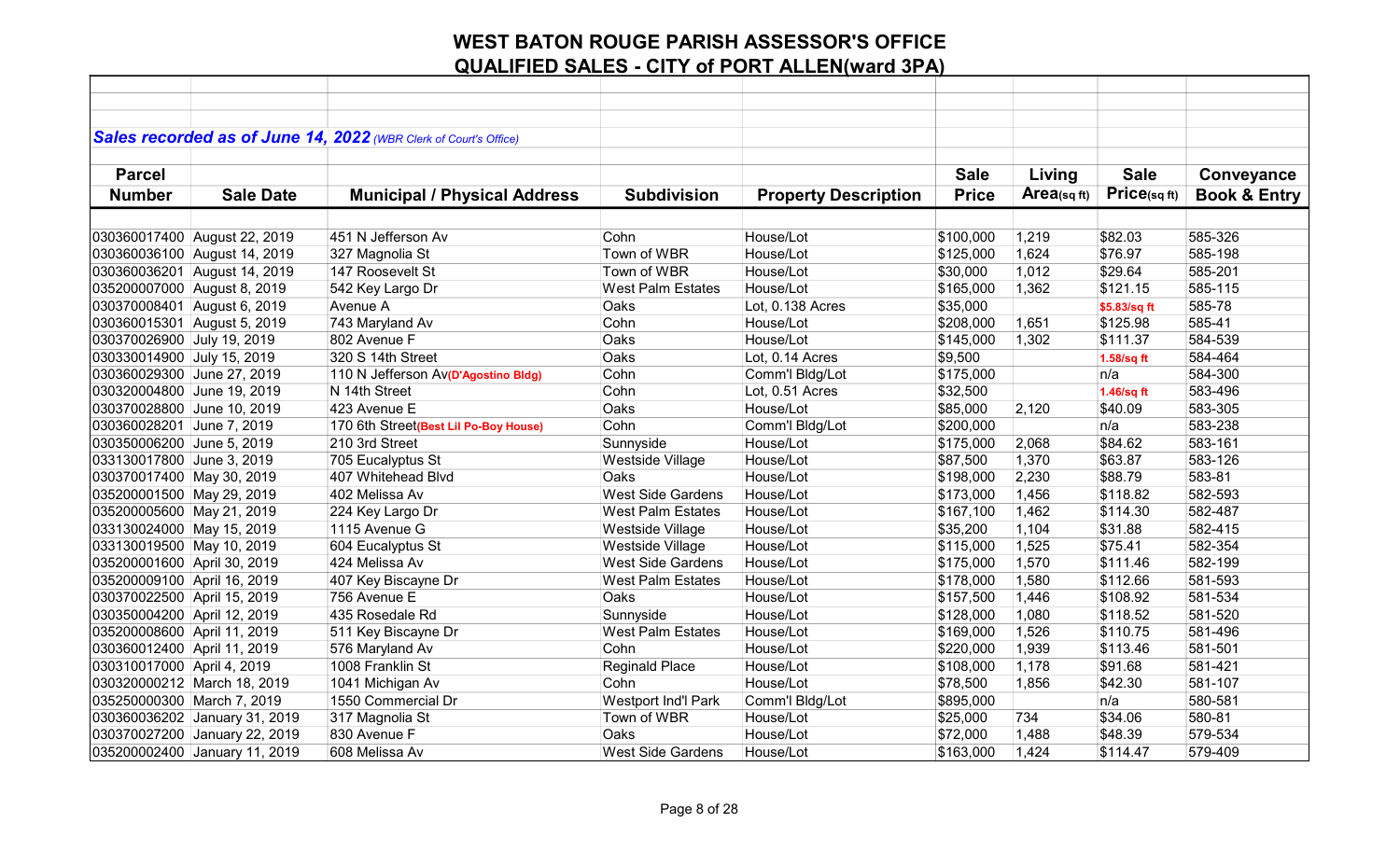# WEST BATON ROUGE PARISH ASSESSOR'S OFFICE
## QUALIFIED SALES - CITY of PORT ALLEN(ward 3PA)

***Sales recorded as of June 14, 2022*** *(WBR Clerk of Court's Office)*

| Parcel Number | Sale Date | Municipal / Physical Address | Subdivision | Property Description | Sale Price | Living Area(sq ft) | Sale Price(sq ft) | Conveyance Book & Entry |
|---|---|---|---|---|---|---|---|---|
| 030360017400 | August 22, 2019 | 451 N Jefferson Av | Cohn | House/Lot | $100,000 | 1,219 | $82.03 | 585-326 |
| 030360036100 | August 14, 2019 | 327 Magnolia St | Town of WBR | House/Lot | $125,000 | 1,624 | $76.97 | 585-198 |
| 030360036201 | August 14, 2019 | 147 Roosevelt St | Town of WBR | House/Lot | $30,000 | 1,012 | $29.64 | 585-201 |
| 035200007000 | August 8, 2019 | 542 Key Largo Dr | West Palm Estates | House/Lot | $165,000 | 1,362 | $121.15 | 585-115 |
| 030370008401 | August 6, 2019 | Avenue A | Oaks | Lot, 0.138 Acres | $35,000 | | $5.83/sq ft | 585-78 |
| 030360015301 | August 5, 2019 | 743 Maryland Av | Cohn | House/Lot | $208,000 | 1,651 | $125.98 | 585-41 |
| 030370026900 | July 19, 2019 | 802 Avenue F | Oaks | House/Lot | $145,000 | 1,302 | $111.37 | 584-539 |
| 030330014900 | July 15, 2019 | 320 S 14th Street | Oaks | Lot, 0.14 Acres | $9,500 | | 1.58/sq ft | 584-464 |
| 030360029300 | June 27, 2019 | 110 N Jefferson Av(D'Agostino Bldg) | Cohn | Comm'l Bldg/Lot | $175,000 | | n/a | 584-300 |
| 030320004800 | June 19, 2019 | N 14th Street | Cohn | Lot, 0.51 Acres | $32,500 | | 1.46/sq ft | 583-496 |
| 030370028800 | June 10, 2019 | 423 Avenue E | Oaks | House/Lot | $85,000 | 2,120 | $40.09 | 583-305 |
| 030360028201 | June 7, 2019 | 170 6th Street(Best Lil Po-Boy House) | Cohn | Comm'l Bldg/Lot | $200,000 | | n/a | 583-238 |
| 030350006200 | June 5, 2019 | 210 3rd Street | Sunnyside | House/Lot | $175,000 | 2,068 | $84.62 | 583-161 |
| 033130017800 | June 3, 2019 | 705 Eucalyptus St | Westside Village | House/Lot | $87,500 | 1,370 | $63.87 | 583-126 |
| 030370017400 | May 30, 2019 | 407 Whitehead Blvd | Oaks | House/Lot | $198,000 | 2,230 | $88.79 | 583-81 |
| 035200001500 | May 29, 2019 | 402 Melissa Av | West Side Gardens | House/Lot | $173,000 | 1,456 | $118.82 | 582-593 |
| 035200005600 | May 21, 2019 | 224 Key Largo Dr | West Palm Estates | House/Lot | $167,100 | 1,462 | $114.30 | 582-487 |
| 033130024000 | May 15, 2019 | 1115 Avenue G | Westside Village | House/Lot | $35,200 | 1,104 | $31.88 | 582-415 |
| 033130019500 | May 10, 2019 | 604 Eucalyptus St | Westside Village | House/Lot | $115,000 | 1,525 | $75.41 | 582-354 |
| 035200001600 | April 30, 2019 | 424 Melissa Av | West Side Gardens | House/Lot | $175,000 | 1,570 | $111.46 | 582-199 |
| 035200009100 | April 16, 2019 | 407 Key Biscayne Dr | West Palm Estates | House/Lot | $178,000 | 1,580 | $112.66 | 581-593 |
| 030370022500 | April 15, 2019 | 756 Avenue E | Oaks | House/Lot | $157,500 | 1,446 | $108.92 | 581-534 |
| 030350004200 | April 12, 2019 | 435 Rosedale Rd | Sunnyside | House/Lot | $128,000 | 1,080 | $118.52 | 581-520 |
| 035200008600 | April 11, 2019 | 511 Key Biscayne Dr | West Palm Estates | House/Lot | $169,000 | 1,526 | $110.75 | 581-496 |
| 030360012400 | April 11, 2019 | 576 Maryland Av | Cohn | House/Lot | $220,000 | 1,939 | $113.46 | 581-501 |
| 030310017000 | April 4, 2019 | 1008 Franklin St | Reginald Place | House/Lot | $108,000 | 1,178 | $91.68 | 581-421 |
| 030320000212 | March 18, 2019 | 1041 Michigan Av | Cohn | House/Lot | $78,500 | 1,856 | $42.30 | 581-107 |
| 035250000300 | March 7, 2019 | 1550 Commercial Dr | Westport Ind'l Park | Comm'l Bldg/Lot | $895,000 | | n/a | 580-581 |
| 030360036202 | January 31, 2019 | 317 Magnolia St | Town of WBR | House/Lot | $25,000 | 734 | $34.06 | 580-81 |
| 030370027200 | January 22, 2019 | 830 Avenue F | Oaks | House/Lot | $72,000 | 1,488 | $48.39 | 579-534 |
| 035200002400 | January 11, 2019 | 608 Melissa Av | West Side Gardens | House/Lot | $163,000 | 1,424 | $114.47 | 579-409 |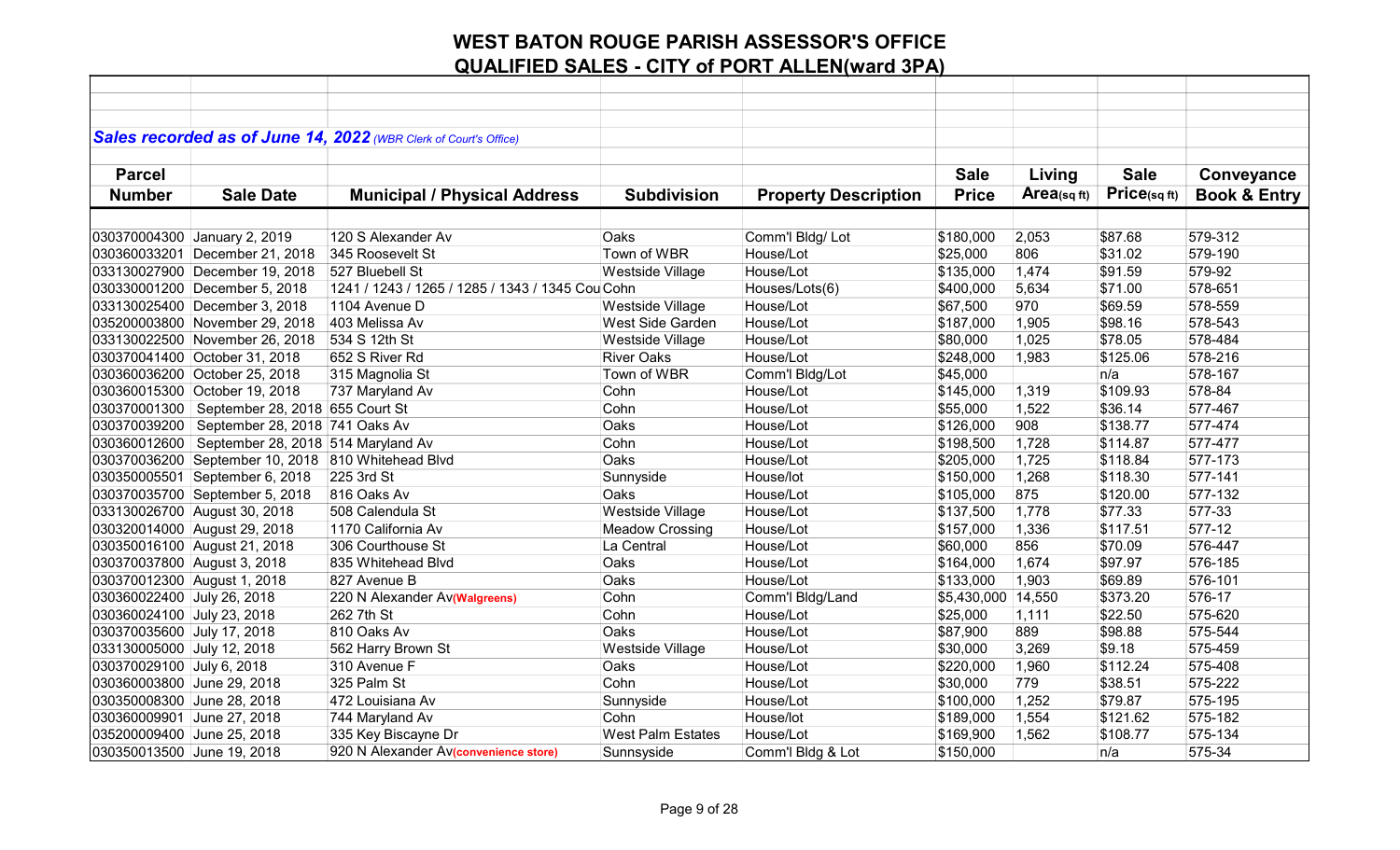# WEST BATON ROUGE PARISH ASSESSOR'S OFFICE

## QUALIFIED SALES - CITY of PORT ALLEN(ward 3PA)

***Sales recorded as of June 14, 2022*** *(WBR Clerk of Court's Office)*

| Parcel Number | Sale Date | Municipal / Physical Address | Subdivision | Property Description | Sale Price | Living Area(sq ft) | Sale Price(sq ft) | Conveyance Book & Entry |
|---|---|---|---|---|---|---|---|---|
| 030370004300 | January 2, 2019 | 120 S Alexander Av | Oaks | Comm'l Bldg/ Lot | $180,000 | 2,053 | $87.68 | 579-312 |
| 030360033201 | December 21, 2018 | 345 Roosevelt St | Town of WBR | House/Lot | $25,000 | 806 | $31.02 | 579-190 |
| 033130027900 | December 19, 2018 | 527 Bluebell St | Westside Village | House/Lot | $135,000 | 1,474 | $91.59 | 579-92 |
| 030330001200 | December 5, 2018 | 1241 / 1243 / 1265 / 1285 / 1343 / 1345 Cou | Cohn | Houses/Lots(6) | $400,000 | 5,634 | $71.00 | 578-651 |
| 033130025400 | December 3, 2018 | 1104 Avenue D | Westside Village | House/Lot | $67,500 | 970 | $69.59 | 578-559 |
| 035200003800 | November 29, 2018 | 403 Melissa Av | West Side Garden | House/Lot | $187,000 | 1,905 | $98.16 | 578-543 |
| 033130022500 | November 26, 2018 | 534 S 12th St | Westside Village | House/Lot | $80,000 | 1,025 | $78.05 | 578-484 |
| 030370041400 | October 31, 2018 | 652 S River Rd | River Oaks | House/Lot | $248,000 | 1,983 | $125.06 | 578-216 |
| 030360036200 | October 25, 2018 | 315 Magnolia St | Town of WBR | Comm'l Bldg/Lot | $45,000 | | n/a | 578-167 |
| 030360015300 | October 19, 2018 | 737 Maryland Av | Cohn | House/Lot | $145,000 | 1,319 | $109.93 | 578-84 |
| 030370001300 | September 28, 2018 | 655 Court St | Cohn | House/Lot | $55,000 | 1,522 | $36.14 | 577-467 |
| 030370039200 | September 28, 2018 | 741 Oaks Av | Oaks | House/Lot | $126,000 | 908 | $138.77 | 577-474 |
| 030360012600 | September 28, 2018 | 514 Maryland Av | Cohn | House/Lot | $198,500 | 1,728 | $114.87 | 577-477 |
| 030370036200 | September 10, 2018 | 810 Whitehead Blvd | Oaks | House/Lot | $205,000 | 1,725 | $118.84 | 577-173 |
| 030350005501 | September 6, 2018 | 225 3rd St | Sunnyside | House/lot | $150,000 | 1,268 | $118.30 | 577-141 |
| 030370035700 | September 5, 2018 | 816 Oaks Av | Oaks | House/Lot | $105,000 | 875 | $120.00 | 577-132 |
| 033130026700 | August 30, 2018 | 508 Calendula St | Westside Village | House/Lot | $137,500 | 1,778 | $77.33 | 577-33 |
| 030320014000 | August 29, 2018 | 1170 California Av | Meadow Crossing | House/Lot | $157,000 | 1,336 | $117.51 | 577-12 |
| 030350016100 | August 21, 2018 | 306 Courthouse St | La Central | House/Lot | $60,000 | 856 | $70.09 | 576-447 |
| 030370037800 | August 3, 2018 | 835 Whitehead Blvd | Oaks | House/Lot | $164,000 | 1,674 | $97.97 | 576-185 |
| 030370012300 | August 1, 2018 | 827 Avenue B | Oaks | House/Lot | $133,000 | 1,903 | $69.89 | 576-101 |
| 030360022400 | July 26, 2018 | 220 N Alexander Av**(Walgreens)** | Cohn | Comm'l Bldg/Land | $5,430,000 | 14,550 | $373.20 | 576-17 |
| 030360024100 | July 23, 2018 | 262 7th St | Cohn | House/Lot | $25,000 | 1,111 | $22.50 | 575-620 |
| 030370035600 | July 17, 2018 | 810 Oaks Av | Oaks | House/Lot | $87,900 | 889 | $98.88 | 575-544 |
| 033130005000 | July 12, 2018 | 562 Harry Brown St | Westside Village | House/Lot | $30,000 | 3,269 | $9.18 | 575-459 |
| 030370029100 | July 6, 2018 | 310 Avenue F | Oaks | House/Lot | $220,000 | 1,960 | $112.24 | 575-408 |
| 030360003800 | June 29, 2018 | 325 Palm St | Cohn | House/Lot | $30,000 | 779 | $38.51 | 575-222 |
| 030350008300 | June 28, 2018 | 472 Louisiana Av | Sunnyside | House/Lot | $100,000 | 1,252 | $79.87 | 575-195 |
| 030360009901 | June 27, 2018 | 744 Maryland Av | Cohn | House/lot | $189,000 | 1,554 | $121.62 | 575-182 |
| 035200009400 | June 25, 2018 | 335 Key Biscayne Dr | West Palm Estates | House/Lot | $169,900 | 1,562 | $108.77 | 575-134 |
| 030350013500 | June 19, 2018 | 920 N Alexander Av**(convenience store)** | Sunnsyside | Comm'l Bldg & Lot | $150,000 | | n/a | 575-34 |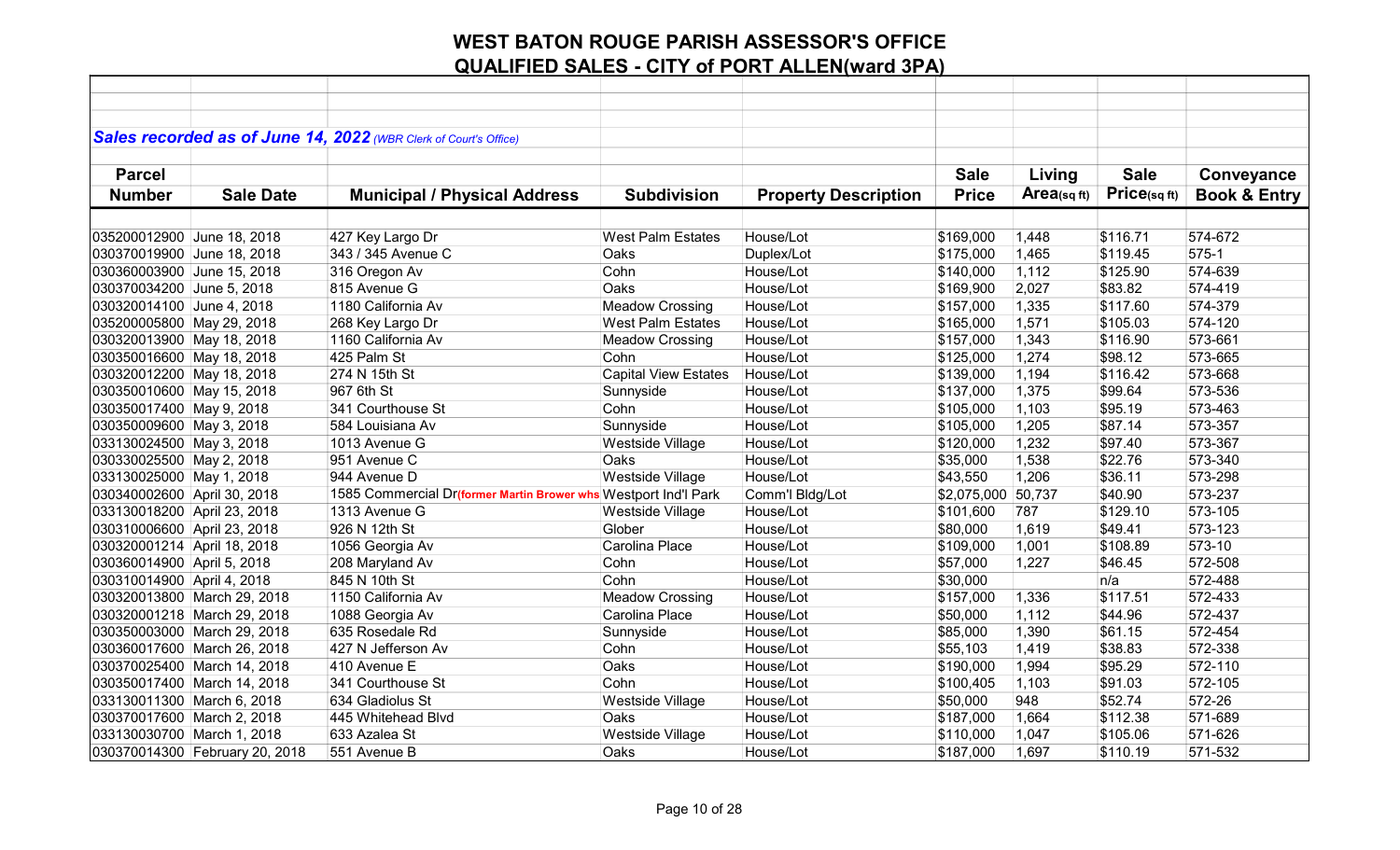# WEST BATON ROUGE PARISH ASSESSOR'S OFFICE

## QUALIFIED SALES - CITY of PORT ALLEN(ward 3PA)

***Sales recorded as of June 14, 2022*** *(WBR Clerk of Court's Office)*

| Parcel Number | Sale Date | Municipal / Physical Address | Subdivision | Property Description | Sale Price | Living Area(sq ft) | Sale Price(sq ft) | Conveyance Book & Entry |
|---|---|---|---|---|---|---|---|---|
| 035200012900 | June 18, 2018 | 427 Key Largo Dr | West Palm Estates | House/Lot | $169,000 | 1,448 | $116.71 | 574-672 |
| 030370019900 | June 18, 2018 | 343 / 345 Avenue C | Oaks | Duplex/Lot | $175,000 | 1,465 | $119.45 | 575-1 |
| 030360003900 | June 15, 2018 | 316 Oregon Av | Cohn | House/Lot | $140,000 | 1,112 | $125.90 | 574-639 |
| 030370034200 | June 5, 2018 | 815 Avenue G | Oaks | House/Lot | $169,900 | 2,027 | $83.82 | 574-419 |
| 030320014100 | June 4, 2018 | 1180 California Av | Meadow Crossing | House/Lot | $157,000 | 1,335 | $117.60 | 574-379 |
| 035200005800 | May 29, 2018 | 268 Key Largo Dr | West Palm Estates | House/Lot | $165,000 | 1,571 | $105.03 | 574-120 |
| 030320013900 | May 18, 2018 | 1160 California Av | Meadow Crossing | House/Lot | $157,000 | 1,343 | $116.90 | 573-661 |
| 030350016600 | May 18, 2018 | 425 Palm St | Cohn | House/Lot | $125,000 | 1,274 | $98.12 | 573-665 |
| 030320012200 | May 18, 2018 | 274 N 15th St | Capital View Estates | House/Lot | $139,000 | 1,194 | $116.42 | 573-668 |
| 030350010600 | May 15, 2018 | 967 6th St | Sunnyside | House/Lot | $137,000 | 1,375 | $99.64 | 573-536 |
| 030350017400 | May 9, 2018 | 341 Courthouse St | Cohn | House/Lot | $105,000 | 1,103 | $95.19 | 573-463 |
| 030350009600 | May 3, 2018 | 584 Louisiana Av | Sunnyside | House/Lot | $105,000 | 1,205 | $87.14 | 573-357 |
| 033130024500 | May 3, 2018 | 1013 Avenue G | Westside Village | House/Lot | $120,000 | 1,232 | $97.40 | 573-367 |
| 030330025500 | May 2, 2018 | 951 Avenue C | Oaks | House/Lot | $35,000 | 1,538 | $22.76 | 573-340 |
| 033130025000 | May 1, 2018 | 944 Avenue D | Westside Village | House/Lot | $43,550 | 1,206 | $36.11 | 573-298 |
| 030340002600 | April 30, 2018 | 1585 Commercial Dr**(former Martin Brower whs** | Westport Ind'l Park | Comm'l Bldg/Lot | $2,075,000 | 50,737 | $40.90 | 573-237 |
| 033130018200 | April 23, 2018 | 1313 Avenue G | Westside Village | House/Lot | $101,600 | 787 | $129.10 | 573-105 |
| 030310006600 | April 23, 2018 | 926 N 12th St | Glober | House/Lot | $80,000 | 1,619 | $49.41 | 573-123 |
| 030320001214 | April 18, 2018 | 1056 Georgia Av | Carolina Place | House/Lot | $109,000 | 1,001 | $108.89 | 573-10 |
| 030360014900 | April 5, 2018 | 208 Maryland Av | Cohn | House/Lot | $57,000 | 1,227 | $46.45 | 572-508 |
| 030310014900 | April 4, 2018 | 845 N 10th St | Cohn | House/Lot | $30,000 | | n/a | 572-488 |
| 030320013800 | March 29, 2018 | 1150 California Av | Meadow Crossing | House/Lot | $157,000 | 1,336 | $117.51 | 572-433 |
| 030320001218 | March 29, 2018 | 1088 Georgia Av | Carolina Place | House/Lot | $50,000 | 1,112 | $44.96 | 572-437 |
| 030350003000 | March 29, 2018 | 635 Rosedale Rd | Sunnyside | House/Lot | $85,000 | 1,390 | $61.15 | 572-454 |
| 030360017600 | March 26, 2018 | 427 N Jefferson Av | Cohn | House/Lot | $55,103 | 1,419 | $38.83 | 572-338 |
| 030370025400 | March 14, 2018 | 410 Avenue E | Oaks | House/Lot | $190,000 | 1,994 | $95.29 | 572-110 |
| 030350017400 | March 14, 2018 | 341 Courthouse St | Cohn | House/Lot | $100,405 | 1,103 | $91.03 | 572-105 |
| 033130011300 | March 6, 2018 | 634 Gladiolus St | Westside Village | House/Lot | $50,000 | 948 | $52.74 | 572-26 |
| 030370017600 | March 2, 2018 | 445 Whitehead Blvd | Oaks | House/Lot | $187,000 | 1,664 | $112.38 | 571-689 |
| 033130030700 | March 1, 2018 | 633 Azalea St | Westside Village | House/Lot | $110,000 | 1,047 | $105.06 | 571-626 |
| 030370014300 | February 20, 2018 | 551 Avenue B | Oaks | House/Lot | $187,000 | 1,697 | $110.19 | 571-532 |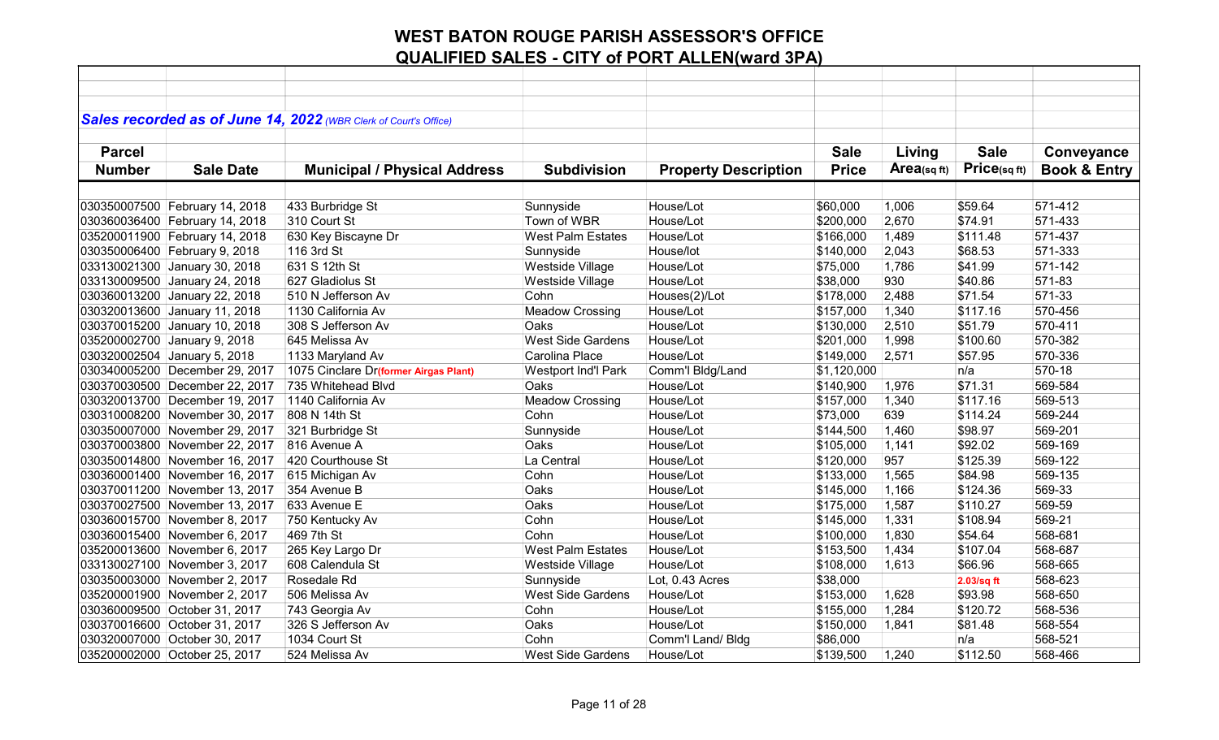# WEST BATON ROUGE PARISH ASSESSOR'S OFFICE

## QUALIFIED SALES - CITY of PORT ALLEN(ward 3PA)

***Sales recorded as of June 14, 2022** (WBR Clerk of Court's Office)*

| Parcel Number | Sale Date | Municipal / Physical Address | Subdivision | Property Description | Sale Price | Living Area(sq ft) | Sale Price(sq ft) | Conveyance Book & Entry |
|---|---|---|---|---|---|---|---|---|
| 030350007500 | February 14, 2018 | 433 Burbridge St | Sunnyside | House/Lot | $60,000 | 1,006 | $59.64 | 571-412 |
| 030360036400 | February 14, 2018 | 310 Court St | Town of WBR | House/Lot | $200,000 | 2,670 | $74.91 | 571-433 |
| 035200011900 | February 14, 2018 | 630 Key Biscayne Dr | West Palm Estates | House/Lot | $166,000 | 1,489 | $111.48 | 571-437 |
| 030350006400 | February 9, 2018 | 116 3rd St | Sunnyside | House/lot | $140,000 | 2,043 | $68.53 | 571-333 |
| 033130021300 | January 30, 2018 | 631 S 12th St | Westside Village | House/Lot | $75,000 | 1,786 | $41.99 | 571-142 |
| 033130009500 | January 24, 2018 | 627 Gladiolus St | Westside Village | House/Lot | $38,000 | 930 | $40.86 | 571-83 |
| 030360013200 | January 22, 2018 | 510 N Jefferson Av | Cohn | Houses(2)/Lot | $178,000 | 2,488 | $71.54 | 571-33 |
| 030320013600 | January 11, 2018 | 1130 California Av | Meadow Crossing | House/Lot | $157,000 | 1,340 | $117.16 | 570-456 |
| 030370015200 | January 10, 2018 | 308 S Jefferson Av | Oaks | House/Lot | $130,000 | 2,510 | $51.79 | 570-411 |
| 035200002700 | January 9, 2018 | 645 Melissa Av | West Side Gardens | House/Lot | $201,000 | 1,998 | $100.60 | 570-382 |
| 030320002504 | January 5, 2018 | 1133 Maryland Av | Carolina Place | House/Lot | $149,000 | 2,571 | $57.95 | 570-336 |
| 030340005200 | December 29, 2017 | 1075 Cinclare Dr(former Airgas Plant) | Westport Ind'l Park | Comm'l Bldg/Land | $1,120,000 | | n/a | 570-18 |
| 030370030500 | December 22, 2017 | 735 Whitehead Blvd | Oaks | House/Lot | $140,900 | 1,976 | $71.31 | 569-584 |
| 030320013700 | December 19, 2017 | 1140 California Av | Meadow Crossing | House/Lot | $157,000 | 1,340 | $117.16 | 569-513 |
| 030310008200 | November 30, 2017 | 808 N 14th St | Cohn | House/Lot | $73,000 | 639 | $114.24 | 569-244 |
| 030350007000 | November 29, 2017 | 321 Burbridge St | Sunnyside | House/Lot | $144,500 | 1,460 | $98.97 | 569-201 |
| 030370003800 | November 22, 2017 | 816 Avenue A | Oaks | House/Lot | $105,000 | 1,141 | $92.02 | 569-169 |
| 030350014800 | November 16, 2017 | 420 Courthouse St | La Central | House/Lot | $120,000 | 957 | $125.39 | 569-122 |
| 030360001400 | November 16, 2017 | 615 Michigan Av | Cohn | House/Lot | $133,000 | 1,565 | $84.98 | 569-135 |
| 030370011200 | November 13, 2017 | 354 Avenue B | Oaks | House/Lot | $145,000 | 1,166 | $124.36 | 569-33 |
| 030370027500 | November 13, 2017 | 633 Avenue E | Oaks | House/Lot | $175,000 | 1,587 | $110.27 | 569-59 |
| 030360015700 | November 8, 2017 | 750 Kentucky Av | Cohn | House/Lot | $145,000 | 1,331 | $108.94 | 569-21 |
| 030360015400 | November 6, 2017 | 469 7th St | Cohn | House/Lot | $100,000 | 1,830 | $54.64 | 568-681 |
| 035200013600 | November 6, 2017 | 265 Key Largo Dr | West Palm Estates | House/Lot | $153,500 | 1,434 | $107.04 | 568-687 |
| 033130027100 | November 3, 2017 | 608 Calendula St | Westside Village | House/Lot | $108,000 | 1,613 | $66.96 | 568-665 |
| 030350003000 | November 2, 2017 | Rosedale Rd | Sunnyside | Lot, 0.43 Acres | $38,000 | | 2.03/sq ft | 568-623 |
| 035200001900 | November 2, 2017 | 506 Melissa Av | West Side Gardens | House/Lot | $153,000 | 1,628 | $93.98 | 568-650 |
| 030360009500 | October 31, 2017 | 743 Georgia Av | Cohn | House/Lot | $155,000 | 1,284 | $120.72 | 568-536 |
| 030370016600 | October 31, 2017 | 326 S Jefferson Av | Oaks | House/Lot | $150,000 | 1,841 | $81.48 | 568-554 |
| 030320007000 | October 30, 2017 | 1034 Court St | Cohn | Comm'l Land/ Bldg | $86,000 | | n/a | 568-521 |
| 035200002000 | October 25, 2017 | 524 Melissa Av | West Side Gardens | House/Lot | $139,500 | 1,240 | $112.50 | 568-466 |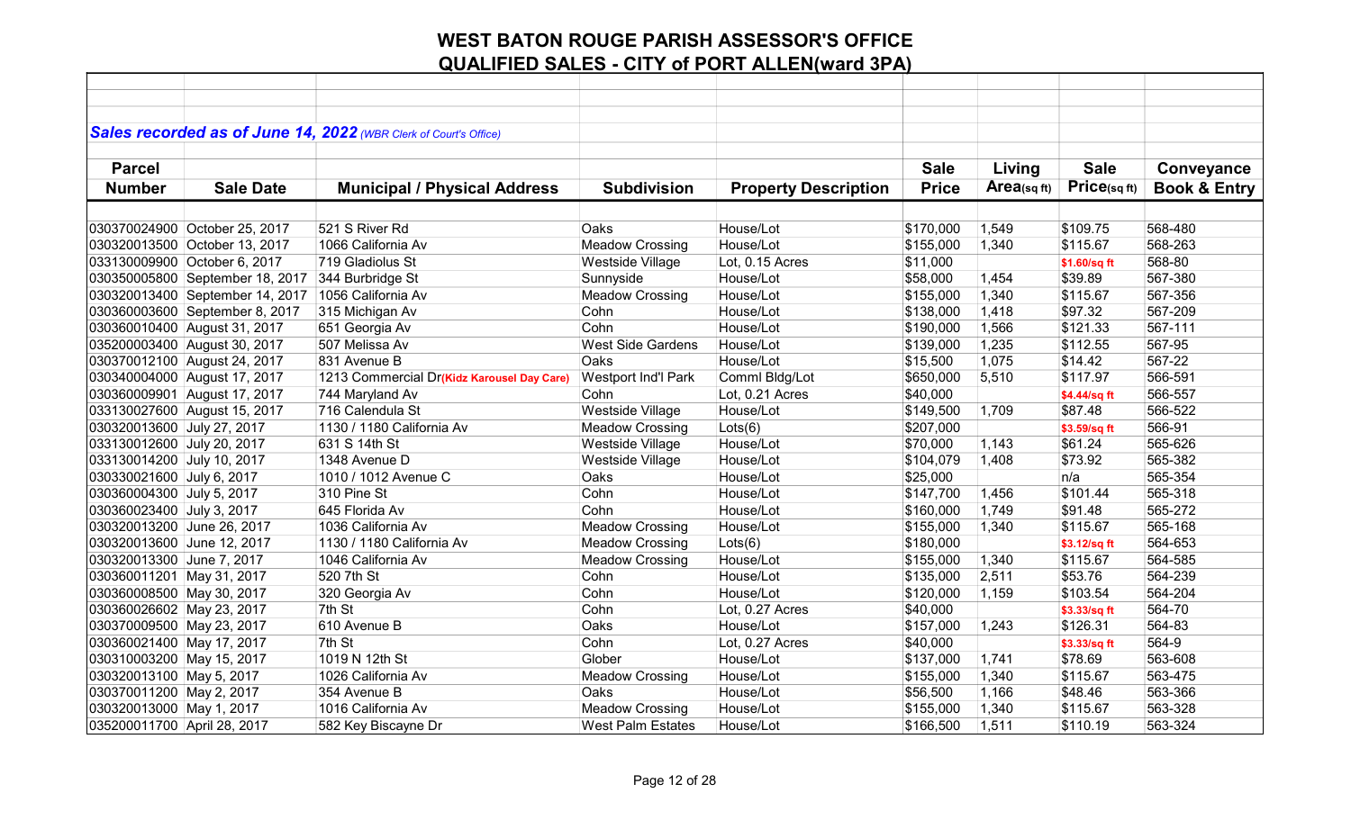# WEST BATON ROUGE PARISH ASSESSOR'S OFFICE

## QUALIFIED SALES - CITY of PORT ALLEN(ward 3PA)

***Sales recorded as of June 14, 2022** (WBR Clerk of Court's Office)*

| Parcel Number | Sale Date | Municipal / Physical Address | Subdivision | Property Description | Sale Price | Living Area(sq ft) | Sale Price(sq ft) | Conveyance Book & Entry |
|---|---|---|---|---|---|---|---|---|
| 030370024900 | October 25, 2017 | 521 S River Rd | Oaks | House/Lot | $170,000 | 1,549 | $109.75 | 568-480 |
| 030320013500 | October 13, 2017 | 1066 California Av | Meadow Crossing | House/Lot | $155,000 | 1,340 | $115.67 | 568-263 |
| 033130009900 | October 6, 2017 | 719 Gladiolus St | Westside Village | Lot, 0.15 Acres | $11,000 | | $1.60/sq ft | 568-80 |
| 030350005800 | September 18, 2017 | 344 Burbridge St | Sunnyside | House/Lot | $58,000 | 1,454 | $39.89 | 567-380 |
| 030320013400 | September 14, 2017 | 1056 California Av | Meadow Crossing | House/Lot | $155,000 | 1,340 | $115.67 | 567-356 |
| 030360003600 | September 8, 2017 | 315 Michigan Av | Cohn | House/Lot | $138,000 | 1,418 | $97.32 | 567-209 |
| 030360010400 | August 31, 2017 | 651 Georgia Av | Cohn | House/Lot | $190,000 | 1,566 | $121.33 | 567-111 |
| 035200003400 | August 30, 2017 | 507 Melissa Av | West Side Gardens | House/Lot | $139,000 | 1,235 | $112.55 | 567-95 |
| 030370012100 | August 24, 2017 | 831 Avenue B | Oaks | House/Lot | $15,500 | 1,075 | $14.42 | 567-22 |
| 030340004000 | August 17, 2017 | 1213 Commercial Dr**(Kidz Karousel Day Care)** | Westport Ind'l Park | Comml Bldg/Lot | $650,000 | 5,510 | $117.97 | 566-591 |
| 030360009901 | August 17, 2017 | 744 Maryland Av | Cohn | Lot, 0.21 Acres | $40,000 | | $4.44/sq ft | 566-557 |
| 033130027600 | August 15, 2017 | 716 Calendula St | Westside Village | House/Lot | $149,500 | 1,709 | $87.48 | 566-522 |
| 030320013600 | July 27, 2017 | 1130 / 1180 California Av | Meadow Crossing | Lots(6) | $207,000 | | $3.59/sq ft | 566-91 |
| 033130012600 | July 20, 2017 | 631 S 14th St | Westside Village | House/Lot | $70,000 | 1,143 | $61.24 | 565-626 |
| 033130014200 | July 10, 2017 | 1348 Avenue D | Westside Village | House/Lot | $104,079 | 1,408 | $73.92 | 565-382 |
| 030330021600 | July 6, 2017 | 1010 / 1012 Avenue C | Oaks | House/Lot | $25,000 | | n/a | 565-354 |
| 030360004300 | July 5, 2017 | 310 Pine St | Cohn | House/Lot | $147,700 | 1,456 | $101.44 | 565-318 |
| 030360023400 | July 3, 2017 | 645 Florida Av | Cohn | House/Lot | $160,000 | 1,749 | $91.48 | 565-272 |
| 030320013200 | June 26, 2017 | 1036 California Av | Meadow Crossing | House/Lot | $155,000 | 1,340 | $115.67 | 565-168 |
| 030320013600 | June 12, 2017 | 1130 / 1180 California Av | Meadow Crossing | Lots(6) | $180,000 | | $3.12/sq ft | 564-653 |
| 030320013300 | June 7, 2017 | 1046 California Av | Meadow Crossing | House/Lot | $155,000 | 1,340 | $115.67 | 564-585 |
| 030360011201 | May 31, 2017 | 520 7th St | Cohn | House/Lot | $135,000 | 2,511 | $53.76 | 564-239 |
| 030360008500 | May 30, 2017 | 320 Georgia Av | Cohn | House/Lot | $120,000 | 1,159 | $103.54 | 564-204 |
| 030360026602 | May 23, 2017 | 7th St | Cohn | Lot, 0.27 Acres | $40,000 | | $3.33/sq ft | 564-70 |
| 030370009500 | May 23, 2017 | 610 Avenue B | Oaks | House/Lot | $157,000 | 1,243 | $126.31 | 564-83 |
| 030360021400 | May 17, 2017 | 7th St | Cohn | Lot, 0.27 Acres | $40,000 | | $3.33/sq ft | 564-9 |
| 030310003200 | May 15, 2017 | 1019 N 12th St | Glober | House/Lot | $137,000 | 1,741 | $78.69 | 563-608 |
| 030320013100 | May 5, 2017 | 1026 California Av | Meadow Crossing | House/Lot | $155,000 | 1,340 | $115.67 | 563-475 |
| 030370011200 | May 2, 2017 | 354 Avenue B | Oaks | House/Lot | $56,500 | 1,166 | $48.46 | 563-366 |
| 030320013000 | May 1, 2017 | 1016 California Av | Meadow Crossing | House/Lot | $155,000 | 1,340 | $115.67 | 563-328 |
| 035200011700 | April 28, 2017 | 582 Key Biscayne Dr | West Palm Estates | House/Lot | $166,500 | 1,511 | $110.19 | 563-324 |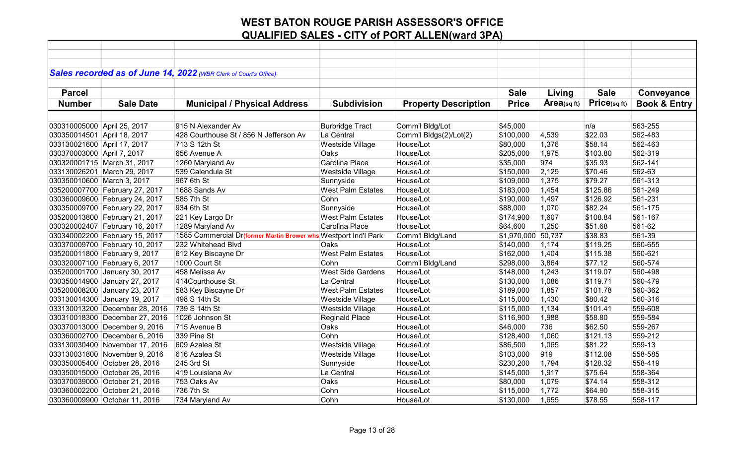# WEST BATON ROUGE PARISH ASSESSOR'S OFFICE

## QUALIFIED SALES - CITY of PORT ALLEN(ward 3PA)

***Sales recorded as of June 14, 2022** (WBR Clerk of Court's Office)*

| Parcel Number | Sale Date | Municipal / Physical Address | Subdivision | Property Description | Sale Price | Living Area(sq ft) | Sale Price(sq ft) | Conveyance Book & Entry |
|---|---|---|---|---|---|---|---|---|
| 030310005000 | April 25, 2017 | 915 N Alexander Av | Burbridge Tract | Comm'l Bldg/Lot | $45,000 | | n/a | 563-255 |
| 030350014501 | April 18, 2017 | 428 Courthouse St / 856 N Jefferson Av | La Central | Comm'l Bldgs(2)/Lot(2) | $100,000 | 4,539 | $22.03 | 562-483 |
| 033130021600 | April 17, 2017 | 713 S 12th St | Westside Village | House/Lot | $80,000 | 1,376 | $58.14 | 562-463 |
| 030370003000 | April 7, 2017 | 656 Avenue A | Oaks | House/Lot | $205,000 | 1,975 | $103.80 | 562-319 |
| 030320001715 | March 31, 2017 | 1260 Maryland Av | Carolina Place | House/Lot | $35,000 | 974 | $35.93 | 562-141 |
| 033130026201 | March 29, 2017 | 539 Calendula St | Westside Village | House/Lot | $150,000 | 2,129 | $70.46 | 562-63 |
| 030350010600 | March 3, 2017 | 967 6th St | Sunnyside | House/Lot | $109,000 | 1,375 | $79.27 | 561-313 |
| 035200007700 | February 27, 2017 | 1688 Sands Av | West Palm Estates | House/Lot | $183,000 | 1,454 | $125.86 | 561-249 |
| 030360009600 | February 24, 2017 | 585 7th St | Cohn | House/Lot | $190,000 | 1,497 | $126.92 | 561-231 |
| 030350009700 | February 22, 2017 | 934 6th St | Sunnyside | House/Lot | $88,000 | 1,070 | $82.24 | 561-175 |
| 035200013800 | February 21, 2017 | 221 Key Largo Dr | West Palm Estates | House/Lot | $174,900 | 1,607 | $108.84 | 561-167 |
| 030320002407 | February 16, 2017 | 1289 Maryland Av | Carolina Place | House/Lot | $64,600 | 1,250 | $51.68 | 561-62 |
| 030340002200 | February 15, 2017 | 1585 Commercial Dr(former Martin Brower whs | Westport Ind'l Park | Comm'l Bldg/Land | $1,970,000 | 50,737 | $38.83 | 561-39 |
| 030370009700 | February 10, 2017 | 232 Whitehead Blvd | Oaks | House/Lot | $140,000 | 1,174 | $119.25 | 560-655 |
| 035200011800 | February 9, 2017 | 612 Key Biscayne Dr | West Palm Estates | House/Lot | $162,000 | 1,404 | $115.38 | 560-621 |
| 030320007100 | February 6, 2017 | 1000 Court St | Cohn | Comm'l Bldg/Land | $298,000 | 3,864 | $77.12 | 560-574 |
| 035200001700 | January 30, 2017 | 458 Melissa Av | West Side Gardens | House/Lot | $148,000 | 1,243 | $119.07 | 560-498 |
| 030350014900 | January 27, 2017 | 414Courthouse St | La Central | House/Lot | $130,000 | 1,086 | $119.71 | 560-479 |
| 035200008200 | January 23, 2017 | 583 Key Biscayne Dr | West Palm Estates | House/Lot | $189,000 | 1,857 | $101.78 | 560-362 |
| 033130014300 | January 19, 2017 | 498 S 14th St | Westside Village | House/Lot | $115,000 | 1,430 | $80.42 | 560-316 |
| 033130013200 | December 28, 2016 | 739 S 14th St | Westside Village | House/Lot | $115,000 | 1,134 | $101.41 | 559-608 |
| 030310018300 | December 27, 2016 | 1026 Johnson St | Reginald Place | House/Lot | $116,900 | 1,988 | $58.80 | 559-584 |
| 030370013000 | December 9, 2016 | 715 Avenue B | Oaks | House/Lot | $46,000 | 736 | $62.50 | 559-267 |
| 030360002700 | December 6, 2016 | 339 Pine St | Cohn | House/Lot | $128,400 | 1,060 | $121.13 | 559-212 |
| 033130030400 | November 17, 2016 | 609 Azalea St | Westside Village | House/Lot | $86,500 | 1,065 | $81.22 | 559-13 |
| 033130031800 | November 9, 2016 | 616 Azalea St | Westside Village | House/Lot | $103,000 | 919 | $112.08 | 558-585 |
| 030350005400 | October 28, 2016 | 245 3rd St | Sunnyside | House/Lot | $230,200 | 1,794 | $128.32 | 558-419 |
| 030350015000 | October 26, 2016 | 419 Louisiana Av | La Central | House/Lot | $145,000 | 1,917 | $75.64 | 558-364 |
| 030370039000 | October 21, 2016 | 753 Oaks Av | Oaks | House/Lot | $80,000 | 1,079 | $74.14 | 558-312 |
| 030360002200 | October 21, 2016 | 736 7th St | Cohn | House/Lot | $115,000 | 1,772 | $64.90 | 558-315 |
| 030360009900 | October 11, 2016 | 734 Maryland Av | Cohn | House/Lot | $130,000 | 1,655 | $78.55 | 558-117 |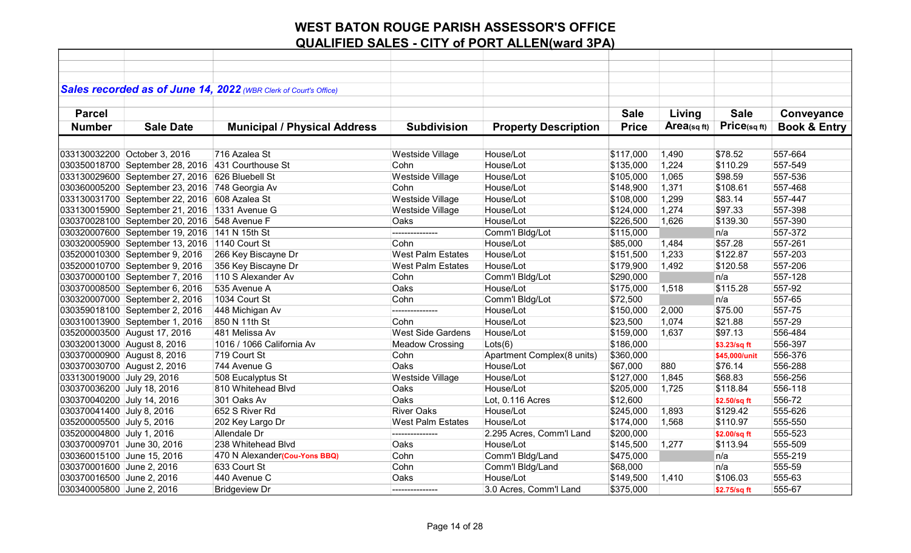# WEST BATON ROUGE PARISH ASSESSOR'S OFFICE

## QUALIFIED SALES - CITY of PORT ALLEN(ward 3PA)

***Sales recorded as of June 14, 2022** (WBR Clerk of Court's Office)*

| Parcel Number | Sale Date | Municipal / Physical Address | Subdivision | Property Description | Sale Price | Living Area(sq ft) | Sale Price(sq ft) | Conveyance Book & Entry |
|---|---|---|---|---|---|---|---|---|
| 033130032200 | October 3, 2016 | 716 Azalea St | Westside Village | House/Lot | $117,000 | 1,490 | $78.52 | 557-664 |
| 030350018700 | September 28, 2016 | 431 Courthouse St | Cohn | House/Lot | $135,000 | 1,224 | $110.29 | 557-549 |
| 033130029600 | September 27, 2016 | 626 Bluebell St | Westside Village | House/Lot | $105,000 | 1,065 | $98.59 | 557-536 |
| 030360005200 | September 23, 2016 | 748 Georgia Av | Cohn | House/Lot | $148,900 | 1,371 | $108.61 | 557-468 |
| 033130031700 | September 22, 2016 | 608 Azalea St | Westside Village | House/Lot | $108,000 | 1,299 | $83.14 | 557-447 |
| 033130015900 | September 21, 2016 | 1331 Avenue G | Westside Village | House/Lot | $124,000 | 1,274 | $97.33 | 557-398 |
| 030370028100 | September 20, 2016 | 548 Avenue F | Oaks | House/Lot | $226,500 | 1,626 | $139.30 | 557-390 |
| 030320007600 | September 19, 2016 | 141 N 15th St | --------------- | Comm'l Bldg/Lot | $115,000 | | n/a | 557-372 |
| 030320005900 | September 13, 2016 | 1140 Court St | Cohn | House/Lot | $85,000 | 1,484 | $57.28 | 557-261 |
| 035200010300 | September 9, 2016 | 266 Key Biscayne Dr | West Palm Estates | House/Lot | $151,500 | 1,233 | $122.87 | 557-203 |
| 035200010700 | September 9, 2016 | 356 Key Biscayne Dr | West Palm Estates | House/Lot | $179,900 | 1,492 | $120.58 | 557-206 |
| 030370000100 | September 7, 2016 | 110 S Alexander Av | Cohn | Comm'l Bldg/Lot | $290,000 | | n/a | 557-128 |
| 030370008500 | September 6, 2016 | 535 Avenue A | Oaks | House/Lot | $175,000 | 1,518 | $115.28 | 557-92 |
| 030320007000 | September 2, 2016 | 1034 Court St | Cohn | Comm'l Bldg/Lot | $72,500 | | n/a | 557-65 |
| 030359018100 | September 2, 2016 | 448 Michigan Av | --------------- | House/Lot | $150,000 | 2,000 | $75.00 | 557-75 |
| 030310013900 | September 1, 2016 | 850 N 11th St | Cohn | House/Lot | $23,500 | 1,074 | $21.88 | 557-29 |
| 035200003500 | August 17, 2016 | 481 Melissa Av | West Side Gardens | House/Lot | $159,000 | 1,637 | $97.13 | 556-484 |
| 030320013000 | August 8, 2016 | 1016 / 1066 California Av | Meadow Crossing | Lots(6) | $186,000 | | $3.23/sq ft | 556-397 |
| 030370000900 | August 8, 2016 | 719 Court St | Cohn | Apartment Complex(8 units) | $360,000 | | $45,000/unit | 556-376 |
| 030370030700 | August 2, 2016 | 744 Avenue G | Oaks | House/Lot | $67,000 | 880 | $76.14 | 556-288 |
| 033130019000 | July 29, 2016 | 508 Eucalyptus St | Westside Village | House/Lot | $127,000 | 1,845 | $68.83 | 556-256 |
| 030370036200 | July 18, 2016 | 810 Whitehead Blvd | Oaks | House/Lot | $205,000 | 1,725 | $118.84 | 556-118 |
| 030370040200 | July 14, 2016 | 301 Oaks Av | Oaks | Lot, 0.116 Acres | $12,600 | | $2.50/sq ft | 556-72 |
| 030370041400 | July 8, 2016 | 652 S River Rd | River Oaks | House/Lot | $245,000 | 1,893 | $129.42 | 555-626 |
| 035200005500 | July 5, 2016 | 202 Key Largo Dr | West Palm Estates | House/Lot | $174,000 | 1,568 | $110.97 | 555-550 |
| 035200004800 | July 1, 2016 | Allendale Dr | --------------- | 2.295 Acres, Comm'l Land | $200,000 | | $2.00/sq ft | 555-523 |
| 030370009701 | June 30, 2016 | 238 Whitehead Blvd | Oaks | House/Lot | $145,500 | 1,277 | $113.94 | 555-509 |
| 030360015100 | June 15, 2016 | 470 N Alexander(Cou-Yons BBQ) | Cohn | Comm'l Bldg/Land | $475,000 | | n/a | 555-219 |
| 030370001600 | June 2, 2016 | 633 Court St | Cohn | Comm'l Bldg/Land | $68,000 | | n/a | 555-59 |
| 030370016500 | June 2, 2016 | 440 Avenue C | Oaks | House/Lot | $149,500 | 1,410 | $106.03 | 555-63 |
| 030340005800 | June 2, 2016 | Bridgeview Dr | --------------- | 3.0 Acres, Comm'l Land | $375,000 | | $2.75/sq ft | 555-67 |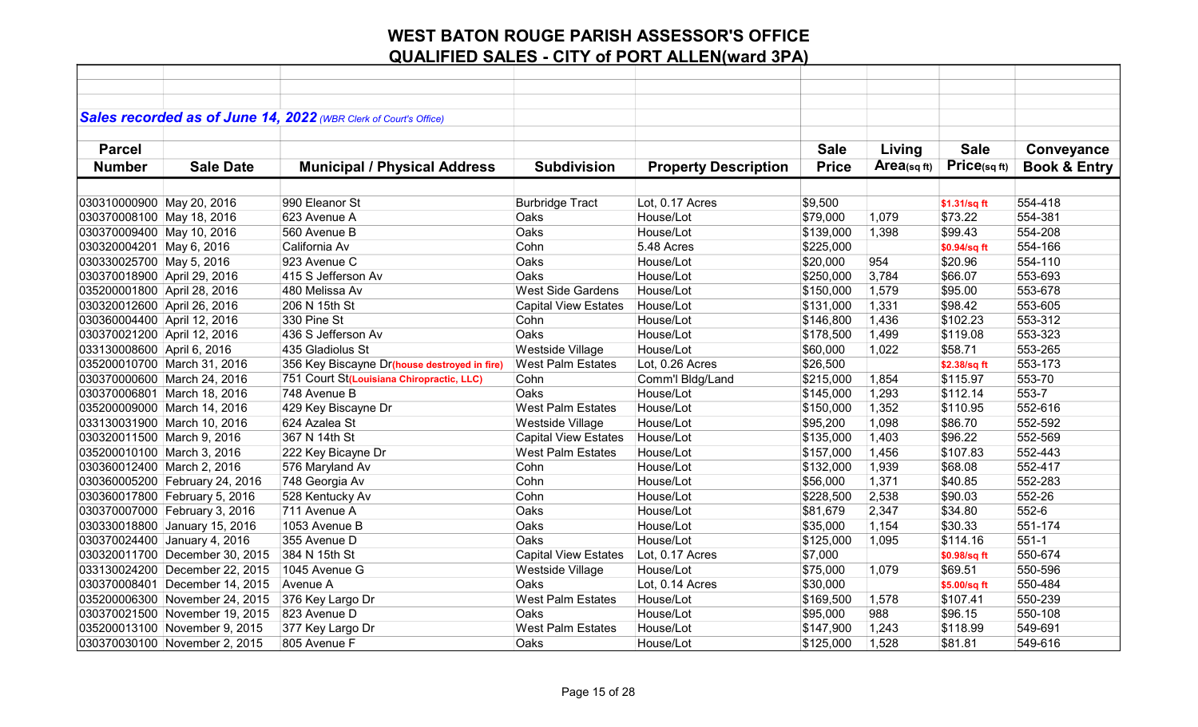# WEST BATON ROUGE PARISH ASSESSOR'S OFFICE

## QUALIFIED SALES - CITY of PORT ALLEN(ward 3PA)

***Sales recorded as of June 14, 2022** (WBR Clerk of Court's Office)*

| Parcel Number | Sale Date | Municipal / Physical Address | Subdivision | Property Description | Sale Price | Living Area(sq ft) | Sale Price(sq ft) | Conveyance Book & Entry |
|---|---|---|---|---|---|---|---|---|
| 030310000900 | May 20, 2016 | 990 Eleanor St | Burbridge Tract | Lot, 0.17 Acres | $9,500 | | $1.31/sq ft | 554-418 |
| 030370008100 | May 18, 2016 | 623 Avenue A | Oaks | House/Lot | $79,000 | 1,079 | $73.22 | 554-381 |
| 030370009400 | May 10, 2016 | 560 Avenue B | Oaks | House/Lot | $139,000 | 1,398 | $99.43 | 554-208 |
| 030320004201 | May 6, 2016 | California Av | Cohn | 5.48 Acres | $225,000 | | $0.94/sq ft | 554-166 |
| 030330025700 | May 5, 2016 | 923 Avenue C | Oaks | House/Lot | $20,000 | 954 | $20.96 | 554-110 |
| 030370018900 | April 29, 2016 | 415 S Jefferson Av | Oaks | House/Lot | $250,000 | 3,784 | $66.07 | 553-693 |
| 035200001800 | April 28, 2016 | 480 Melissa Av | West Side Gardens | House/Lot | $150,000 | 1,579 | $95.00 | 553-678 |
| 030320012600 | April 26, 2016 | 206 N 15th St | Capital View Estates | House/Lot | $131,000 | 1,331 | $98.42 | 553-605 |
| 030360004400 | April 12, 2016 | 330 Pine St | Cohn | House/Lot | $146,800 | 1,436 | $102.23 | 553-312 |
| 030370021200 | April 12, 2016 | 436 S Jefferson Av | Oaks | House/Lot | $178,500 | 1,499 | $119.08 | 553-323 |
| 033130008600 | April 6, 2016 | 435 Gladiolus St | Westside Village | House/Lot | $60,000 | 1,022 | $58.71 | 553-265 |
| 035200010700 | March 31, 2016 | 356 Key Biscayne Dr(house destroyed in fire) | West Palm Estates | Lot, 0.26 Acres | $26,500 | | $2.38/sq ft | 553-173 |
| 030370000600 | March 24, 2016 | 751 Court St(Louisiana Chiropractic, LLC) | Cohn | Comm'l Bldg/Land | $215,000 | 1,854 | $115.97 | 553-70 |
| 030370006801 | March 18, 2016 | 748 Avenue B | Oaks | House/Lot | $145,000 | 1,293 | $112.14 | 553-7 |
| 035200009000 | March 14, 2016 | 429 Key Biscayne Dr | West Palm Estates | House/Lot | $150,000 | 1,352 | $110.95 | 552-616 |
| 033130031900 | March 10, 2016 | 624 Azalea St | Westside Village | House/Lot | $95,200 | 1,098 | $86.70 | 552-592 |
| 030320011500 | March 9, 2016 | 367 N 14th St | Capital View Estates | House/Lot | $135,000 | 1,403 | $96.22 | 552-569 |
| 035200010100 | March 3, 2016 | 222 Key Bicayne Dr | West Palm Estates | House/Lot | $157,000 | 1,456 | $107.83 | 552-443 |
| 030360012400 | March 2, 2016 | 576 Maryland Av | Cohn | House/Lot | $132,000 | 1,939 | $68.08 | 552-417 |
| 030360005200 | February 24, 2016 | 748 Georgia Av | Cohn | House/Lot | $56,000 | 1,371 | $40.85 | 552-283 |
| 030360017800 | February 5, 2016 | 528 Kentucky Av | Cohn | House/Lot | $228,500 | 2,538 | $90.03 | 552-26 |
| 030370007000 | February 3, 2016 | 711 Avenue A | Oaks | House/Lot | $81,679 | 2,347 | $34.80 | 552-6 |
| 030330018800 | January 15, 2016 | 1053 Avenue B | Oaks | House/Lot | $35,000 | 1,154 | $30.33 | 551-174 |
| 030370024400 | January 4, 2016 | 355 Avenue D | Oaks | House/Lot | $125,000 | 1,095 | $114.16 | 551-1 |
| 030320011700 | December 30, 2015 | 384 N 15th St | Capital View Estates | Lot, 0.17 Acres | $7,000 | | $0.98/sq ft | 550-674 |
| 033130024200 | December 22, 2015 | 1045 Avenue G | Westside Village | House/Lot | $75,000 | 1,079 | $69.51 | 550-596 |
| 030370008401 | December 14, 2015 | Avenue A | Oaks | Lot, 0.14 Acres | $30,000 | | $5.00/sq ft | 550-484 |
| 035200006300 | November 24, 2015 | 376 Key Largo Dr | West Palm Estates | House/Lot | $169,500 | 1,578 | $107.41 | 550-239 |
| 030370021500 | November 19, 2015 | 823 Avenue D | Oaks | House/Lot | $95,000 | 988 | $96.15 | 550-108 |
| 035200013100 | November 9, 2015 | 377 Key Largo Dr | West Palm Estates | House/Lot | $147,900 | 1,243 | $118.99 | 549-691 |
| 030370030100 | November 2, 2015 | 805 Avenue F | Oaks | House/Lot | $125,000 | 1,528 | $81.81 | 549-616 |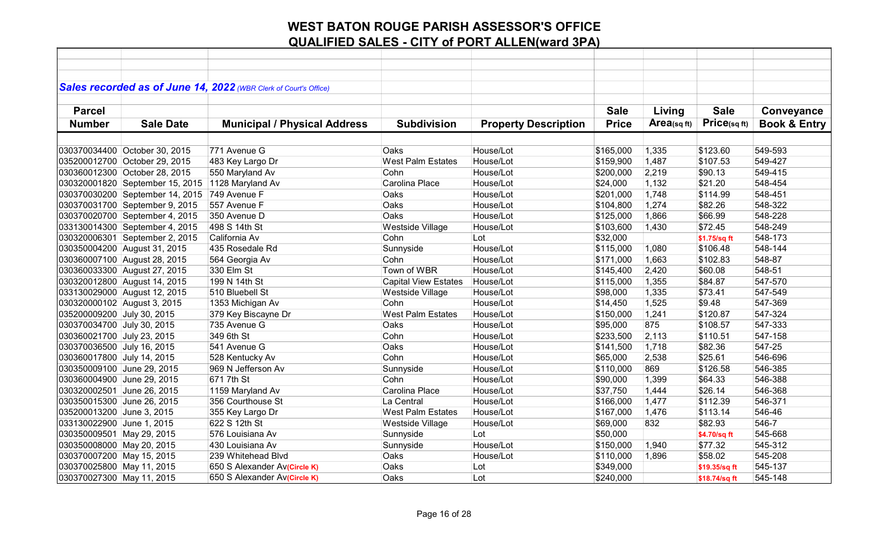# WEST BATON ROUGE PARISH ASSESSOR'S OFFICE

## QUALIFIED SALES - CITY of PORT ALLEN(ward 3PA)

***Sales recorded as of June 14, 2022** (WBR Clerk of Court's Office)*

| Parcel Number | Sale Date | Municipal / Physical Address | Subdivision | Property Description | Sale Price | Living Area(sq ft) | Sale Price(sq ft) | Conveyance Book & Entry |
|---|---|---|---|---|---|---|---|---|
| 030370034400 | October 30, 2015 | 771 Avenue G | Oaks | House/Lot | $165,000 | 1,335 | $123.60 | 549-593 |
| 035200012700 | October 29, 2015 | 483 Key Largo Dr | West Palm Estates | House/Lot | $159,900 | 1,487 | $107.53 | 549-427 |
| 030360012300 | October 28, 2015 | 550 Maryland Av | Cohn | House/Lot | $200,000 | 2,219 | $90.13 | 549-415 |
| 030320001820 | September 15, 2015 | 1128 Maryland Av | Carolina Place | House/Lot | $24,000 | 1,132 | $21.20 | 548-454 |
| 030370030200 | September 14, 2015 | 749 Avenue F | Oaks | House/Lot | $201,000 | 1,748 | $114.99 | 548-451 |
| 030370031700 | September 9, 2015 | 557 Avenue F | Oaks | House/Lot | $104,800 | 1,274 | $82.26 | 548-322 |
| 030370020700 | September 4, 2015 | 350 Avenue D | Oaks | House/Lot | $125,000 | 1,866 | $66.99 | 548-228 |
| 033130014300 | September 4, 2015 | 498 S 14th St | Westside Village | House/Lot | $103,600 | 1,430 | $72.45 | 548-249 |
| 030320006301 | September 2, 2015 | California Av | Cohn | Lot | $32,000 | | $1.75/sq ft | 548-173 |
| 030350004200 | August 31, 2015 | 435 Rosedale Rd | Sunnyside | House/Lot | $115,000 | 1,080 | $106.48 | 548-144 |
| 030360007100 | August 28, 2015 | 564 Georgia Av | Cohn | House/Lot | $171,000 | 1,663 | $102.83 | 548-87 |
| 030360033300 | August 27, 2015 | 330 Elm St | Town of WBR | House/Lot | $145,400 | 2,420 | $60.08 | 548-51 |
| 030320012800 | August 14, 2015 | 199 N 14th St | Capital View Estates | House/Lot | $115,000 | 1,355 | $84.87 | 547-570 |
| 033130029000 | August 12, 2015 | 510 Bluebell St | Westside Village | House/Lot | $98,000 | 1,335 | $73.41 | 547-549 |
| 030320000102 | August 3, 2015 | 1353 Michigan Av | Cohn | House/Lot | $14,450 | 1,525 | $9.48 | 547-369 |
| 035200009200 | July 30, 2015 | 379 Key Biscayne Dr | West Palm Estates | House/Lot | $150,000 | 1,241 | $120.87 | 547-324 |
| 030370034700 | July 30, 2015 | 735 Avenue G | Oaks | House/Lot | $95,000 | 875 | $108.57 | 547-333 |
| 030360021700 | July 23, 2015 | 349 6th St | Cohn | House/Lot | $233,500 | 2,113 | $110.51 | 547-158 |
| 030370036500 | July 16, 2015 | 541 Avenue G | Oaks | House/Lot | $141,500 | 1,718 | $82.36 | 547-25 |
| 030360017800 | July 14, 2015 | 528 Kentucky Av | Cohn | House/Lot | $65,000 | 2,538 | $25.61 | 546-696 |
| 030350009100 | June 29, 2015 | 969 N Jefferson Av | Sunnyside | House/Lot | $110,000 | 869 | $126.58 | 546-385 |
| 030360004900 | June 29, 2015 | 671 7th St | Cohn | House/Lot | $90,000 | 1,399 | $64.33 | 546-388 |
| 030320002501 | June 26, 2015 | 1159 Maryland Av | Carolina Place | House/Lot | $37,750 | 1,444 | $26.14 | 546-368 |
| 030350015300 | June 26, 2015 | 356 Courthouse St | La Central | House/Lot | $166,000 | 1,477 | $112.39 | 546-371 |
| 035200013200 | June 3, 2015 | 355 Key Largo Dr | West Palm Estates | House/Lot | $167,000 | 1,476 | $113.14 | 546-46 |
| 033130022900 | June 1, 2015 | 622 S 12th St | Westside Village | House/Lot | $69,000 | 832 | $82.93 | 546-7 |
| 030350009501 | May 29, 2015 | 576 Louisiana Av | Sunnyside | Lot | $50,000 | | $4.70/sq ft | 545-668 |
| 030350008000 | May 20, 2015 | 430 Louisiana Av | Sunnyside | House/Lot | $150,000 | 1,940 | $77.32 | 545-312 |
| 030370007200 | May 15, 2015 | 239 Whitehead Blvd | Oaks | House/Lot | $110,000 | 1,896 | $58.02 | 545-208 |
| 030370025800 | May 11, 2015 | 650 S Alexander Av(Circle K) | Oaks | Lot | $349,000 | | $19.35/sq ft | 545-137 |
| 030370027300 | May 11, 2015 | 650 S Alexander Av(Circle K) | Oaks | Lot | $240,000 | | $18.74/sq ft | 545-148 |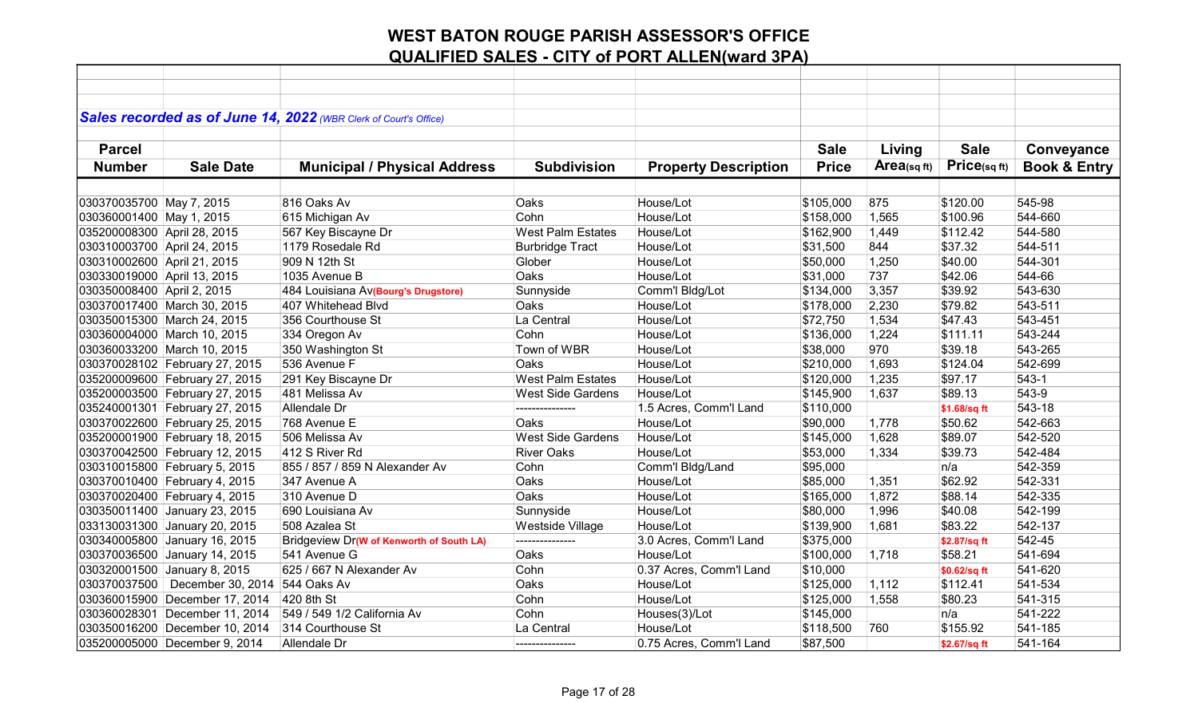# WEST BATON ROUGE PARISH ASSESSOR'S OFFICE

## QUALIFIED SALES - CITY of PORT ALLEN(ward 3PA)

***Sales recorded as of June 14, 2022*** *(WBR Clerk of Court's Office)*

| Parcel Number | Sale Date | Municipal / Physical Address | Subdivision | Property Description | Sale Price | Living Area(sq ft) | Sale Price(sq ft) | Conveyance Book & Entry |
|---|---|---|---|---|---|---|---|---|
| 030370035700 | May 7, 2015 | 816 Oaks Av | Oaks | House/Lot | $105,000 | 875 | $120.00 | 545-98 |
| 030360001400 | May 1, 2015 | 615 Michigan Av | Cohn | House/Lot | $158,000 | 1,565 | $100.96 | 544-660 |
| 035200008300 | April 28, 2015 | 567 Key Biscayne Dr | West Palm Estates | House/Lot | $162,900 | 1,449 | $112.42 | 544-580 |
| 030310003700 | April 24, 2015 | 1179 Rosedale Rd | Burbridge Tract | House/Lot | $31,500 | 844 | $37.32 | 544-511 |
| 030310002600 | April 21, 2015 | 909 N 12th St | Glober | House/Lot | $50,000 | 1,250 | $40.00 | 544-301 |
| 030330019000 | April 13, 2015 | 1035 Avenue B | Oaks | House/Lot | $31,000 | 737 | $42.06 | 544-66 |
| 030350008400 | April 2, 2015 | 484 Louisiana Av**(Bourg's Drugstore)** | Sunnyside | Comm'l Bldg/Lot | $134,000 | 3,357 | $39.92 | 543-630 |
| 030370017400 | March 30, 2015 | 407 Whitehead Blvd | Oaks | House/Lot | $178,000 | 2,230 | $79.82 | 543-511 |
| 030350015300 | March 24, 2015 | 356 Courthouse St | La Central | House/Lot | $72,750 | 1,534 | $47.43 | 543-451 |
| 030360004000 | March 10, 2015 | 334 Oregon Av | Cohn | House/Lot | $136,000 | 1,224 | $111.11 | 543-244 |
| 030360033200 | March 10, 2015 | 350 Washington St | Town of WBR | House/Lot | $38,000 | 970 | $39.18 | 543-265 |
| 030370028102 | February 27, 2015 | 536 Avenue F | Oaks | House/Lot | $210,000 | 1,693 | $124.04 | 542-699 |
| 035200009600 | February 27, 2015 | 291 Key Biscayne Dr | West Palm Estates | House/Lot | $120,000 | 1,235 | $97.17 | 543-1 |
| 035200003500 | February 27, 2015 | 481 Melissa Av | West Side Gardens | House/Lot | $145,900 | 1,637 | $89.13 | 543-9 |
| 035240001301 | February 27, 2015 | Allendale Dr | --------------- | 1.5 Acres, Comm'l Land | $110,000 | | **$1.68/sq ft** | 543-18 |
| 030370022600 | February 25, 2015 | 768 Avenue E | Oaks | House/Lot | $90,000 | 1,778 | $50.62 | 542-663 |
| 035200001900 | February 18, 2015 | 506 Melissa Av | West Side Gardens | House/Lot | $145,000 | 1,628 | $89.07 | 542-520 |
| 030370042500 | February 12, 2015 | 412 S River Rd | River Oaks | House/Lot | $53,000 | 1,334 | $39.73 | 542-484 |
| 030310015800 | February 5, 2015 | 855 / 857 / 859 N Alexander Av | Cohn | Comm'l Bldg/Land | $95,000 | | n/a | 542-359 |
| 030370010400 | February 4, 2015 | 347 Avenue A | Oaks | House/Lot | $85,000 | 1,351 | $62.92 | 542-331 |
| 030370020400 | February 4, 2015 | 310 Avenue D | Oaks | House/Lot | $165,000 | 1,872 | $88.14 | 542-335 |
| 030350011400 | January 23, 2015 | 690 Louisiana Av | Sunnyside | House/Lot | $80,000 | 1,996 | $40.08 | 542-199 |
| 033130031300 | January 20, 2015 | 508 Azalea St | Westside Village | House/Lot | $139,900 | 1,681 | $83.22 | 542-137 |
| 030340005800 | January 16, 2015 | Bridgeview Dr**(W of Kenworth of South LA)** | --------------- | 3.0 Acres, Comm'l Land | $375,000 | | **$2.87/sq ft** | 542-45 |
| 030370036500 | January 14, 2015 | 541 Avenue G | Oaks | House/Lot | $100,000 | 1,718 | $58.21 | 541-694 |
| 030320001500 | January 8, 2015 | 625 / 667 N Alexander Av | Cohn | 0.37 Acres, Comm'l Land | $10,000 | | **$0.62/sq ft** | 541-620 |
| 030370037500 | December 30, 2014 | 544 Oaks Av | Oaks | House/Lot | $125,000 | 1,112 | $112.41 | 541-534 |
| 030360015900 | December 17, 2014 | 420 8th St | Cohn | House/Lot | $125,000 | 1,558 | $80.23 | 541-315 |
| 030360028301 | December 11, 2014 | 549 / 549 1/2 California Av | Cohn | Houses(3)/Lot | $145,000 | | n/a | 541-222 |
| 030350016200 | December 10, 2014 | 314 Courthouse St | La Central | House/Lot | $118,500 | 760 | $155.92 | 541-185 |
| 035200005000 | December 9, 2014 | Allendale Dr | --------------- | 0.75 Acres, Comm'l Land | $87,500 | | **$2.67/sq ft** | 541-164 |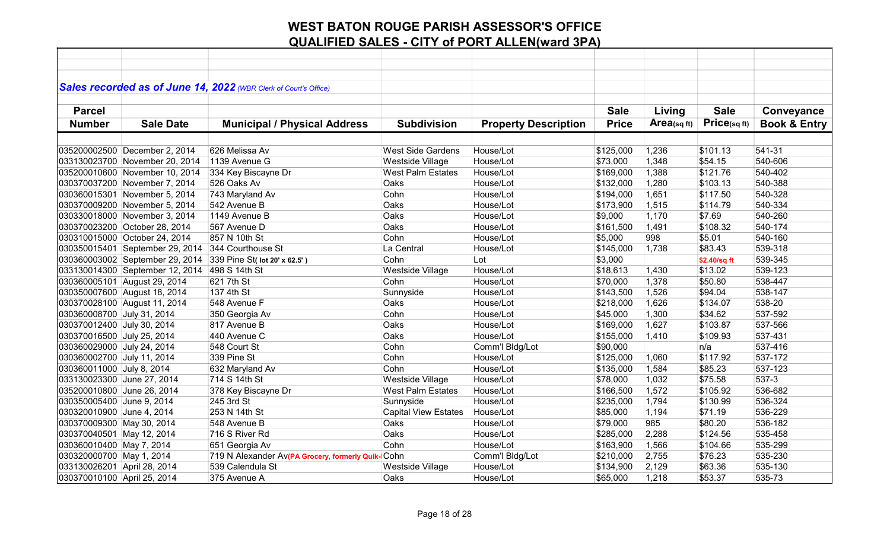# WEST BATON ROUGE PARISH ASSESSOR'S OFFICE
## QUALIFIED SALES - CITY of PORT ALLEN(ward 3PA)

***Sales recorded as of June 14, 2022** (WBR Clerk of Court's Office)*

| Parcel Number | Sale Date | Municipal / Physical Address | Subdivision | Property Description | Sale Price | Living Area(sq ft) | Sale Price(sq ft) | Conveyance Book & Entry |
|---|---|---|---|---|---|---|---|---|
| 035200002500 | December 2, 2014 | 626 Melissa Av | West Side Gardens | House/Lot | $125,000 | 1,236 | $101.13 | 541-31 |
| 033130023700 | November 20, 2014 | 1139 Avenue G | Westside Village | House/Lot | $73,000 | 1,348 | $54.15 | 540-606 |
| 035200010600 | November 10, 2014 | 334 Key Biscayne Dr | West Palm Estates | House/Lot | $169,000 | 1,388 | $121.76 | 540-402 |
| 030370037200 | November 7, 2014 | 526 Oaks Av | Oaks | House/Lot | $132,000 | 1,280 | $103.13 | 540-388 |
| 030360015301 | November 5, 2014 | 743 Maryland Av | Cohn | House/Lot | $194,000 | 1,651 | $117.50 | 540-328 |
| 030370009200 | November 5, 2014 | 542 Avenue B | Oaks | House/Lot | $173,900 | 1,515 | $114.79 | 540-334 |
| 030330018000 | November 3, 2014 | 1149 Avenue B | Oaks | House/Lot | $9,000 | 1,170 | $7.69 | 540-260 |
| 030370023200 | October 28, 2014 | 567 Avenue D | Oaks | House/Lot | $161,500 | 1,491 | $108.32 | 540-174 |
| 030310015000 | October 24, 2014 | 857 N 10th St | Cohn | House/Lot | $5,000 | 998 | $5.01 | 540-160 |
| 030350015401 | September 29, 2014 | 344 Courthouse St | La Central | House/Lot | $145,000 | 1,738 | $83.43 | 539-318 |
| 030360003002 | September 29, 2014 | 339 Pine St( **lot 20' x 62.5'** ) | Cohn | Lot | $3,000 | | **$2.40/sq ft** | 539-345 |
| 033130014300 | September 12, 2014 | 498 S 14th St | Westside Village | House/Lot | $18,613 | 1,430 | $13.02 | 539-123 |
| 030360005101 | August 29, 2014 | 621 7th St | Cohn | House/Lot | $70,000 | 1,378 | $50.80 | 538-447 |
| 030350007600 | August 18, 2014 | 137 4th St | Sunnyside | House/Lot | $143,500 | 1,526 | $94.04 | 538-147 |
| 030370028100 | August 11, 2014 | 548 Avenue F | Oaks | House/Lot | $218,000 | 1,626 | $134.07 | 538-20 |
| 030360008700 | July 31, 2014 | 350 Georgia Av | Cohn | House/Lot | $45,000 | 1,300 | $34.62 | 537-592 |
| 030370012400 | July 30, 2014 | 817 Avenue B | Oaks | House/Lot | $169,000 | 1,627 | $103.87 | 537-566 |
| 030370016500 | July 25, 2014 | 440 Avenue C | Oaks | House/Lot | $155,000 | 1,410 | $109.93 | 537-431 |
| 030360029000 | July 24, 2014 | 548 Court St | Cohn | Comm'l Bldg/Lot | $90,000 | | n/a | 537-416 |
| 030360002700 | July 11, 2014 | 339 Pine St | Cohn | House/Lot | $125,000 | 1,060 | $117.92 | 537-172 |
| 030360011000 | July 8, 2014 | 632 Maryland Av | Cohn | House/Lot | $135,000 | 1,584 | $85.23 | 537-123 |
| 033130023300 | June 27, 2014 | 714 S 14th St | Westside Village | House/Lot | $78,000 | 1,032 | $75.58 | 537-3 |
| 035200010800 | June 26, 2014 | 378 Key Biscayne Dr | West Palm Estates | House/Lot | $166,500 | 1,572 | $105.92 | 536-682 |
| 030350005400 | June 9, 2014 | 245 3rd St | Sunnyside | House/Lot | $235,000 | 1,794 | $130.99 | 536-324 |
| 030320010900 | June 4, 2014 | 253 N 14th St | Capital View Estates | House/Lot | $85,000 | 1,194 | $71.19 | 536-229 |
| 030370009300 | May 30, 2014 | 548 Avenue B | Oaks | House/Lot | $79,000 | 985 | $80.20 | 536-182 |
| 030370040501 | May 12, 2014 | 716 S River Rd | Oaks | House/Lot | $285,000 | 2,288 | $124.56 | 535-458 |
| 030360010400 | May 7, 2014 | 651 Georgia Av | Cohn | House/Lot | $163,900 | 1,566 | $104.66 | 535-299 |
| 030320000700 | May 1, 2014 | 719 N Alexander Av(**PA Grocery, formerly Quik-** | Cohn | Comm'l Bldg/Lot | $210,000 | 2,755 | $76.23 | 535-230 |
| 033130026201 | April 28, 2014 | 539 Calendula St | Westside Village | House/Lot | $134,900 | 2,129 | $63.36 | 535-130 |
| 030370010100 | April 25, 2014 | 375 Avenue A | Oaks | House/Lot | $65,000 | 1,218 | $53.37 | 535-73 |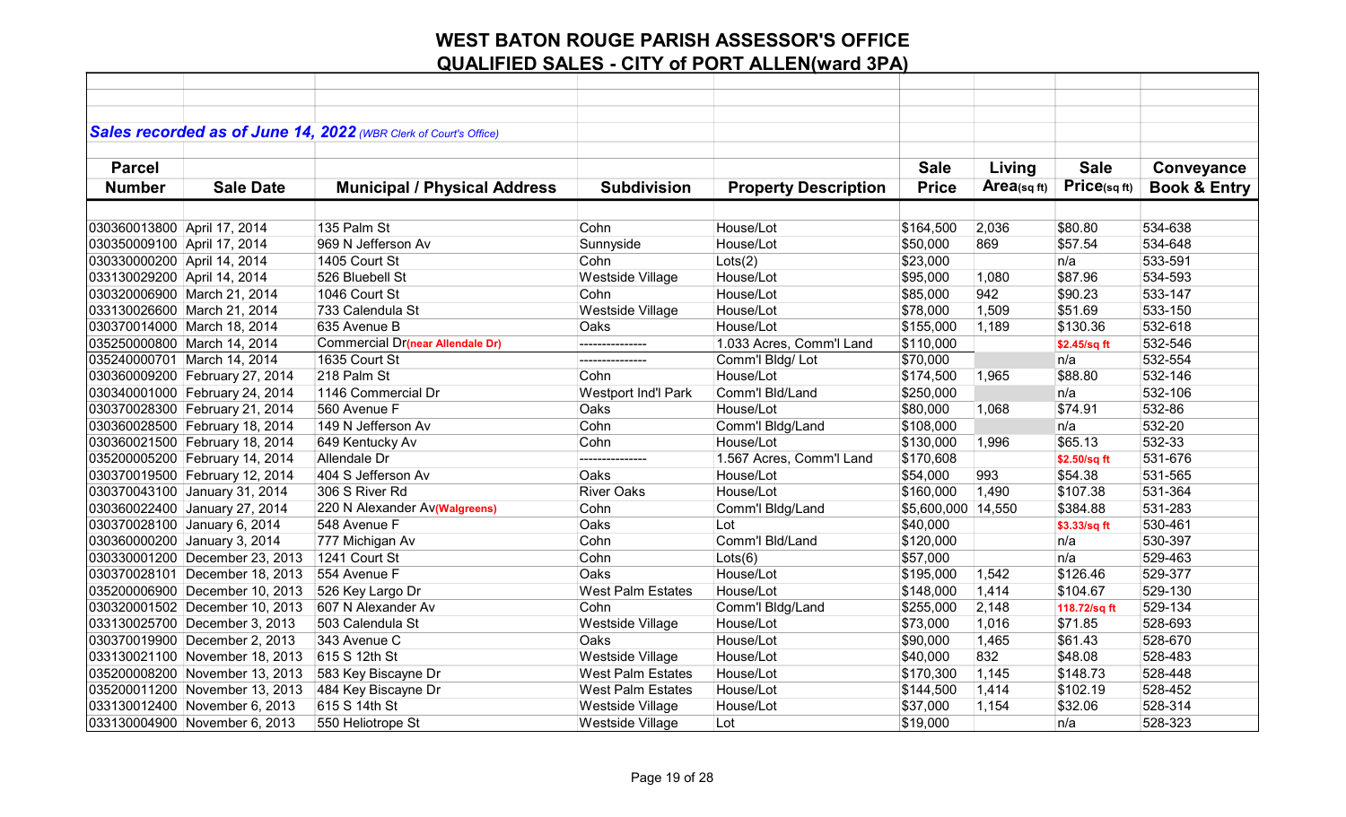# WEST BATON ROUGE PARISH ASSESSOR'S OFFICE
## QUALIFIED SALES - CITY of PORT ALLEN(ward 3PA)

***Sales recorded as of June 14, 2022** (WBR Clerk of Court's Office)*

| Parcel Number | Sale Date | Municipal / Physical Address | Subdivision | Property Description | Sale Price | Living Area(sq ft) | Sale Price(sq ft) | Conveyance Book & Entry |
|---|---|---|---|---|---|---|---|---|
| 030360013800 | April 17, 2014 | 135 Palm St | Cohn | House/Lot | $164,500 | 2,036 | $80.80 | 534-638 |
| 030350009100 | April 17, 2014 | 969 N Jefferson Av | Sunnyside | House/Lot | $50,000 | 869 | $57.54 | 534-648 |
| 030330000200 | April 14, 2014 | 1405 Court St | Cohn | Lots(2) | $23,000 | | n/a | 533-591 |
| 033130029200 | April 14, 2014 | 526 Bluebell St | Westside Village | House/Lot | $95,000 | 1,080 | $87.96 | 534-593 |
| 030320006900 | March 21, 2014 | 1046 Court St | Cohn | House/Lot | $85,000 | 942 | $90.23 | 533-147 |
| 033130026600 | March 21, 2014 | 733 Calendula St | Westside Village | House/Lot | $78,000 | 1,509 | $51.69 | 533-150 |
| 030370014000 | March 18, 2014 | 635 Avenue B | Oaks | House/Lot | $155,000 | 1,189 | $130.36 | 532-618 |
| 035250000800 | March 14, 2014 | Commercial Dr(near Allendale Dr) | --------------- | 1.033 Acres, Comm'l Land | $110,000 | | $2.45/sq ft | 532-546 |
| 035240000701 | March 14, 2014 | 1635 Court St | --------------- | Comm'l Bldg/ Lot | $70,000 | | n/a | 532-554 |
| 030360009200 | February 27, 2014 | 218 Palm St | Cohn | House/Lot | $174,500 | 1,965 | $88.80 | 532-146 |
| 030340001000 | February 24, 2014 | 1146 Commercial Dr | Westport Ind'l Park | Comm'l Bld/Land | $250,000 | | n/a | 532-106 |
| 030370028300 | February 21, 2014 | 560 Avenue F | Oaks | House/Lot | $80,000 | 1,068 | $74.91 | 532-86 |
| 030360028500 | February 18, 2014 | 149 N Jefferson Av | Cohn | Comm'l Bldg/Land | $108,000 | | n/a | 532-20 |
| 030360021500 | February 18, 2014 | 649 Kentucky Av | Cohn | House/Lot | $130,000 | 1,996 | $65.13 | 532-33 |
| 035200005200 | February 14, 2014 | Allendale Dr | --------------- | 1.567 Acres, Comm'l Land | $170,608 | | $2.50/sq ft | 531-676 |
| 030370019500 | February 12, 2014 | 404 S Jefferson Av | Oaks | House/Lot | $54,000 | 993 | $54.38 | 531-565 |
| 030370043100 | January 31, 2014 | 306 S River Rd | River Oaks | House/Lot | $160,000 | 1,490 | $107.38 | 531-364 |
| 030360022400 | January 27, 2014 | 220 N Alexander Av(Walgreens) | Cohn | Comm'l Bldg/Land | $5,600,000 | 14,550 | $384.88 | 531-283 |
| 030370028100 | January 6, 2014 | 548 Avenue F | Oaks | Lot | $40,000 | | $3.33/sq ft | 530-461 |
| 030360000200 | January 3, 2014 | 777 Michigan Av | Cohn | Comm'l Bld/Land | $120,000 | | n/a | 530-397 |
| 030330001200 | December 23, 2013 | 1241 Court St | Cohn | Lots(6) | $57,000 | | n/a | 529-463 |
| 030370028101 | December 18, 2013 | 554 Avenue F | Oaks | House/Lot | $195,000 | 1,542 | $126.46 | 529-377 |
| 035200006900 | December 10, 2013 | 526 Key Largo Dr | West Palm Estates | House/Lot | $148,000 | 1,414 | $104.67 | 529-130 |
| 030320001502 | December 10, 2013 | 607 N Alexander Av | Cohn | Comm'l Bldg/Land | $255,000 | 2,148 | 118.72/sq ft | 529-134 |
| 033130025700 | December 3, 2013 | 503 Calendula St | Westside Village | House/Lot | $73,000 | 1,016 | $71.85 | 528-693 |
| 030370019900 | December 2, 2013 | 343 Avenue C | Oaks | House/Lot | $90,000 | 1,465 | $61.43 | 528-670 |
| 033130021100 | November 18, 2013 | 615 S 12th St | Westside Village | House/Lot | $40,000 | 832 | $48.08 | 528-483 |
| 035200008200 | November 13, 2013 | 583 Key Biscayne Dr | West Palm Estates | House/Lot | $170,300 | 1,145 | $148.73 | 528-448 |
| 035200011200 | November 13, 2013 | 484 Key Biscayne Dr | West Palm Estates | House/Lot | $144,500 | 1,414 | $102.19 | 528-452 |
| 033130012400 | November 6, 2013 | 615 S 14th St | Westside Village | House/Lot | $37,000 | 1,154 | $32.06 | 528-314 |
| 033130004900 | November 6, 2013 | 550 Heliotrope St | Westside Village | Lot | $19,000 | | n/a | 528-323 |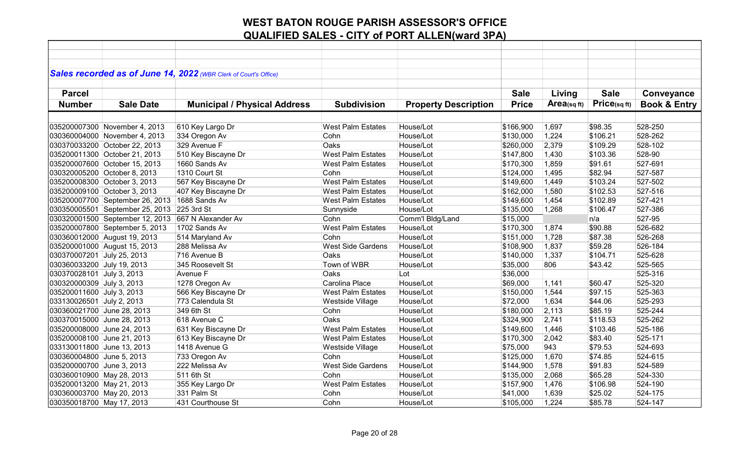# WEST BATON ROUGE PARISH ASSESSOR'S OFFICE
## QUALIFIED SALES - CITY of PORT ALLEN(ward 3PA)

***Sales recorded as of June 14, 2022*** *(WBR Clerk of Court's Office)*

| Parcel Number | Sale Date | Municipal / Physical Address | Subdivision | Property Description | Sale Price | Living Area(sq ft) | Sale Price(sq ft) | Conveyance Book & Entry |
|---|---|---|---|---|---|---|---|---|
| 035200007300 | November 4, 2013 | 610 Key Largo Dr | West Palm Estates | House/Lot | $166,900 | 1,697 | $98.35 | 528-250 |
| 030360004000 | November 4, 2013 | 334 Oregon Av | Cohn | House/Lot | $130,000 | 1,224 | $106.21 | 528-262 |
| 030370033200 | October 22, 2013 | 329 Avenue F | Oaks | House/Lot | $260,000 | 2,379 | $109.29 | 528-102 |
| 035200011300 | October 21, 2013 | 510 Key Biscayne Dr | West Palm Estates | House/Lot | $147,800 | 1,430 | $103.36 | 528-90 |
| 035200007600 | October 15, 2013 | 1660 Sands Av | West Palm Estates | House/Lot | $170,300 | 1,859 | $91.61 | 527-691 |
| 030320005200 | October 8, 2013 | 1310 Court St | Cohn | House/Lot | $124,000 | 1,495 | $82.94 | 527-587 |
| 035200008300 | October 3, 2013 | 567 Key Biscayne Dr | West Palm Estates | House/Lot | $149,600 | 1,449 | $103.24 | 527-502 |
| 035200009100 | October 3, 2013 | 407 Key Biscayne Dr | West Palm Estates | House/Lot | $162,000 | 1,580 | $102.53 | 527-516 |
| 035200007700 | September 26, 2013 | 1688 Sands Av | West Palm Estates | House/Lot | $149,600 | 1,454 | $102.89 | 527-421 |
| 030350005501 | September 25, 2013 | 225 3rd St | Sunnyside | House/Lot | $135,000 | 1,268 | $106.47 | 527-386 |
| 030320001500 | September 12, 2013 | 667 N Alexander Av | Cohn | Comm'l Bldg/Land | $15,000 | | n/a | 527-95 |
| 035200007800 | September 5, 2013 | 1702 Sands Av | West Palm Estates | House/Lot | $170,300 | 1,874 | $90.88 | 526-682 |
| 030360012000 | August 19, 2013 | 514 Maryland Av | Cohn | House/Lot | $151,000 | 1,728 | $87.38 | 526-268 |
| 035200001000 | August 15, 2013 | 288 Melissa Av | West Side Gardens | House/Lot | $108,900 | 1,837 | $59.28 | 526-184 |
| 030370007201 | July 25, 2013 | 716 Avenue B | Oaks | House/Lot | $140,000 | 1,337 | $104.71 | 525-628 |
| 030360033200 | July 19, 2013 | 345 Roosevelt St | Town of WBR | House/Lot | $35,000 | 806 | $43.42 | 525-565 |
| 030370028101 | July 3, 2013 | Avenue F | Oaks | Lot | $36,000 | | | 525-316 |
| 030320000309 | July 3, 2013 | 1278 Oregon Av | Carolina Place | House/Lot | $69,000 | 1,141 | $60.47 | 525-320 |
| 035200011600 | July 3, 2013 | 566 Key Biscayne Dr | West Palm Estates | House/Lot | $150,000 | 1,544 | $97.15 | 525-363 |
| 033130026501 | July 2, 2013 | 773 Calendula St | Westside Village | House/Lot | $72,000 | 1,634 | $44.06 | 525-293 |
| 030360021700 | June 28, 2013 | 349 6th St | Cohn | House/Lot | $180,000 | 2,113 | $85.19 | 525-244 |
| 030370015000 | June 28, 2013 | 618 Avenue C | Oaks | House/Lot | $324,900 | 2,741 | $118.53 | 525-262 |
| 035200008000 | June 24, 2013 | 631 Key Biscayne Dr | West Palm Estates | House/Lot | $149,600 | 1,446 | $103.46 | 525-186 |
| 035200008100 | June 21, 2013 | 613 Key Biscayne Dr | West Palm Estates | House/Lot | $170,300 | 2,042 | $83.40 | 525-171 |
| 033130011800 | June 13, 2013 | 1418 Avenue G | Westside Village | House/Lot | $75,000 | 943 | $79.53 | 524-693 |
| 030360004800 | June 5, 2013 | 733 Oregon Av | Cohn | House/Lot | $125,000 | 1,670 | $74.85 | 524-615 |
| 035200000700 | June 3, 2013 | 222 Melissa Av | West Side Gardens | House/Lot | $144,900 | 1,578 | $91.83 | 524-589 |
| 030360010900 | May 28, 2013 | 511 6th St | Cohn | House/Lot | $135,000 | 2,068 | $65.28 | 524-330 |
| 035200013200 | May 21, 2013 | 355 Key Largo Dr | West Palm Estates | House/Lot | $157,900 | 1,476 | $106.98 | 524-190 |
| 030360003700 | May 20, 2013 | 331 Palm St | Cohn | House/Lot | $41,000 | 1,639 | $25.02 | 524-175 |
| 030350018700 | May 17, 2013 | 431 Courthouse St | Cohn | House/Lot | $105,000 | 1,224 | $85.78 | 524-147 |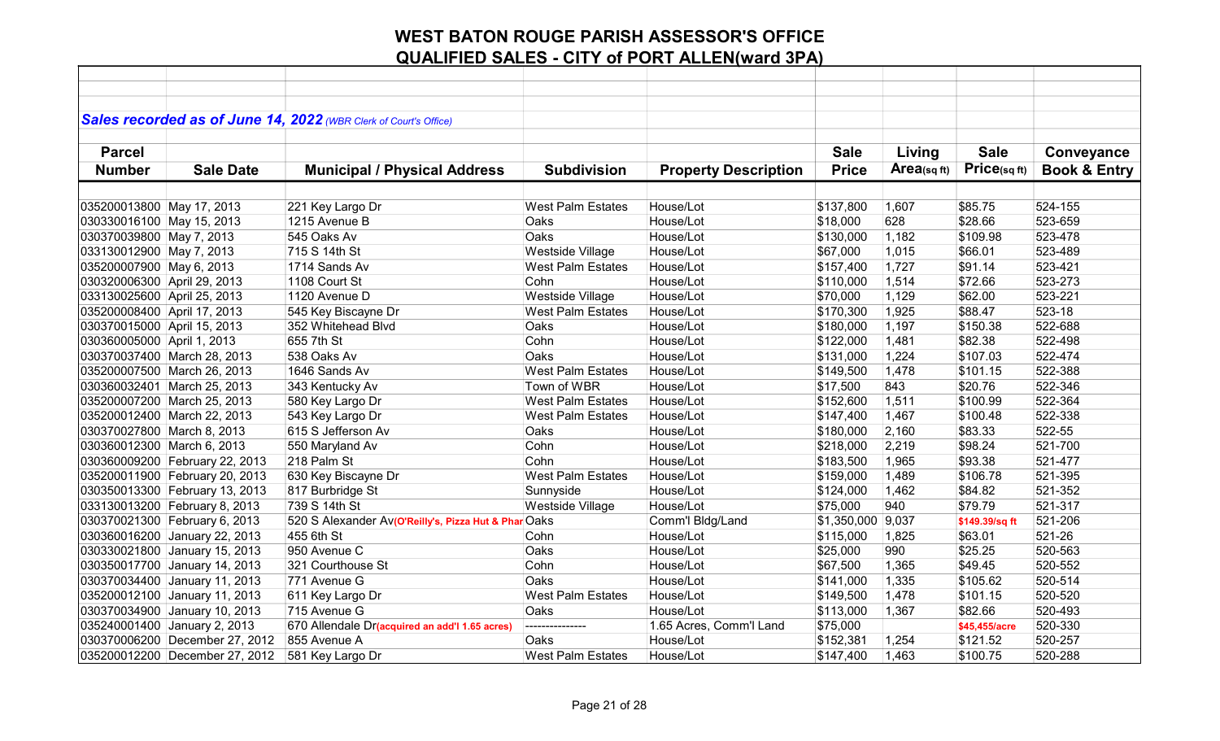# WEST BATON ROUGE PARISH ASSESSOR'S OFFICE

## QUALIFIED SALES - CITY of PORT ALLEN(ward 3PA)

***Sales recorded as of June 14, 2022** (WBR Clerk of Court's Office)*

| Parcel Number | Sale Date | Municipal / Physical Address | Subdivision | Property Description | Sale Price | Living Area(sq ft) | Sale Price(sq ft) | Conveyance Book & Entry |
|---|---|---|---|---|---|---|---|---|
| 035200013800 | May 17, 2013 | 221 Key Largo Dr | West Palm Estates | House/Lot | $137,800 | 1,607 | $85.75 | 524-155 |
| 030330016100 | May 15, 2013 | 1215 Avenue B | Oaks | House/Lot | $18,000 | 628 | $28.66 | 523-659 |
| 030370039800 | May 7, 2013 | 545 Oaks Av | Oaks | House/Lot | $130,000 | 1,182 | $109.98 | 523-478 |
| 033130012900 | May 7, 2013 | 715 S 14th St | Westside Village | House/Lot | $67,000 | 1,015 | $66.01 | 523-489 |
| 035200007900 | May 6, 2013 | 1714 Sands Av | West Palm Estates | House/Lot | $157,400 | 1,727 | $91.14 | 523-421 |
| 030320006300 | April 29, 2013 | 1108 Court St | Cohn | House/Lot | $110,000 | 1,514 | $72.66 | 523-273 |
| 033130025600 | April 25, 2013 | 1120 Avenue D | Westside Village | House/Lot | $70,000 | 1,129 | $62.00 | 523-221 |
| 035200008400 | April 17, 2013 | 545 Key Biscayne Dr | West Palm Estates | House/Lot | $170,300 | 1,925 | $88.47 | 523-18 |
| 030370015000 | April 15, 2013 | 352 Whitehead Blvd | Oaks | House/Lot | $180,000 | 1,197 | $150.38 | 522-688 |
| 030360005000 | April 1, 2013 | 655 7th St | Cohn | House/Lot | $122,000 | 1,481 | $82.38 | 522-498 |
| 030370037400 | March 28, 2013 | 538 Oaks Av | Oaks | House/Lot | $131,000 | 1,224 | $107.03 | 522-474 |
| 035200007500 | March 26, 2013 | 1646 Sands Av | West Palm Estates | House/Lot | $149,500 | 1,478 | $101.15 | 522-388 |
| 030360032401 | March 25, 2013 | 343 Kentucky Av | Town of WBR | House/Lot | $17,500 | 843 | $20.76 | 522-346 |
| 035200007200 | March 25, 2013 | 580 Key Largo Dr | West Palm Estates | House/Lot | $152,600 | 1,511 | $100.99 | 522-364 |
| 035200012400 | March 22, 2013 | 543 Key Largo Dr | West Palm Estates | House/Lot | $147,400 | 1,467 | $100.48 | 522-338 |
| 030370027800 | March 8, 2013 | 615 S Jefferson Av | Oaks | House/Lot | $180,000 | 2,160 | $83.33 | 522-55 |
| 030360012300 | March 6, 2013 | 550 Maryland Av | Cohn | House/Lot | $218,000 | 2,219 | $98.24 | 521-700 |
| 030360009200 | February 22, 2013 | 218 Palm St | Cohn | House/Lot | $183,500 | 1,965 | $93.38 | 521-477 |
| 035200011900 | February 20, 2013 | 630 Key Biscayne Dr | West Palm Estates | House/Lot | $159,000 | 1,489 | $106.78 | 521-395 |
| 030350013300 | February 13, 2013 | 817 Burbridge St | Sunnyside | House/Lot | $124,000 | 1,462 | $84.82 | 521-352 |
| 033130013200 | February 8, 2013 | 739 S 14th St | Westside Village | House/Lot | $75,000 | 940 | $79.79 | 521-317 |
| 030370021300 | February 6, 2013 | 520 S Alexander Av(O'Reilly's, Pizza Hut & Phar | Oaks | Comm'l Bldg/Land | $1,350,000 | 9,037 | $149.39/sq ft | 521-206 |
| 030360016200 | January 22, 2013 | 455 6th St | Cohn | House/Lot | $115,000 | 1,825 | $63.01 | 521-26 |
| 030330021800 | January 15, 2013 | 950 Avenue C | Oaks | House/Lot | $25,000 | 990 | $25.25 | 520-563 |
| 030350017700 | January 14, 2013 | 321 Courthouse St | Cohn | House/Lot | $67,500 | 1,365 | $49.45 | 520-552 |
| 030370034400 | January 11, 2013 | 771 Avenue G | Oaks | House/Lot | $141,000 | 1,335 | $105.62 | 520-514 |
| 035200012100 | January 11, 2013 | 611 Key Largo Dr | West Palm Estates | House/Lot | $149,500 | 1,478 | $101.15 | 520-520 |
| 030370034900 | January 10, 2013 | 715 Avenue G | Oaks | House/Lot | $113,000 | 1,367 | $82.66 | 520-493 |
| 035240001400 | January 2, 2013 | 670 Allendale Dr(acquired an add'l 1.65 acres) | --------------- | 1.65 Acres, Comm'l Land | $75,000 | | $45,455/acre | 520-330 |
| 030370006200 | December 27, 2012 | 855 Avenue A | Oaks | House/Lot | $152,381 | 1,254 | $121.52 | 520-257 |
| 035200012200 | December 27, 2012 | 581 Key Largo Dr | West Palm Estates | House/Lot | $147,400 | 1,463 | $100.75 | 520-288 |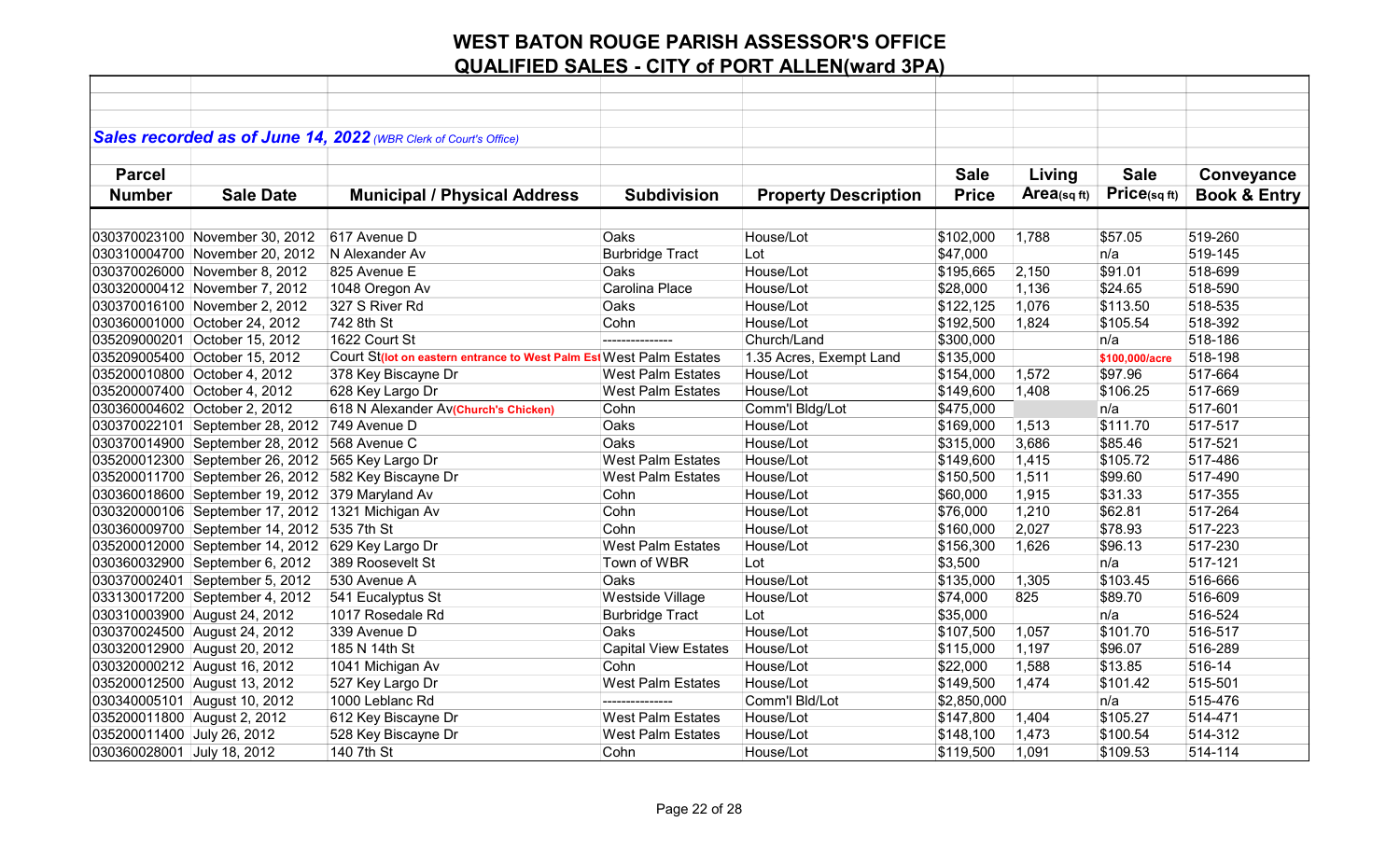# WEST BATON ROUGE PARISH ASSESSOR'S OFFICE

## QUALIFIED SALES - CITY of PORT ALLEN(ward 3PA)

***Sales recorded as of June 14, 2022*** *(WBR Clerk of Court's Office)*

| Parcel Number | Sale Date | Municipal / Physical Address | Subdivision | Property Description | Sale Price | Living Area(sq ft) | Sale Price(sq ft) | Conveyance Book & Entry |
|---|---|---|---|---|---|---|---|---|
| 030370023100 | November 30, 2012 | 617 Avenue D | Oaks | House/Lot | $102,000 | 1,788 | $57.05 | 519-260 |
| 030310004700 | November 20, 2012 | N Alexander Av | Burbridge Tract | Lot | $47,000 | | n/a | 519-145 |
| 030370026000 | November 8, 2012 | 825 Avenue E | Oaks | House/Lot | $195,665 | 2,150 | $91.01 | 518-699 |
| 030320000412 | November 7, 2012 | 1048 Oregon Av | Carolina Place | House/Lot | $28,000 | 1,136 | $24.65 | 518-590 |
| 030370016100 | November 2, 2012 | 327 S River Rd | Oaks | House/Lot | $122,125 | 1,076 | $113.50 | 518-535 |
| 030360001000 | October 24, 2012 | 742 8th St | Cohn | House/Lot | $192,500 | 1,824 | $105.54 | 518-392 |
| 035209000201 | October 15, 2012 | 1622 Court St | --------------- | Church/Land | $300,000 | | n/a | 518-186 |
| 035209005400 | October 15, 2012 | Court St(lot on eastern entrance to West Palm Est | West Palm Estates | 1.35 Acres, Exempt Land | $135,000 | | $100,000/acre | 518-198 |
| 035200010800 | October 4, 2012 | 378 Key Biscayne Dr | West Palm Estates | House/Lot | $154,000 | 1,572 | $97.96 | 517-664 |
| 035200007400 | October 4, 2012 | 628 Key Largo Dr | West Palm Estates | House/Lot | $149,600 | 1,408 | $106.25 | 517-669 |
| 030360004602 | October 2, 2012 | 618 N Alexander Av(Church's Chicken) | Cohn | Comm'l Bldg/Lot | $475,000 | | n/a | 517-601 |
| 030370022101 | September 28, 2012 | 749 Avenue D | Oaks | House/Lot | $169,000 | 1,513 | $111.70 | 517-517 |
| 030370014900 | September 28, 2012 | 568 Avenue C | Oaks | House/Lot | $315,000 | 3,686 | $85.46 | 517-521 |
| 035200012300 | September 26, 2012 | 565 Key Largo Dr | West Palm Estates | House/Lot | $149,600 | 1,415 | $105.72 | 517-486 |
| 035200011700 | September 26, 2012 | 582 Key Biscayne Dr | West Palm Estates | House/Lot | $150,500 | 1,511 | $99.60 | 517-490 |
| 030360018600 | September 19, 2012 | 379 Maryland Av | Cohn | House/Lot | $60,000 | 1,915 | $31.33 | 517-355 |
| 030320000106 | September 17, 2012 | 1321 Michigan Av | Cohn | House/Lot | $76,000 | 1,210 | $62.81 | 517-264 |
| 030360009700 | September 14, 2012 | 535 7th St | Cohn | House/Lot | $160,000 | 2,027 | $78.93 | 517-223 |
| 035200012000 | September 14, 2012 | 629 Key Largo Dr | West Palm Estates | House/Lot | $156,300 | 1,626 | $96.13 | 517-230 |
| 030360032900 | September 6, 2012 | 389 Roosevelt St | Town of WBR | Lot | $3,500 | | n/a | 517-121 |
| 030370002401 | September 5, 2012 | 530 Avenue A | Oaks | House/Lot | $135,000 | 1,305 | $103.45 | 516-666 |
| 033130017200 | September 4, 2012 | 541 Eucalyptus St | Westside Village | House/Lot | $74,000 | 825 | $89.70 | 516-609 |
| 030310003900 | August 24, 2012 | 1017 Rosedale Rd | Burbridge Tract | Lot | $35,000 | | n/a | 516-524 |
| 030370024500 | August 24, 2012 | 339 Avenue D | Oaks | House/Lot | $107,500 | 1,057 | $101.70 | 516-517 |
| 030320012900 | August 20, 2012 | 185 N 14th St | Capital View Estates | House/Lot | $115,000 | 1,197 | $96.07 | 516-289 |
| 030320000212 | August 16, 2012 | 1041 Michigan Av | Cohn | House/Lot | $22,000 | 1,588 | $13.85 | 516-14 |
| 035200012500 | August 13, 2012 | 527 Key Largo Dr | West Palm Estates | House/Lot | $149,500 | 1,474 | $101.42 | 515-501 |
| 030340005101 | August 10, 2012 | 1000 Leblanc Rd | --------------- | Comm'l Bld/Lot | $2,850,000 | | n/a | 515-476 |
| 035200011800 | August 2, 2012 | 612 Key Biscayne Dr | West Palm Estates | House/Lot | $147,800 | 1,404 | $105.27 | 514-471 |
| 035200011400 | July 26, 2012 | 528 Key Biscayne Dr | West Palm Estates | House/Lot | $148,100 | 1,473 | $100.54 | 514-312 |
| 030360028001 | July 18, 2012 | 140 7th St | Cohn | House/Lot | $119,500 | 1,091 | $109.53 | 514-114 |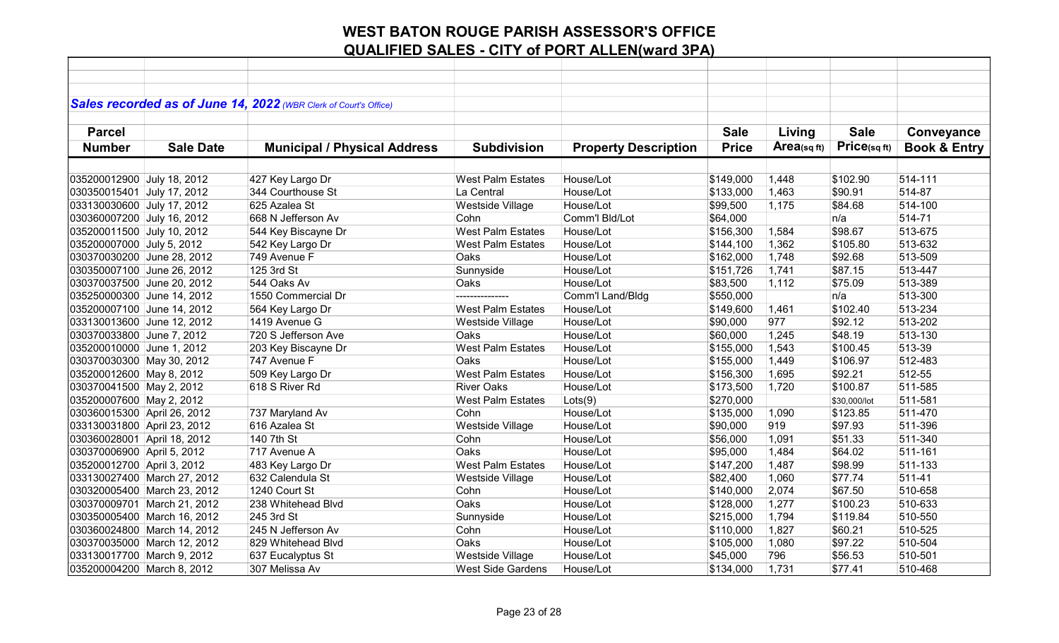# WEST BATON ROUGE PARISH ASSESSOR'S OFFICE
## QUALIFIED SALES - CITY of PORT ALLEN(ward 3PA)

***Sales recorded as of June 14, 2022** (WBR Clerk of Court's Office)*

| Parcel Number | Sale Date | Municipal / Physical Address | Subdivision | Property Description | Sale Price | Living Area(sq ft) | Sale Price(sq ft) | Conveyance Book & Entry |
|---|---|---|---|---|---|---|---|---|
| 035200012900 | July 18, 2012 | 427 Key Largo Dr | West Palm Estates | House/Lot | $149,000 | 1,448 | $102.90 | 514-111 |
| 030350015401 | July 17, 2012 | 344 Courthouse St | La Central | House/Lot | $133,000 | 1,463 | $90.91 | 514-87 |
| 033130030600 | July 17, 2012 | 625 Azalea St | Westside Village | House/Lot | $99,500 | 1,175 | $84.68 | 514-100 |
| 030360007200 | July 16, 2012 | 668 N Jefferson Av | Cohn | Comm'l Bld/Lot | $64,000 | | n/a | 514-71 |
| 035200011500 | July 10, 2012 | 544 Key Biscayne Dr | West Palm Estates | House/Lot | $156,300 | 1,584 | $98.67 | 513-675 |
| 035200007000 | July 5, 2012 | 542 Key Largo Dr | West Palm Estates | House/Lot | $144,100 | 1,362 | $105.80 | 513-632 |
| 030370030200 | June 28, 2012 | 749 Avenue F | Oaks | House/Lot | $162,000 | 1,748 | $92.68 | 513-509 |
| 030350007100 | June 26, 2012 | 125 3rd St | Sunnyside | House/Lot | $151,726 | 1,741 | $87.15 | 513-447 |
| 030370037500 | June 20, 2012 | 544 Oaks Av | Oaks | House/Lot | $83,500 | 1,112 | $75.09 | 513-389 |
| 035250000300 | June 14, 2012 | 1550 Commercial Dr | --------------- | Comm'l Land/Bldg | $550,000 | | n/a | 513-300 |
| 035200007100 | June 14, 2012 | 564 Key Largo Dr | West Palm Estates | House/Lot | $149,600 | 1,461 | $102.40 | 513-234 |
| 033130013600 | June 12, 2012 | 1419 Avenue G | Westside Village | House/Lot | $90,000 | 977 | $92.12 | 513-202 |
| 030370033800 | June 7, 2012 | 720 S Jefferson Ave | Oaks | House/Lot | $60,000 | 1,245 | $48.19 | 513-130 |
| 035200010000 | June 1, 2012 | 203 Key Biscayne Dr | West Palm Estates | House/Lot | $155,000 | 1,543 | $100.45 | 513-39 |
| 030370030300 | May 30, 2012 | 747 Avenue F | Oaks | House/Lot | $155,000 | 1,449 | $106.97 | 512-483 |
| 035200012600 | May 8, 2012 | 509 Key Largo Dr | West Palm Estates | House/Lot | $156,300 | 1,695 | $92.21 | 512-55 |
| 030370041500 | May 2, 2012 | 618 S River Rd | River Oaks | House/Lot | $173,500 | 1,720 | $100.87 | 511-585 |
| 035200007600 | May 2, 2012 | | West Palm Estates | Lots(9) | $270,000 | | $30,000/lot | 511-581 |
| 030360015300 | April 26, 2012 | 737 Maryland Av | Cohn | House/Lot | $135,000 | 1,090 | $123.85 | 511-470 |
| 033130031800 | April 23, 2012 | 616 Azalea St | Westside Village | House/Lot | $90,000 | 919 | $97.93 | 511-396 |
| 030360028001 | April 18, 2012 | 140 7th St | Cohn | House/Lot | $56,000 | 1,091 | $51.33 | 511-340 |
| 030370006900 | April 5, 2012 | 717 Avenue A | Oaks | House/Lot | $95,000 | 1,484 | $64.02 | 511-161 |
| 035200012700 | April 3, 2012 | 483 Key Largo Dr | West Palm Estates | House/Lot | $147,200 | 1,487 | $98.99 | 511-133 |
| 033130027400 | March 27, 2012 | 632 Calendula St | Westside Village | House/Lot | $82,400 | 1,060 | $77.74 | 511-41 |
| 030320005400 | March 23, 2012 | 1240 Court St | Cohn | House/Lot | $140,000 | 2,074 | $67.50 | 510-658 |
| 030370009701 | March 21, 2012 | 238 Whitehead Blvd | Oaks | House/Lot | $128,000 | 1,277 | $100.23 | 510-633 |
| 030350005400 | March 16, 2012 | 245 3rd St | Sunnyside | House/Lot | $215,000 | 1,794 | $119.84 | 510-550 |
| 030360024800 | March 14, 2012 | 245 N Jefferson Av | Cohn | House/Lot | $110,000 | 1,827 | $60.21 | 510-525 |
| 030370035000 | March 12, 2012 | 829 Whitehead Blvd | Oaks | House/Lot | $105,000 | 1,080 | $97.22 | 510-504 |
| 033130017700 | March 9, 2012 | 637 Eucalyptus St | Westside Village | House/Lot | $45,000 | 796 | $56.53 | 510-501 |
| 035200004200 | March 8, 2012 | 307 Melissa Av | West Side Gardens | House/Lot | $134,000 | 1,731 | $77.41 | 510-468 |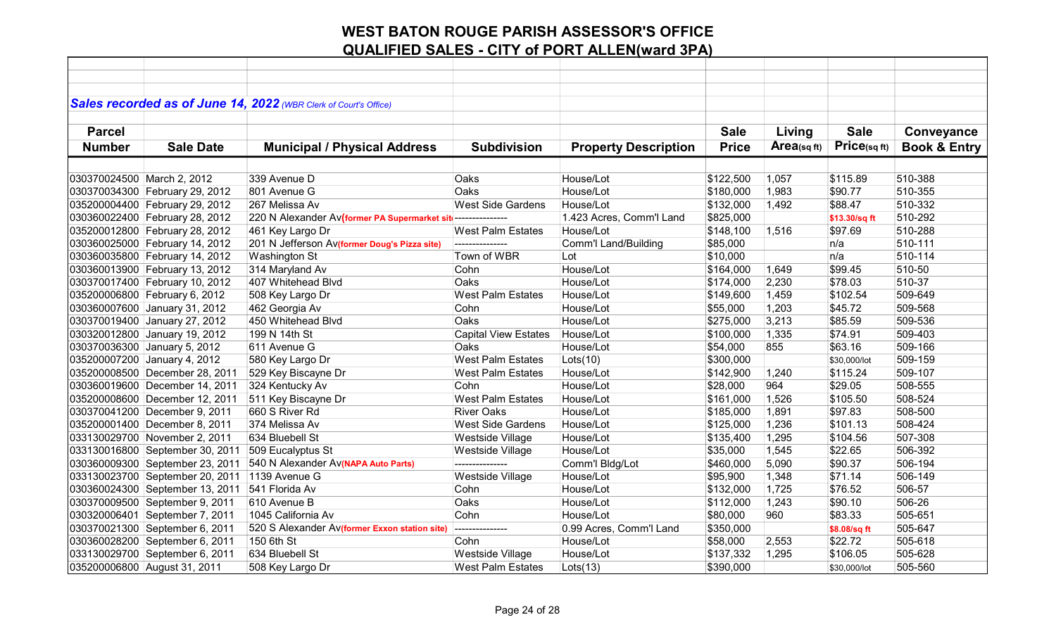# WEST BATON ROUGE PARISH ASSESSOR'S OFFICE
## QUALIFIED SALES - CITY of PORT ALLEN(ward 3PA)

***Sales recorded as of June 14, 2022** (WBR Clerk of Court's Office)*

| Parcel Number | Sale Date | Municipal / Physical Address | Subdivision | Property Description | Sale Price | Living Area(sq ft) | Sale Price(sq ft) | Conveyance Book & Entry |
|---|---|---|---|---|---|---|---|---|
| 030370024500 | March 2, 2012 | 339 Avenue D | Oaks | House/Lot | $122,500 | 1,057 | $115.89 | 510-388 |
| 030370034300 | February 29, 2012 | 801 Avenue G | Oaks | House/Lot | $180,000 | 1,983 | $90.77 | 510-355 |
| 035200004400 | February 29, 2012 | 267 Melissa Av | West Side Gardens | House/Lot | $132,000 | 1,492 | $88.47 | 510-332 |
| 030360022400 | February 28, 2012 | 220 N Alexander Av(former PA Supermarket sit | --------------- | 1.423 Acres, Comm'l Land | $825,000 | | $13.30/sq ft | 510-292 |
| 035200012800 | February 28, 2012 | 461 Key Largo Dr | West Palm Estates | House/Lot | $148,100 | 1,516 | $97.69 | 510-288 |
| 030360025000 | February 14, 2012 | 201 N Jefferson Av(former Doug's Pizza site) | --------------- | Comm'l Land/Building | $85,000 | | n/a | 510-111 |
| 030360035800 | February 14, 2012 | Washington St | Town of WBR | Lot | $10,000 | | n/a | 510-114 |
| 030360013900 | February 13, 2012 | 314 Maryland Av | Cohn | House/Lot | $164,000 | 1,649 | $99.45 | 510-50 |
| 030370017400 | February 10, 2012 | 407 Whitehead Blvd | Oaks | House/Lot | $174,000 | 2,230 | $78.03 | 510-37 |
| 035200006800 | February 6, 2012 | 508 Key Largo Dr | West Palm Estates | House/Lot | $149,600 | 1,459 | $102.54 | 509-649 |
| 030360007600 | January 31, 2012 | 462 Georgia Av | Cohn | House/Lot | $55,000 | 1,203 | $45.72 | 509-568 |
| 030370019400 | January 27, 2012 | 450 Whitehead Blvd | Oaks | House/Lot | $275,000 | 3,213 | $85.59 | 509-536 |
| 030320012800 | January 19, 2012 | 199 N 14th St | Capital View Estates | House/Lot | $100,000 | 1,335 | $74.91 | 509-403 |
| 030370036300 | January 5, 2012 | 611 Avenue G | Oaks | House/Lot | $54,000 | 855 | $63.16 | 509-166 |
| 035200007200 | January 4, 2012 | 580 Key Largo Dr | West Palm Estates | Lots(10) | $300,000 | | $30,000/lot | 509-159 |
| 035200008500 | December 28, 2011 | 529 Key Biscayne Dr | West Palm Estates | House/Lot | $142,900 | 1,240 | $115.24 | 509-107 |
| 030360019600 | December 14, 2011 | 324 Kentucky Av | Cohn | House/Lot | $28,000 | 964 | $29.05 | 508-555 |
| 035200008600 | December 12, 2011 | 511 Key Biscayne Dr | West Palm Estates | House/Lot | $161,000 | 1,526 | $105.50 | 508-524 |
| 030370041200 | December 9, 2011 | 660 S River Rd | River Oaks | House/Lot | $185,000 | 1,891 | $97.83 | 508-500 |
| 035200001400 | December 8, 2011 | 374 Melissa Av | West Side Gardens | House/Lot | $125,000 | 1,236 | $101.13 | 508-424 |
| 033130029700 | November 2, 2011 | 634 Bluebell St | Westside Village | House/Lot | $135,400 | 1,295 | $104.56 | 507-308 |
| 033130016800 | September 30, 2011 | 509 Eucalyptus St | Westside Village | House/Lot | $35,000 | 1,545 | $22.65 | 506-392 |
| 030360009300 | September 23, 2011 | 540 N Alexander Av(NAPA Auto Parts) | --------------- | Comm'l Bldg/Lot | $460,000 | 5,090 | $90.37 | 506-194 |
| 033130023700 | September 20, 2011 | 1139 Avenue G | Westside Village | House/Lot | $95,900 | 1,348 | $71.14 | 506-149 |
| 030360024300 | September 13, 2011 | 541 Florida Av | Cohn | House/Lot | $132,000 | 1,725 | $76.52 | 506-57 |
| 030370009500 | September 9, 2011 | 610 Avenue B | Oaks | House/Lot | $112,000 | 1,243 | $90.10 | 506-26 |
| 030320006401 | September 7, 2011 | 1045 California Av | Cohn | House/Lot | $80,000 | 960 | $83.33 | 505-651 |
| 030370021300 | September 6, 2011 | 520 S Alexander Av(former Exxon station site) | --------------- | 0.99 Acres, Comm'l Land | $350,000 | | $8.08/sq ft | 505-647 |
| 030360028200 | September 6, 2011 | 150 6th St | Cohn | House/Lot | $58,000 | 2,553 | $22.72 | 505-618 |
| 033130029700 | September 6, 2011 | 634 Bluebell St | Westside Village | House/Lot | $137,332 | 1,295 | $106.05 | 505-628 |
| 035200006800 | August 31, 2011 | 508 Key Largo Dr | West Palm Estates | Lots(13) | $390,000 | | $30,000/lot | 505-560 |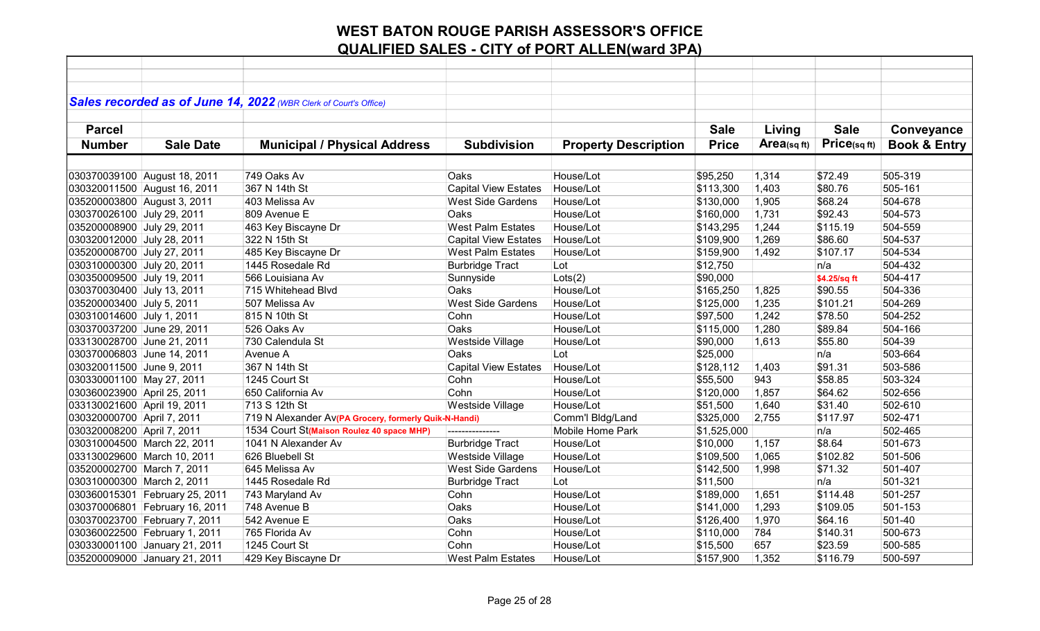# WEST BATON ROUGE PARISH ASSESSOR'S OFFICE
## QUALIFIED SALES - CITY of PORT ALLEN(ward 3PA)

***Sales recorded as of June 14, 2022** (WBR Clerk of Court's Office)*

| Parcel Number | Sale Date | Municipal / Physical Address | Subdivision | Property Description | Sale Price | Living Area(sq ft) | Sale Price(sq ft) | Conveyance Book & Entry |
|---|---|---|---|---|---|---|---|---|
| 030370039100 | August 18, 2011 | 749 Oaks Av | Oaks | House/Lot | $95,250 | 1,314 | $72.49 | 505-319 |
| 030320011500 | August 16, 2011 | 367 N 14th St | Capital View Estates | House/Lot | $113,300 | 1,403 | $80.76 | 505-161 |
| 035200003800 | August 3, 2011 | 403 Melissa Av | West Side Gardens | House/Lot | $130,000 | 1,905 | $68.24 | 504-678 |
| 030370026100 | July 29, 2011 | 809 Avenue E | Oaks | House/Lot | $160,000 | 1,731 | $92.43 | 504-573 |
| 035200008900 | July 29, 2011 | 463 Key Biscayne Dr | West Palm Estates | House/Lot | $143,295 | 1,244 | $115.19 | 504-559 |
| 030320012000 | July 28, 2011 | 322 N 15th St | Capital View Estates | House/Lot | $109,900 | 1,269 | $86.60 | 504-537 |
| 035200008700 | July 27, 2011 | 485 Key Biscayne Dr | West Palm Estates | House/Lot | $159,900 | 1,492 | $107.17 | 504-534 |
| 030310000300 | July 20, 2011 | 1445 Rosedale Rd | Burbridge Tract | Lot | $12,750 | | n/a | 504-432 |
| 030350009500 | July 19, 2011 | 566 Louisiana Av | Sunnyside | Lots(2) | $90,000 | | $4.25/sq ft | 504-417 |
| 030370030400 | July 13, 2011 | 715 Whitehead Blvd | Oaks | House/Lot | $165,250 | 1,825 | $90.55 | 504-336 |
| 035200003400 | July 5, 2011 | 507 Melissa Av | West Side Gardens | House/Lot | $125,000 | 1,235 | $101.21 | 504-269 |
| 030310014600 | July 1, 2011 | 815 N 10th St | Cohn | House/Lot | $97,500 | 1,242 | $78.50 | 504-252 |
| 030370037200 | June 29, 2011 | 526 Oaks Av | Oaks | House/Lot | $115,000 | 1,280 | $89.84 | 504-166 |
| 033130028700 | June 21, 2011 | 730 Calendula St | Westside Village | House/Lot | $90,000 | 1,613 | $55.80 | 504-39 |
| 030370006803 | June 14, 2011 | Avenue A | Oaks | Lot | $25,000 | | n/a | 503-664 |
| 030320011500 | June 9, 2011 | 367 N 14th St | Capital View Estates | House/Lot | $128,112 | 1,403 | $91.31 | 503-586 |
| 030330001100 | May 27, 2011 | 1245 Court St | Cohn | House/Lot | $55,500 | 943 | $58.85 | 503-324 |
| 030360023900 | April 25, 2011 | 650 California Av | Cohn | House/Lot | $120,000 | 1,857 | $64.62 | 502-656 |
| 033130021600 | April 19, 2011 | 713 S 12th St | Westside Village | House/Lot | $51,500 | 1,640 | $31.40 | 502-610 |
| 030320000700 | April 7, 2011 | 719 N Alexander Av(PA Grocery, formerly Quik-N-Handi) | | Comm'l Bldg/Land | $325,000 | 2,755 | $117.97 | 502-471 |
| 030320008200 | April 7, 2011 | 1534 Court St(Maison Roulez 40 space MHP) | --------------- | Mobile Home Park | $1,525,000 | | n/a | 502-465 |
| 030310004500 | March 22, 2011 | 1041 N Alexander Av | Burbridge Tract | House/Lot | $10,000 | 1,157 | $8.64 | 501-673 |
| 033130029600 | March 10, 2011 | 626 Bluebell St | Westside Village | House/Lot | $109,500 | 1,065 | $102.82 | 501-506 |
| 035200002700 | March 7, 2011 | 645 Melissa Av | West Side Gardens | House/Lot | $142,500 | 1,998 | $71.32 | 501-407 |
| 030310000300 | March 2, 2011 | 1445 Rosedale Rd | Burbridge Tract | Lot | $11,500 | | n/a | 501-321 |
| 030360015301 | February 25, 2011 | 743 Maryland Av | Cohn | House/Lot | $189,000 | 1,651 | $114.48 | 501-257 |
| 030370006801 | February 16, 2011 | 748 Avenue B | Oaks | House/Lot | $141,000 | 1,293 | $109.05 | 501-153 |
| 030370023700 | February 7, 2011 | 542 Avenue E | Oaks | House/Lot | $126,400 | 1,970 | $64.16 | 501-40 |
| 030360022500 | February 1, 2011 | 765 Florida Av | Cohn | House/Lot | $110,000 | 784 | $140.31 | 500-673 |
| 030330001100 | January 21, 2011 | 1245 Court St | Cohn | House/Lot | $15,500 | 657 | $23.59 | 500-585 |
| 035200009000 | January 21, 2011 | 429 Key Biscayne Dr | West Palm Estates | House/Lot | $157,900 | 1,352 | $116.79 | 500-597 |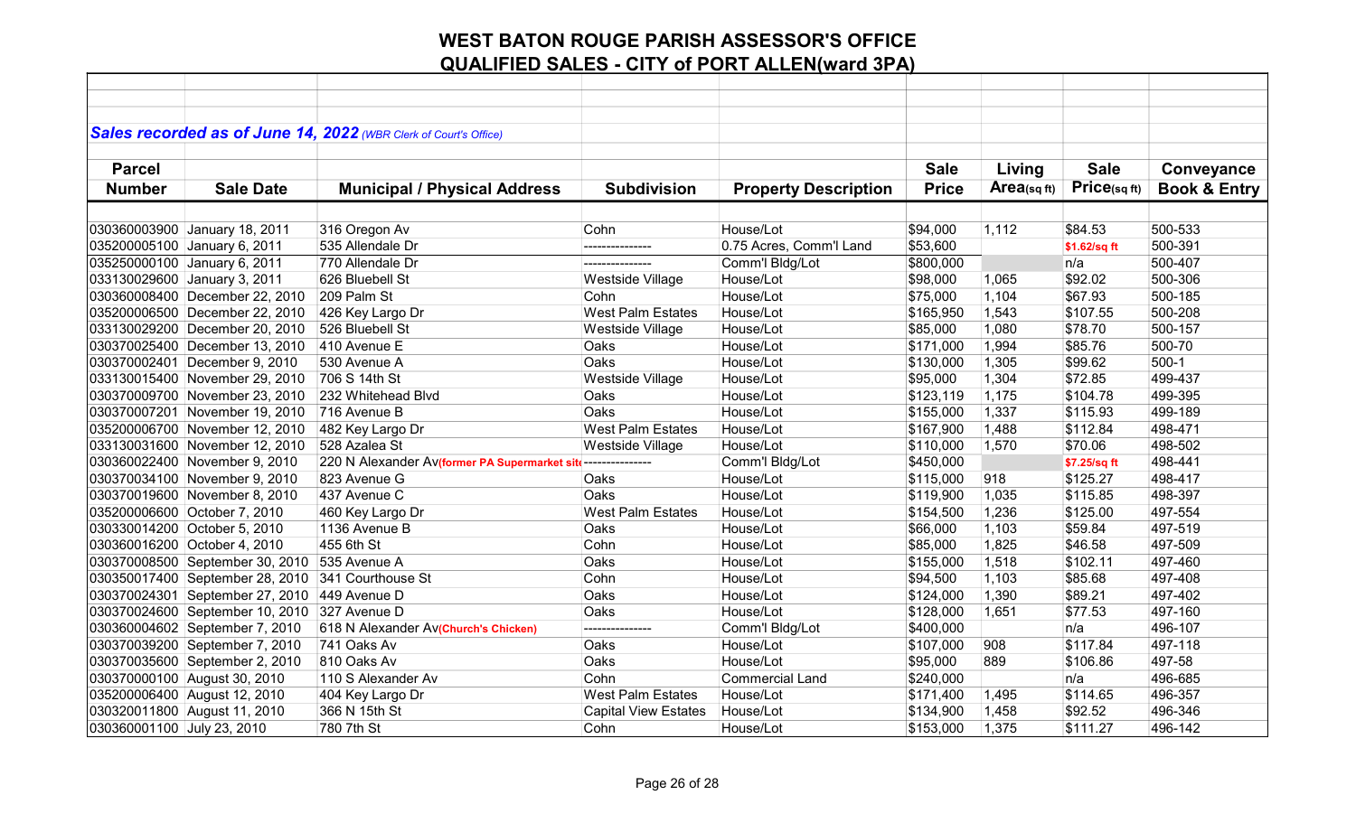# WEST BATON ROUGE PARISH ASSESSOR'S OFFICE
## QUALIFIED SALES - CITY of PORT ALLEN(ward 3PA)

*Sales recorded as of June 14, 2022 (WBR Clerk of Court's Office)*

| Parcel Number | Sale Date | Municipal / Physical Address | Subdivision | Property Description | Sale Price | Living Area(sq ft) | Sale Price(sq ft) | Conveyance Book & Entry |
|---|---|---|---|---|---|---|---|---|
| 030360003900 | January 18, 2011 | 316 Oregon Av | Cohn | House/Lot | $94,000 | 1,112 | $84.53 | 500-533 |
| 035200005100 | January 6, 2011 | 535 Allendale Dr | --------------- | 0.75 Acres, Comm'l Land | $53,600 | | $1.62/sq ft | 500-391 |
| 035250000100 | January 6, 2011 | 770 Allendale Dr | --------------- | Comm'l Bldg/Lot | $800,000 | | n/a | 500-407 |
| 033130029600 | January 3, 2011 | 626 Bluebell St | Westside Village | House/Lot | $98,000 | 1,065 | $92.02 | 500-306 |
| 030360008400 | December 22, 2010 | 209 Palm St | Cohn | House/Lot | $75,000 | 1,104 | $67.93 | 500-185 |
| 035200006500 | December 22, 2010 | 426 Key Largo Dr | West Palm Estates | House/Lot | $165,950 | 1,543 | $107.55 | 500-208 |
| 033130029200 | December 20, 2010 | 526 Bluebell St | Westside Village | House/Lot | $85,000 | 1,080 | $78.70 | 500-157 |
| 030370025400 | December 13, 2010 | 410 Avenue E | Oaks | House/Lot | $171,000 | 1,994 | $85.76 | 500-70 |
| 030370002401 | December 9, 2010 | 530 Avenue A | Oaks | House/Lot | $130,000 | 1,305 | $99.62 | 500-1 |
| 033130015400 | November 29, 2010 | 706 S 14th St | Westside Village | House/Lot | $95,000 | 1,304 | $72.85 | 499-437 |
| 030370009700 | November 23, 2010 | 232 Whitehead Blvd | Oaks | House/Lot | $123,119 | 1,175 | $104.78 | 499-395 |
| 030370007201 | November 19, 2010 | 716 Avenue B | Oaks | House/Lot | $155,000 | 1,337 | $115.93 | 499-189 |
| 035200006700 | November 12, 2010 | 482 Key Largo Dr | West Palm Estates | House/Lot | $167,900 | 1,488 | $112.84 | 498-471 |
| 033130031600 | November 12, 2010 | 528 Azalea St | Westside Village | House/Lot | $110,000 | 1,570 | $70.06 | 498-502 |
| 030360022400 | November 9, 2010 | 220 N Alexander Av(former PA Supermarket site) | --------------- | Comm'l Bldg/Lot | $450,000 | | $7.25/sq ft | 498-441 |
| 030370034100 | November 9, 2010 | 823 Avenue G | Oaks | House/Lot | $115,000 | 918 | $125.27 | 498-417 |
| 030370019600 | November 8, 2010 | 437 Avenue C | Oaks | House/Lot | $119,900 | 1,035 | $115.85 | 498-397 |
| 035200006600 | October 7, 2010 | 460 Key Largo Dr | West Palm Estates | House/Lot | $154,500 | 1,236 | $125.00 | 497-554 |
| 030330014200 | October 5, 2010 | 1136 Avenue B | Oaks | House/Lot | $66,000 | 1,103 | $59.84 | 497-519 |
| 030360016200 | October 4, 2010 | 455 6th St | Cohn | House/Lot | $85,000 | 1,825 | $46.58 | 497-509 |
| 030370008500 | September 30, 2010 | 535 Avenue A | Oaks | House/Lot | $155,000 | 1,518 | $102.11 | 497-460 |
| 030350017400 | September 28, 2010 | 341 Courthouse St | Cohn | House/Lot | $94,500 | 1,103 | $85.68 | 497-408 |
| 030370024301 | September 27, 2010 | 449 Avenue D | Oaks | House/Lot | $124,000 | 1,390 | $89.21 | 497-402 |
| 030370024600 | September 10, 2010 | 327 Avenue D | Oaks | House/Lot | $128,000 | 1,651 | $77.53 | 497-160 |
| 030360004602 | September 7, 2010 | 618 N Alexander Av(Church's Chicken) | --------------- | Comm'l Bldg/Lot | $400,000 | | n/a | 496-107 |
| 030370039200 | September 7, 2010 | 741 Oaks Av | Oaks | House/Lot | $107,000 | 908 | $117.84 | 497-118 |
| 030370035600 | September 2, 2010 | 810 Oaks Av | Oaks | House/Lot | $95,000 | 889 | $106.86 | 497-58 |
| 030370000100 | August 30, 2010 | 110 S Alexander Av | Cohn | Commercial Land | $240,000 | | n/a | 496-685 |
| 035200006400 | August 12, 2010 | 404 Key Largo Dr | West Palm Estates | House/Lot | $171,400 | 1,495 | $114.65 | 496-357 |
| 030320011800 | August 11, 2010 | 366 N 15th St | Capital View Estates | House/Lot | $134,900 | 1,458 | $92.52 | 496-346 |
| 030360001100 | July 23, 2010 | 780 7th St | Cohn | House/Lot | $153,000 | 1,375 | $111.27 | 496-142 |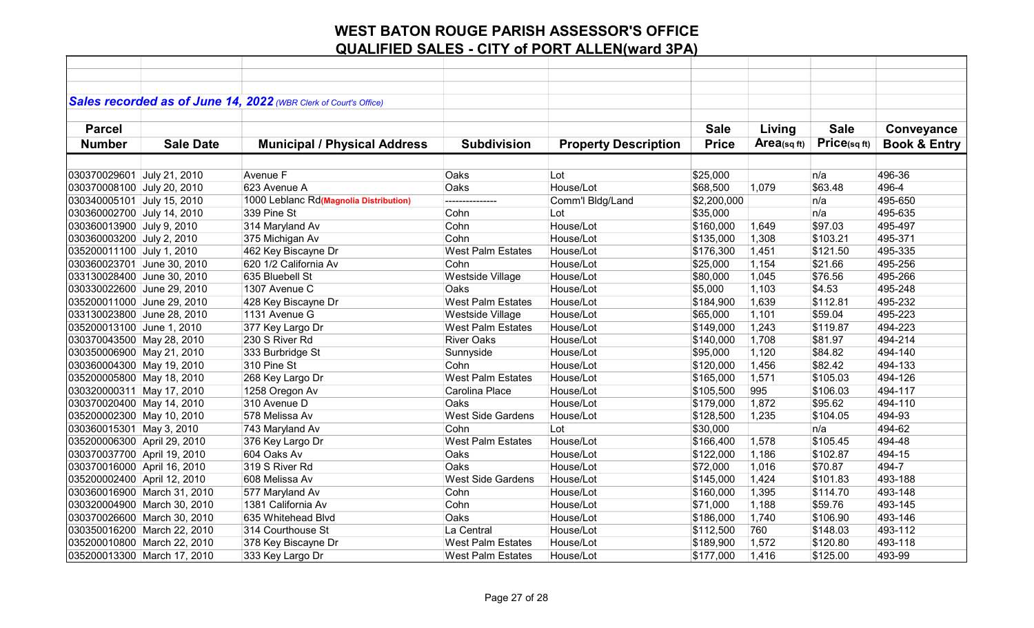# WEST BATON ROUGE PARISH ASSESSOR'S OFFICE

## QUALIFIED SALES - CITY of PORT ALLEN(ward 3PA)

***Sales recorded as of June 14, 2022** (WBR Clerk of Court's Office)*

| Parcel Number | Sale Date | Municipal / Physical Address | Subdivision | Property Description | Sale Price | Living Area(sq ft) | Sale Price(sq ft) | Conveyance Book & Entry |
|---|---|---|---|---|---|---|---|---|
| 030370029601 | July 21, 2010 | Avenue F | Oaks | Lot | $25,000 | | n/a | 496-36 |
| 030370008100 | July 20, 2010 | 623 Avenue A | Oaks | House/Lot | $68,500 | 1,079 | $63.48 | 496-4 |
| 030340005101 | July 15, 2010 | 1000 Leblanc Rd(Magnolia Distribution) | --------------- | Comm'l Bldg/Land | $2,200,000 | | n/a | 495-650 |
| 030360002700 | July 14, 2010 | 339 Pine St | Cohn | Lot | $35,000 | | n/a | 495-635 |
| 030360013900 | July 9, 2010 | 314 Maryland Av | Cohn | House/Lot | $160,000 | 1,649 | $97.03 | 495-497 |
| 030360003200 | July 2, 2010 | 375 Michigan Av | Cohn | House/Lot | $135,000 | 1,308 | $103.21 | 495-371 |
| 035200011100 | July 1, 2010 | 462 Key Biscayne Dr | West Palm Estates | House/Lot | $176,300 | 1,451 | $121.50 | 495-335 |
| 030360023701 | June 30, 2010 | 620 1/2 California Av | Cohn | House/Lot | $25,000 | 1,154 | $21.66 | 495-256 |
| 033130028400 | June 30, 2010 | 635 Bluebell St | Westside Village | House/Lot | $80,000 | 1,045 | $76.56 | 495-266 |
| 030330022600 | June 29, 2010 | 1307 Avenue C | Oaks | House/Lot | $5,000 | 1,103 | $4.53 | 495-248 |
| 035200011000 | June 29, 2010 | 428 Key Biscayne Dr | West Palm Estates | House/Lot | $184,900 | 1,639 | $112.81 | 495-232 |
| 033130023800 | June 28, 2010 | 1131 Avenue G | Westside Village | House/Lot | $65,000 | 1,101 | $59.04 | 495-223 |
| 035200013100 | June 1, 2010 | 377 Key Largo Dr | West Palm Estates | House/Lot | $149,000 | 1,243 | $119.87 | 494-223 |
| 030370043500 | May 28, 2010 | 230 S River Rd | River Oaks | House/Lot | $140,000 | 1,708 | $81.97 | 494-214 |
| 030350006900 | May 21, 2010 | 333 Burbridge St | Sunnyside | House/Lot | $95,000 | 1,120 | $84.82 | 494-140 |
| 030360004300 | May 19, 2010 | 310 Pine St | Cohn | House/Lot | $120,000 | 1,456 | $82.42 | 494-133 |
| 035200005800 | May 18, 2010 | 268 Key Largo Dr | West Palm Estates | House/Lot | $165,000 | 1,571 | $105.03 | 494-126 |
| 030320000311 | May 17, 2010 | 1258 Oregon Av | Carolina Place | House/Lot | $105,500 | 995 | $106.03 | 494-117 |
| 030370020400 | May 14, 2010 | 310 Avenue D | Oaks | House/Lot | $179,000 | 1,872 | $95.62 | 494-110 |
| 035200002300 | May 10, 2010 | 578 Melissa Av | West Side Gardens | House/Lot | $128,500 | 1,235 | $104.05 | 494-93 |
| 030360015301 | May 3, 2010 | 743 Maryland Av | Cohn | Lot | $30,000 | | n/a | 494-62 |
| 035200006300 | April 29, 2010 | 376 Key Largo Dr | West Palm Estates | House/Lot | $166,400 | 1,578 | $105.45 | 494-48 |
| 030370037700 | April 19, 2010 | 604 Oaks Av | Oaks | House/Lot | $122,000 | 1,186 | $102.87 | 494-15 |
| 030370016000 | April 16, 2010 | 319 S River Rd | Oaks | House/Lot | $72,000 | 1,016 | $70.87 | 494-7 |
| 035200002400 | April 12, 2010 | 608 Melissa Av | West Side Gardens | House/Lot | $145,000 | 1,424 | $101.83 | 493-188 |
| 030360016900 | March 31, 2010 | 577 Maryland Av | Cohn | House/Lot | $160,000 | 1,395 | $114.70 | 493-148 |
| 030320004900 | March 30, 2010 | 1381 California Av | Cohn | House/Lot | $71,000 | 1,188 | $59.76 | 493-145 |
| 030370026600 | March 30, 2010 | 635 Whitehead Blvd | Oaks | House/Lot | $186,000 | 1,740 | $106.90 | 493-146 |
| 030350016200 | March 22, 2010 | 314 Courthouse St | La Central | House/Lot | $112,500 | 760 | $148.03 | 493-112 |
| 035200010800 | March 22, 2010 | 378 Key Biscayne Dr | West Palm Estates | House/Lot | $189,900 | 1,572 | $120.80 | 493-118 |
| 035200013300 | March 17, 2010 | 333 Key Largo Dr | West Palm Estates | House/Lot | $177,000 | 1,416 | $125.00 | 493-99 |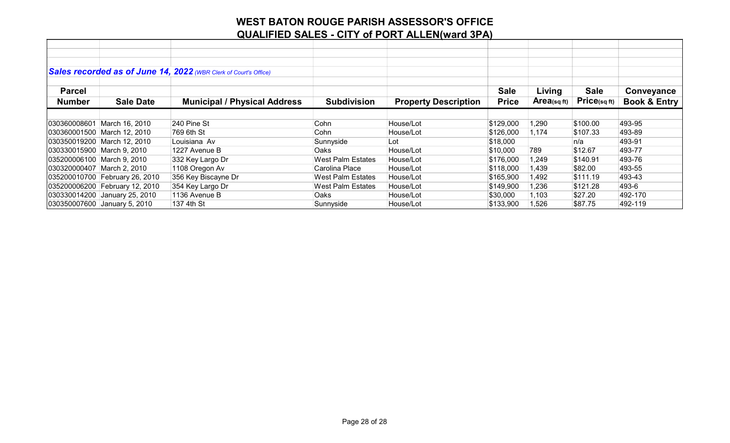# WEST BATON ROUGE PARISH ASSESSOR'S OFFICE

## QUALIFIED SALES - CITY of PORT ALLEN(ward 3PA)

***Sales recorded as of June 14, 2022*** *(WBR Clerk of Court's Office)*

| Parcel Number | Sale Date | Municipal / Physical Address | Subdivision | Property Description | Sale Price | Living Area(sq ft) | Sale Price(sq ft) | Conveyance Book & Entry |
|---|---|---|---|---|---|---|---|---|
| 030360008601 | March 16, 2010 | 240 Pine St | Cohn | House/Lot | $129,000 | 1,290 | $100.00 | 493-95 |
| 030360001500 | March 12, 2010 | 769 6th St | Cohn | House/Lot | $126,000 | 1,174 | $107.33 | 493-89 |
| 030350019200 | March 12, 2010 | Louisiana Av | Sunnyside | Lot | $18,000 | | n/a | 493-91 |
| 030330015900 | March 9, 2010 | 1227 Avenue B | Oaks | House/Lot | $10,000 | 789 | $12.67 | 493-77 |
| 035200006100 | March 9, 2010 | 332 Key Largo Dr | West Palm Estates | House/Lot | $176,000 | 1,249 | $140.91 | 493-76 |
| 030320000407 | March 2, 2010 | 1108 Oregon Av | Carolina Place | House/Lot | $118,000 | 1,439 | $82.00 | 493-55 |
| 035200010700 | February 26, 2010 | 356 Key Biscayne Dr | West Palm Estates | House/Lot | $165,900 | 1,492 | $111.19 | 493-43 |
| 035200006200 | February 12, 2010 | 354 Key Largo Dr | West Palm Estates | House/Lot | $149,900 | 1,236 | $121.28 | 493-6 |
| 030330014200 | January 25, 2010 | 1136 Avenue B | Oaks | House/Lot | $30,000 | 1,103 | $27.20 | 492-170 |
| 030350007600 | January 5, 2010 | 137 4th St | Sunnyside | House/Lot | $133,900 | 1,526 | $87.75 | 492-119 |